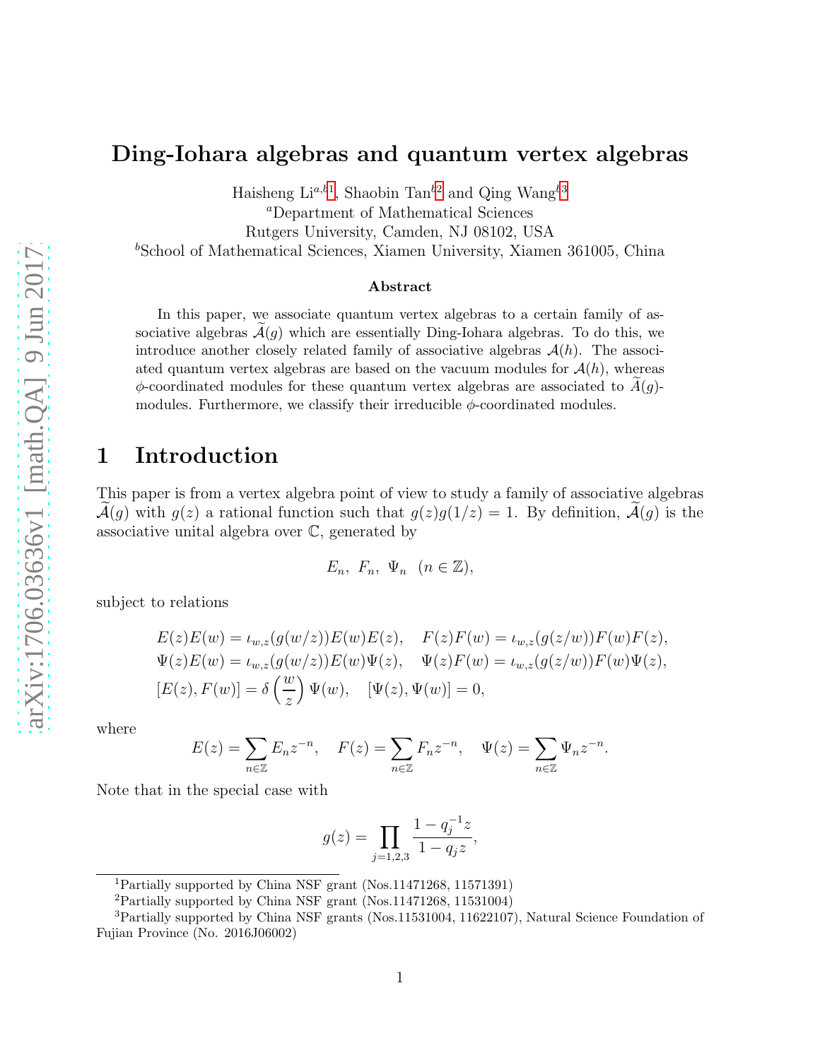# Ding-Iohara algebras and quantum vertex algebras

Haisheng Li[a,b,1], Shaobin Tan[b,2] and Qing Wang[b,3]

[a]Department of Mathematical Sciences
Rutgers University, Camden, NJ 08102, USA

[b]School of Mathematical Sciences, Xiamen University, Xiamen 361005, China

### Abstract

In this paper, we associate quantum vertex algebras to a certain family of associative algebras $\widetilde{\mathcal{A}}(g)$ which are essentially Ding-Iohara algebras. To do this, we introduce another closely related family of associative algebras $\mathcal{A}(h)$. The associated quantum vertex algebras are based on the vacuum modules for $\mathcal{A}(h)$, whereas $\phi$-coordinated modules for these quantum vertex algebras are associated to $\widetilde{\mathcal{A}}(g)$-modules. Furthermore, we classify their irreducible $\phi$-coordinated modules.

## 1 Introduction

This paper is from a vertex algebra point of view to study a family of associative algebras $\widetilde{\mathcal{A}}(g)$ with $g(z)$ a rational function such that $g(z)g(1/z) = 1$. By definition, $\widetilde{\mathcal{A}}(g)$ is the associative unital algebra over $\mathbb{C}$, generated by

$$E_n,\ F_n,\ \Psi_n\ \ (n \in \mathbb{Z}),$$

subject to relations

$$\begin{aligned}
&E(z)E(w) = \iota_{w,z}(g(w/z))E(w)E(z), \quad F(z)F(w) = \iota_{w,z}(g(z/w))F(w)F(z),\\
&\Psi(z)E(w) = \iota_{w,z}(g(w/z))E(w)\Psi(z), \quad \Psi(z)F(w) = \iota_{w,z}(g(z/w))F(w)\Psi(z),\\
&[E(z), F(w)] = \delta\left(\frac{w}{z}\right)\Psi(w), \quad [\Psi(z), \Psi(w)] = 0,
\end{aligned}$$

where

$$E(z) = \sum_{n\in\mathbb{Z}} E_n z^{-n}, \quad F(z) = \sum_{n\in\mathbb{Z}} F_n z^{-n}, \quad \Psi(z) = \sum_{n\in\mathbb{Z}} \Psi_n z^{-n}.$$

Note that in the special case with

$$g(z) = \prod_{j=1,2,3} \frac{1 - q_j^{-1} z}{1 - q_j z},$$

[1]Partially supported by China NSF grant (Nos.11471268, 11571391)

[2]Partially supported by China NSF grant (Nos.11471268, 11531004)

[3]Partially supported by China NSF grants (Nos.11531004, 11622107), Natural Science Foundation of Fujian Province (No. 2016J06002)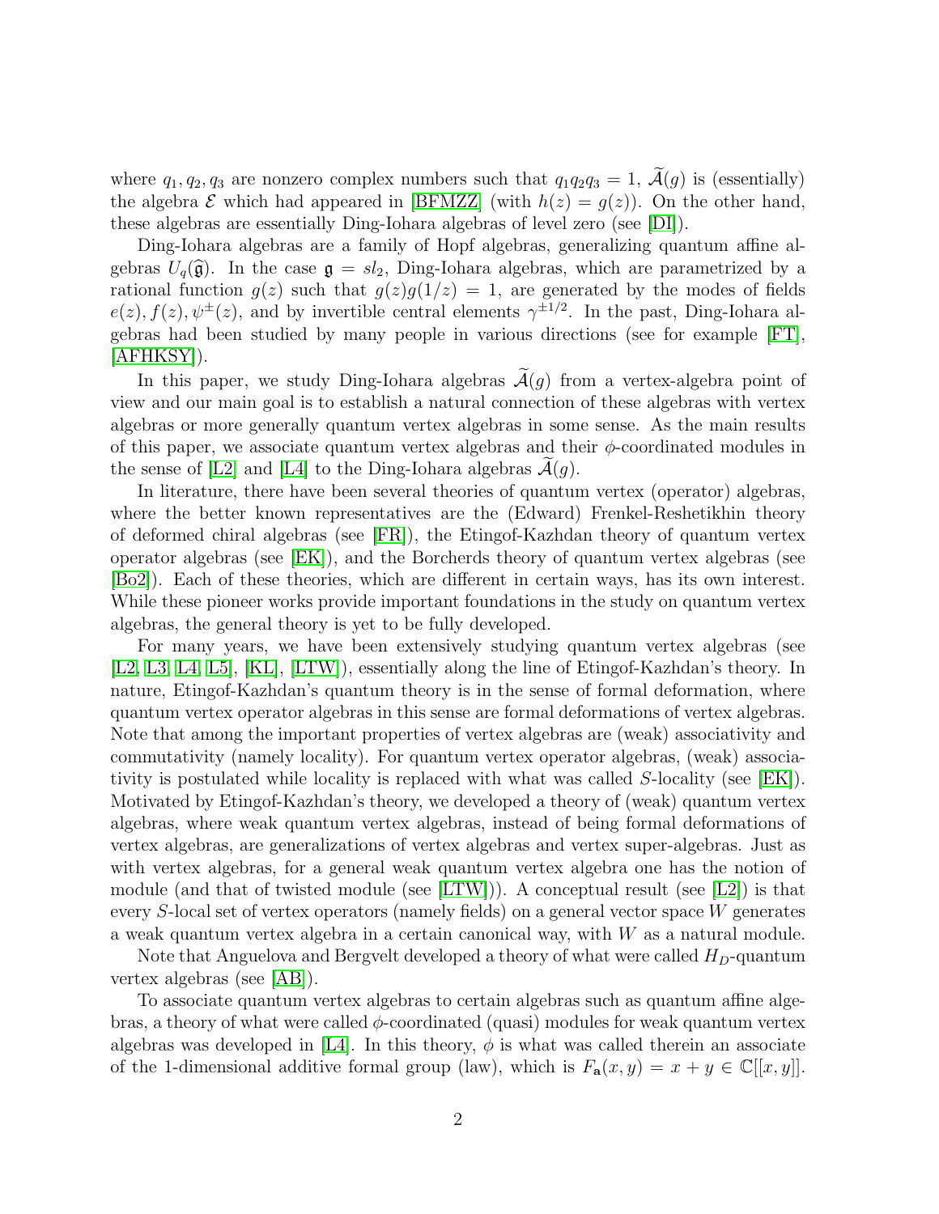where $q_1, q_2, q_3$ are nonzero complex numbers such that $q_1q_2q_3 = 1$, $\widetilde{\mathcal{A}}(g)$ is (essentially) the algebra $\mathcal{E}$ which had appeared in [BFMZZ] (with $h(z) = g(z)$). On the other hand, these algebras are essentially Ding-Iohara algebras of level zero (see [DI]).

Ding-Iohara algebras are a family of Hopf algebras, generalizing quantum affine algebras $U_q(\widehat{\mathfrak{g}})$. In the case $\mathfrak{g} = sl_2$, Ding-Iohara algebras, which are parametrized by a rational function $g(z)$ such that $g(z)g(1/z) = 1$, are generated by the modes of fields $e(z), f(z), \psi^{\pm}(z)$, and by invertible central elements $\gamma^{\pm 1/2}$. In the past, Ding-Iohara algebras had been studied by many people in various directions (see for example [FT], [AFHKSY]).

In this paper, we study Ding-Iohara algebras $\widetilde{\mathcal{A}}(g)$ from a vertex-algebra point of view and our main goal is to establish a natural connection of these algebras with vertex algebras or more generally quantum vertex algebras in some sense. As the main results of this paper, we associate quantum vertex algebras and their $\phi$-coordinated modules in the sense of [L2] and [L4] to the Ding-Iohara algebras $\widetilde{\mathcal{A}}(g)$.

In literature, there have been several theories of quantum vertex (operator) algebras, where the better known representatives are the (Edward) Frenkel-Reshetikhin theory of deformed chiral algebras (see [FR]), the Etingof-Kazhdan theory of quantum vertex operator algebras (see [EK]), and the Borcherds theory of quantum vertex algebras (see [Bo2]). Each of these theories, which are different in certain ways, has its own interest. While these pioneer works provide important foundations in the study on quantum vertex algebras, the general theory is yet to be fully developed.

For many years, we have been extensively studying quantum vertex algebras (see [L2, L3, L4, L5], [KL], [LTW]), essentially along the line of Etingof-Kazhdan's theory. In nature, Etingof-Kazhdan's quantum theory is in the sense of formal deformation, where quantum vertex operator algebras in this sense are formal deformations of vertex algebras. Note that among the important properties of vertex algebras are (weak) associativity and commutativity (namely locality). For quantum vertex operator algebras, (weak) associativity is postulated while locality is replaced with what was called $S$-locality (see [EK]). Motivated by Etingof-Kazhdan's theory, we developed a theory of (weak) quantum vertex algebras, where weak quantum vertex algebras, instead of being formal deformations of vertex algebras, are generalizations of vertex algebras and vertex super-algebras. Just as with vertex algebras, for a general weak quantum vertex algebra one has the notion of module (and that of twisted module (see [LTW])). A conceptual result (see [L2]) is that every $S$-local set of vertex operators (namely fields) on a general vector space $W$ generates a weak quantum vertex algebra in a certain canonical way, with $W$ as a natural module.

Note that Anguelova and Bergvelt developed a theory of what were called $H_D$-quantum vertex algebras (see [AB]).

To associate quantum vertex algebras to certain algebras such as quantum affine algebras, a theory of what were called $\phi$-coordinated (quasi) modules for weak quantum vertex algebras was developed in [L4]. In this theory, $\phi$ is what was called therein an associate of the 1-dimensional additive formal group (law), which is $F_{\mathbf{a}}(x, y) = x + y \in \mathbb{C}[[x, y]]$.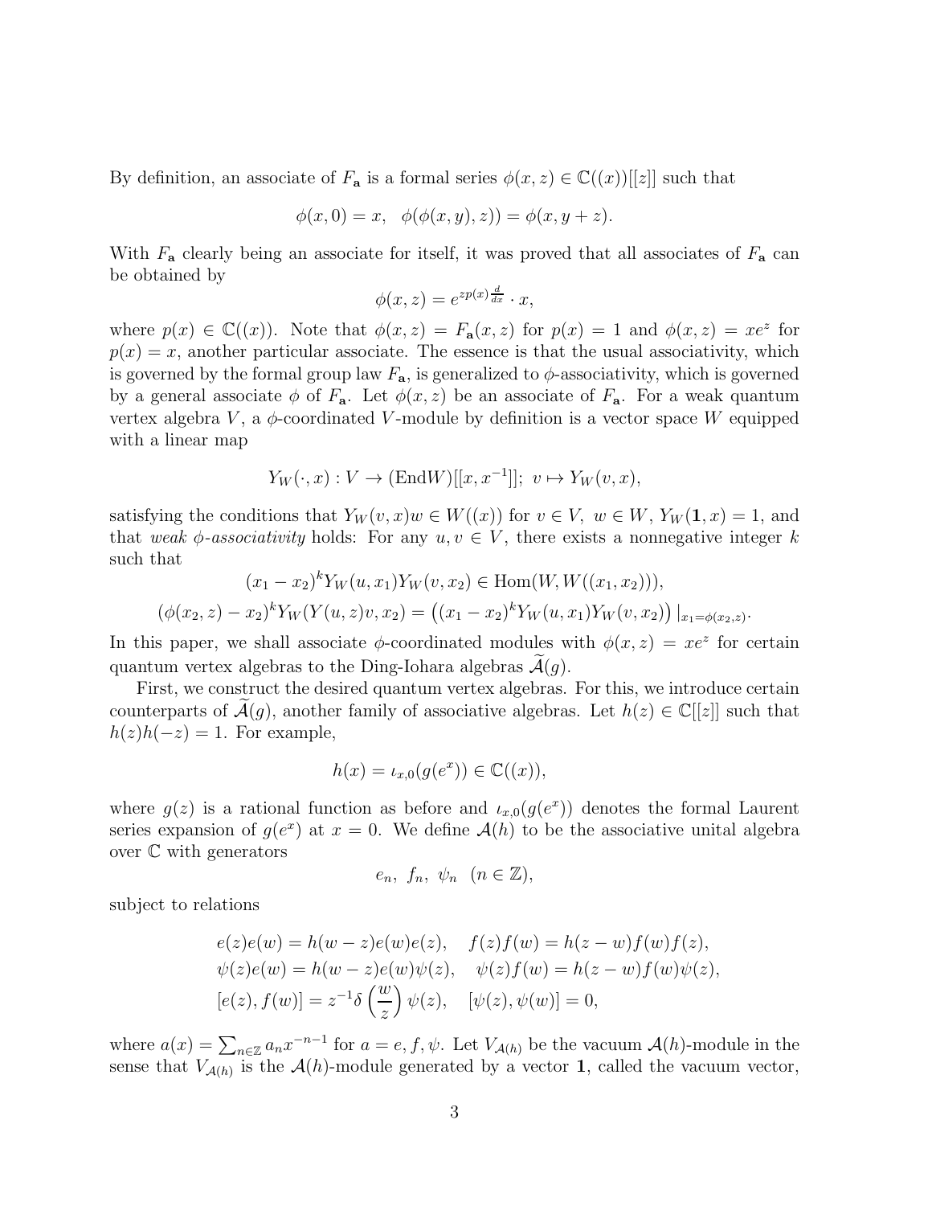By definition, an associate of $F_{\mathbf{a}}$ is a formal series $\phi(x,z) \in \mathbb{C}((x))[[z]]$ such that

$$\phi(x,0) = x, \quad \phi(\phi(x,y),z)) = \phi(x,y+z).$$

With $F_{\mathbf{a}}$ clearly being an associate for itself, it was proved that all associates of $F_{\mathbf{a}}$ can be obtained by

$$\phi(x,z) = e^{zp(x)\frac{d}{dx}} \cdot x,$$

where $p(x) \in \mathbb{C}((x))$. Note that $\phi(x,z) = F_{\mathbf{a}}(x,z)$ for $p(x) = 1$ and $\phi(x,z) = xe^z$ for $p(x) = x$, another particular associate. The essence is that the usual associativity, which is governed by the formal group law $F_{\mathbf{a}}$, is generalized to $\phi$-associativity, which is governed by a general associate $\phi$ of $F_{\mathbf{a}}$. Let $\phi(x,z)$ be an associate of $F_{\mathbf{a}}$. For a weak quantum vertex algebra $V$, a $\phi$-coordinated $V$-module by definition is a vector space $W$ equipped with a linear map

$$Y_W(\cdot,x) : V \to (\mathrm{End}W)[[x,x^{-1}]]; \; v \mapsto Y_W(v,x),$$

satisfying the conditions that $Y_W(v,x)w \in W((x))$ for $v \in V, \; w \in W$, $Y_W(\mathbf{1},x) = 1$, and that *weak $\phi$-associativity* holds: For any $u,v \in V$, there exists a nonnegative integer $k$ such that

$$(x_1 - x_2)^k Y_W(u,x_1)Y_W(v,x_2) \in \mathrm{Hom}(W, W((x_1,x_2))),$$

$$(\phi(x_2,z) - x_2)^k Y_W(Y(u,z)v,x_2) = \left((x_1 - x_2)^k Y_W(u,x_1)Y_W(v,x_2)\right)|_{x_1=\phi(x_2,z)}.$$

In this paper, we shall associate $\phi$-coordinated modules with $\phi(x,z) = xe^z$ for certain quantum vertex algebras to the Ding-Iohara algebras $\widetilde{\mathcal{A}}(g)$.

First, we construct the desired quantum vertex algebras. For this, we introduce certain counterparts of $\widetilde{\mathcal{A}}(g)$, another family of associative algebras. Let $h(z) \in \mathbb{C}[[z]]$ such that $h(z)h(-z) = 1$. For example,

$$h(x) = \iota_{x,0}(g(e^x)) \in \mathbb{C}((x)),$$

where $g(z)$ is a rational function as before and $\iota_{x,0}(g(e^x))$ denotes the formal Laurent series expansion of $g(e^x)$ at $x = 0$. We define $\mathcal{A}(h)$ to be the associative unital algebra over $\mathbb{C}$ with generators

$$e_n, \; f_n, \; \psi_n \;\; (n \in \mathbb{Z}),$$

subject to relations

$$e(z)e(w) = h(w-z)e(w)e(z), \quad f(z)f(w) = h(z-w)f(w)f(z),$$
$$\psi(z)e(w) = h(w-z)e(w)\psi(z), \quad \psi(z)f(w) = h(z-w)f(w)\psi(z),$$
$$[e(z),f(w)] = z^{-1}\delta\left(\frac{w}{z}\right)\psi(z), \quad [\psi(z),\psi(w)] = 0,$$

where $a(x) = \sum_{n\in\mathbb{Z}} a_n x^{-n-1}$ for $a = e, f, \psi$. Let $V_{\mathcal{A}(h)}$ be the vacuum $\mathcal{A}(h)$-module in the sense that $V_{\mathcal{A}(h)}$ is the $\mathcal{A}(h)$-module generated by a vector $\mathbf{1}$, called the vacuum vector,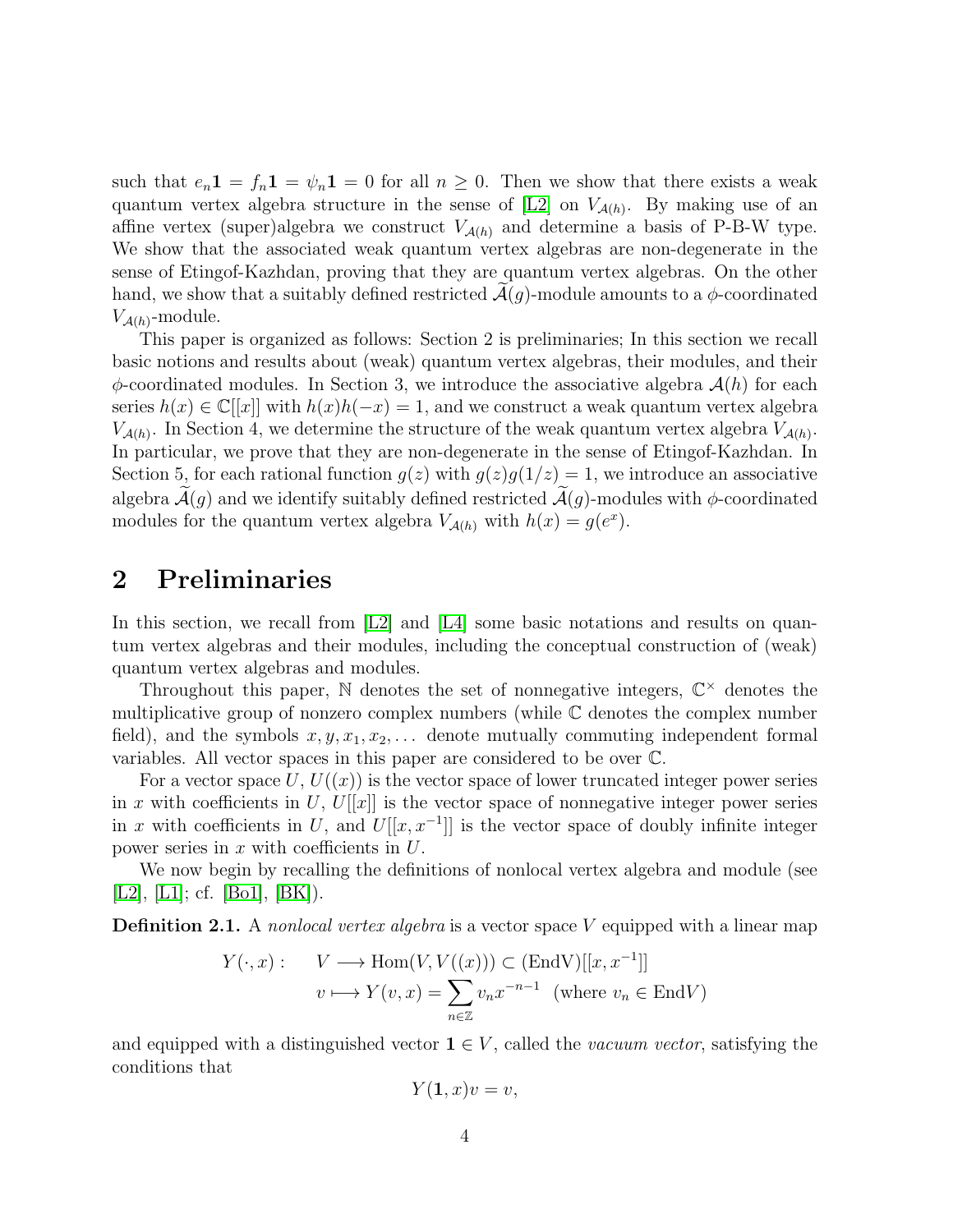such that $e_n\mathbf{1} = f_n\mathbf{1} = \psi_n\mathbf{1} = 0$ for all $n \geq 0$. Then we show that there exists a weak quantum vertex algebra structure in the sense of [L2] on $V_{\mathcal{A}(h)}$. By making use of an affine vertex (super)algebra we construct $V_{\mathcal{A}(h)}$ and determine a basis of P-B-W type. We show that the associated weak quantum vertex algebras are non-degenerate in the sense of Etingof-Kazhdan, proving that they are quantum vertex algebras. On the other hand, we show that a suitably defined restricted $\widetilde{\mathcal{A}}(g)$-module amounts to a $\phi$-coordinated $V_{\mathcal{A}(h)}$-module.

This paper is organized as follows: Section 2 is preliminaries; In this section we recall basic notions and results about (weak) quantum vertex algebras, their modules, and their $\phi$-coordinated modules. In Section 3, we introduce the associative algebra $\mathcal{A}(h)$ for each series $h(x) \in \mathbb{C}[[x]]$ with $h(x)h(-x) = 1$, and we construct a weak quantum vertex algebra $V_{\mathcal{A}(h)}$. In Section 4, we determine the structure of the weak quantum vertex algebra $V_{\mathcal{A}(h)}$. In particular, we prove that they are non-degenerate in the sense of Etingof-Kazhdan. In Section 5, for each rational function $g(z)$ with $g(z)g(1/z) = 1$, we introduce an associative algebra $\widetilde{\mathcal{A}}(g)$ and we identify suitably defined restricted $\widetilde{\mathcal{A}}(g)$-modules with $\phi$-coordinated modules for the quantum vertex algebra $V_{\mathcal{A}(h)}$ with $h(x) = g(e^x)$.

## 2 Preliminaries

In this section, we recall from [L2] and [L4] some basic notations and results on quantum vertex algebras and their modules, including the conceptual construction of (weak) quantum vertex algebras and modules.

Throughout this paper, $\mathbb{N}$ denotes the set of nonnegative integers, $\mathbb{C}^\times$ denotes the multiplicative group of nonzero complex numbers (while $\mathbb{C}$ denotes the complex number field), and the symbols $x, y, x_1, x_2, \ldots$ denote mutually commuting independent formal variables. All vector spaces in this paper are considered to be over $\mathbb{C}$.

For a vector space $U$, $U((x))$ is the vector space of lower truncated integer power series in $x$ with coefficients in $U$, $U[[x]]$ is the vector space of nonnegative integer power series in $x$ with coefficients in $U$, and $U[[x, x^{-1}]]$ is the vector space of doubly infinite integer power series in $x$ with coefficients in $U$.

We now begin by recalling the definitions of nonlocal vertex algebra and module (see [L2], [L1]; cf. [Bo1], [BK]).

**Definition 2.1.** A *nonlocal vertex algebra* is a vector space $V$ equipped with a linear map

$$
\begin{aligned}
Y(\cdot, x): \quad & V \longrightarrow \mathrm{Hom}(V, V((x))) \subset (\mathrm{End}V)[[x, x^{-1}]] \\
& v \longmapsto Y(v, x) = \sum_{n\in\mathbb{Z}} v_n x^{-n-1} \quad (\text{where } v_n \in \mathrm{End}V)
\end{aligned}
$$

and equipped with a distinguished vector $\mathbf{1} \in V$, called the *vacuum vector*, satisfying the conditions that

$$
Y(\mathbf{1}, x)v = v,
$$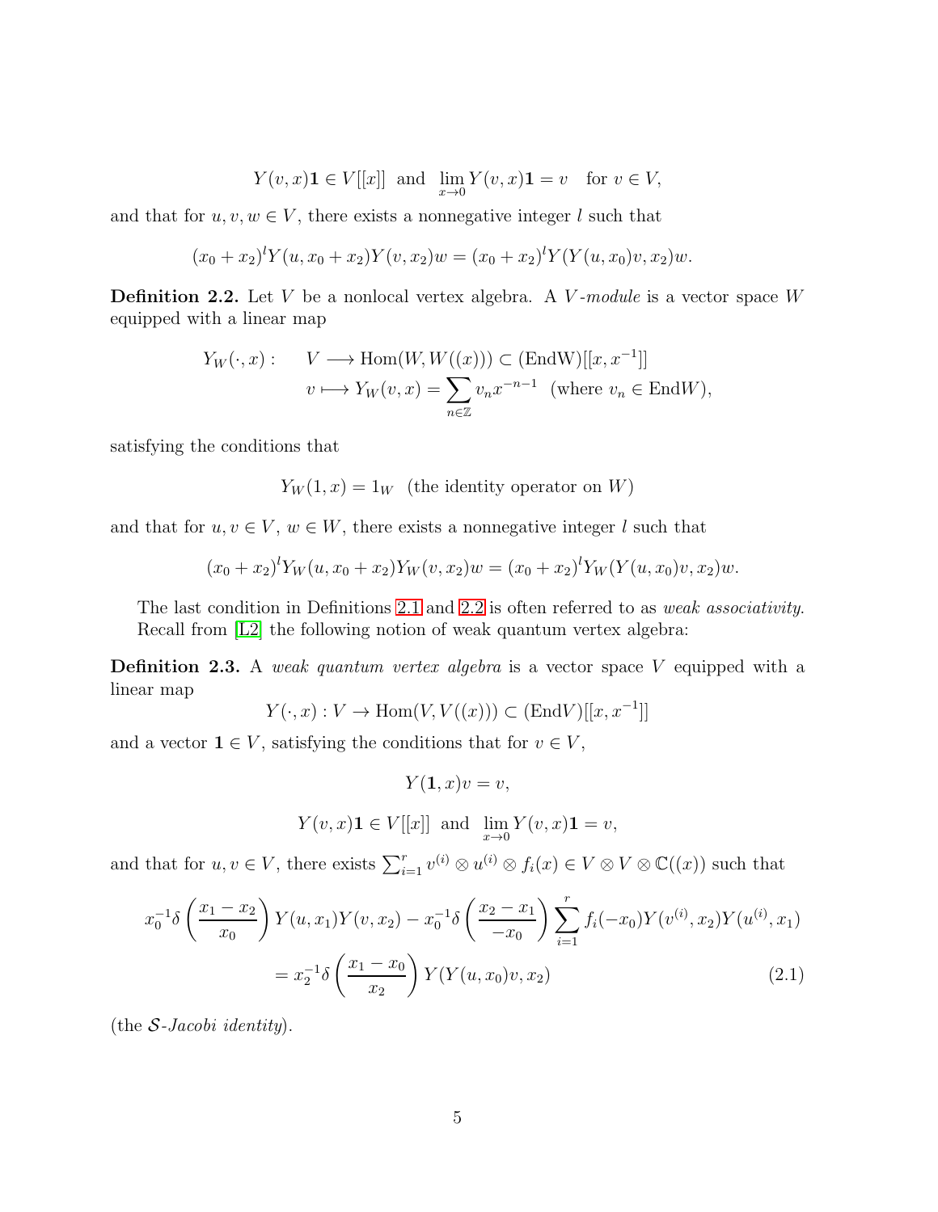$$Y(v,x)\mathbf{1} \in V[[x]] \ \text{ and } \ \lim_{x\to 0} Y(v,x)\mathbf{1} = v \quad \text{for } v \in V,$$

and that for $u, v, w \in V$, there exists a nonnegative integer $l$ such that

$$(x_0 + x_2)^l Y(u, x_0 + x_2)Y(v, x_2)w = (x_0 + x_2)^l Y(Y(u, x_0)v, x_2)w.$$

**Definition 2.2.** Let $V$ be a nonlocal vertex algebra. A *$V$-module* is a vector space $W$ equipped with a linear map

$$\begin{aligned} Y_W(\cdot, x) : \quad & V \longrightarrow \mathrm{Hom}(W, W((x))) \subset (\mathrm{EndW})[[x, x^{-1}]] \\ & v \longmapsto Y_W(v, x) = \sum_{n\in\mathbb{Z}} v_n x^{-n-1} \ \ (\text{where } v_n \in \mathrm{End}W), \end{aligned}$$

satisfying the conditions that

$$Y_W(1, x) = 1_W \ \ (\text{the identity operator on } W)$$

and that for $u, v \in V$, $w \in W$, there exists a nonnegative integer $l$ such that

$$(x_0 + x_2)^l Y_W(u, x_0 + x_2)Y_W(v, x_2)w = (x_0 + x_2)^l Y_W(Y(u, x_0)v, x_2)w.$$

The last condition in Definitions 2.1 and 2.2 is often referred to as *weak associativity*. Recall from [L2] the following notion of weak quantum vertex algebra:

**Definition 2.3.** A *weak quantum vertex algebra* is a vector space $V$ equipped with a linear map

$$Y(\cdot, x) : V \to \mathrm{Hom}(V, V((x))) \subset (\mathrm{End}V)[[x, x^{-1}]]$$

and a vector $\mathbf{1} \in V$, satisfying the conditions that for $v \in V$,

$$Y(\mathbf{1}, x)v = v,$$

$$Y(v,x)\mathbf{1} \in V[[x]] \ \text{ and } \ \lim_{x\to 0} Y(v,x)\mathbf{1} = v,$$

and that for $u, v \in V$, there exists $\sum_{i=1}^{r} v^{(i)} \otimes u^{(i)} \otimes f_i(x) \in V \otimes V \otimes \mathbb{C}((x))$ such that

$$\begin{aligned} x_0^{-1}\delta\left(\frac{x_1 - x_2}{x_0}\right) Y(u, x_1)Y(v, x_2) - x_0^{-1}\delta\left(\frac{x_2 - x_1}{-x_0}\right) \sum_{i=1}^{r} f_i(-x_0) Y(v^{(i)}, x_2)Y(u^{(i)}, x_1) \\ = x_2^{-1}\delta\left(\frac{x_1 - x_0}{x_2}\right) Y(Y(u, x_0)v, x_2) \qquad (2.1) \end{aligned}$$

(the *$\mathcal{S}$-Jacobi identity*).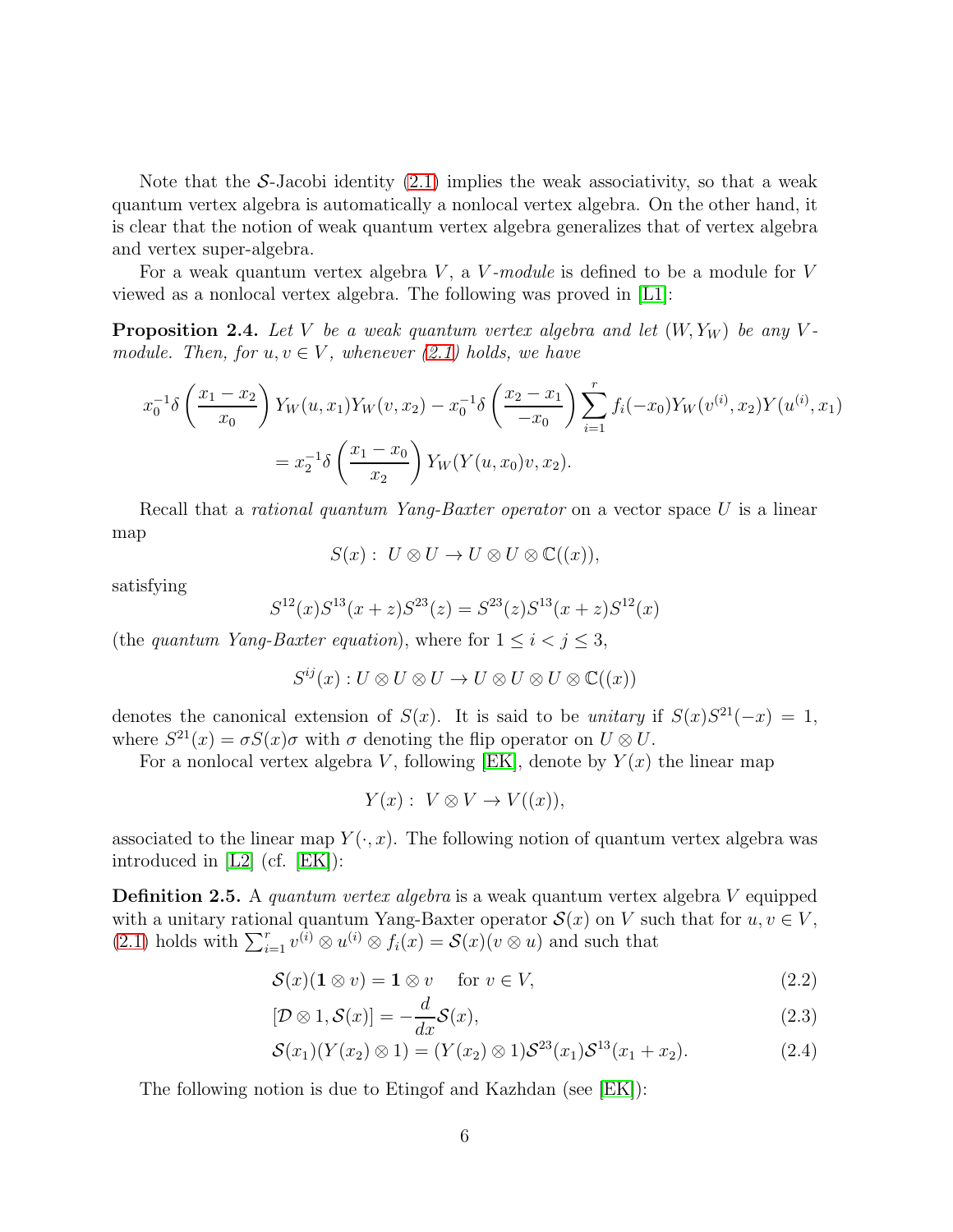Note that the $\mathcal{S}$-Jacobi identity (2.1) implies the weak associativity, so that a weak quantum vertex algebra is automatically a nonlocal vertex algebra. On the other hand, it is clear that the notion of weak quantum vertex algebra generalizes that of vertex algebra and vertex super-algebra.

For a weak quantum vertex algebra $V$, a *$V$-module* is defined to be a module for $V$ viewed as a nonlocal vertex algebra. The following was proved in [L1]:

**Proposition 2.4.** *Let $V$ be a weak quantum vertex algebra and let $(W, Y_W)$ be any $V$-module. Then, for $u, v \in V$, whenever (2.1) holds, we have*

$$x_0^{-1}\delta\left(\frac{x_1 - x_2}{x_0}\right) Y_W(u, x_1) Y_W(v, x_2) - x_0^{-1}\delta\left(\frac{x_2 - x_1}{-x_0}\right) \sum_{i=1}^{r} f_i(-x_0) Y_W(v^{(i)}, x_2) Y(u^{(i)}, x_1)$$
$$= x_2^{-1}\delta\left(\frac{x_1 - x_0}{x_2}\right) Y_W(Y(u, x_0)v, x_2).$$

Recall that a *rational quantum Yang-Baxter operator* on a vector space $U$ is a linear map

$$S(x) : \ U \otimes U \to U \otimes U \otimes \mathbb{C}((x)),$$

satisfying

$$S^{12}(x) S^{13}(x+z) S^{23}(z) = S^{23}(z) S^{13}(x+z) S^{12}(x)$$

(the *quantum Yang-Baxter equation*), where for $1 \le i < j \le 3$,

$$S^{ij}(x) : U \otimes U \otimes U \to U \otimes U \otimes U \otimes \mathbb{C}((x))$$

denotes the canonical extension of $S(x)$. It is said to be *unitary* if $S(x) S^{21}(-x) = 1$, where $S^{21}(x) = \sigma S(x) \sigma$ with $\sigma$ denoting the flip operator on $U \otimes U$.

For a nonlocal vertex algebra $V$, following [EK], denote by $Y(x)$ the linear map

$$Y(x) : \ V \otimes V \to V((x)),$$

associated to the linear map $Y(\cdot, x)$. The following notion of quantum vertex algebra was introduced in [L2] (cf. [EK]):

**Definition 2.5.** A *quantum vertex algebra* is a weak quantum vertex algebra $V$ equipped with a unitary rational quantum Yang-Baxter operator $\mathcal{S}(x)$ on $V$ such that for $u, v \in V$, (2.1) holds with $\sum_{i=1}^{r} v^{(i)} \otimes u^{(i)} \otimes f_i(x) = \mathcal{S}(x)(v \otimes u)$ and such that

$$\mathcal{S}(x)(\mathbf{1} \otimes v) = \mathbf{1} \otimes v \quad \text{ for } v \in V, \tag{2.2}$$

$$[\mathcal{D} \otimes 1, \mathcal{S}(x)] = -\frac{d}{dx} \mathcal{S}(x), \tag{2.3}$$

$$\mathcal{S}(x_1)(Y(x_2) \otimes 1) = (Y(x_2) \otimes 1) \mathcal{S}^{23}(x_1) \mathcal{S}^{13}(x_1 + x_2). \tag{2.4}$$

The following notion is due to Etingof and Kazhdan (see [EK]):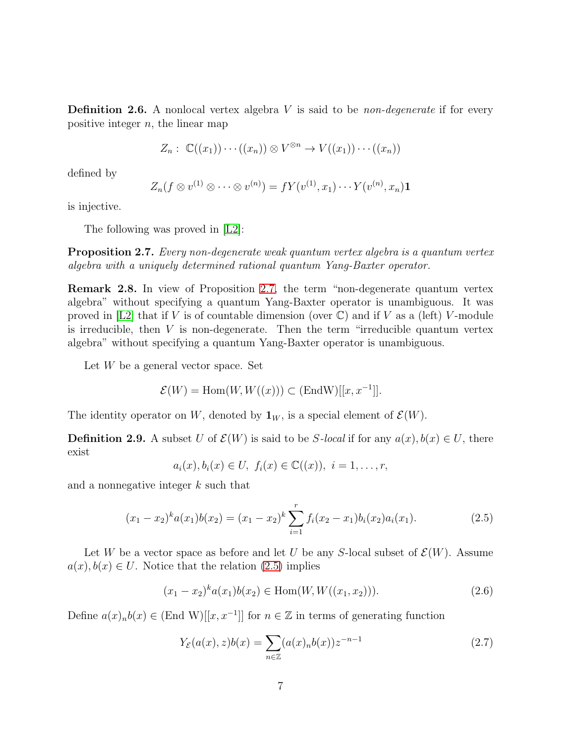**Definition 2.6.** A nonlocal vertex algebra $V$ is said to be *non-degenerate* if for every positive integer $n$, the linear map

$$Z_n : \mathbb{C}((x_1))\cdots((x_n)) \otimes V^{\otimes n} \to V((x_1))\cdots((x_n))$$

defined by

$$Z_n(f \otimes v^{(1)} \otimes \cdots \otimes v^{(n)}) = fY(v^{(1)}, x_1)\cdots Y(v^{(n)}, x_n)\mathbf{1}$$

is injective.

The following was proved in [L2]:

**Proposition 2.7.** *Every non-degenerate weak quantum vertex algebra is a quantum vertex algebra with a uniquely determined rational quantum Yang-Baxter operator.*

**Remark 2.8.** In view of Proposition 2.7, the term "non-degenerate quantum vertex algebra" without specifying a quantum Yang-Baxter operator is unambiguous. It was proved in [L2] that if $V$ is of countable dimension (over $\mathbb{C}$) and if $V$ as a (left) $V$-module is irreducible, then $V$ is non-degenerate. Then the term "irreducible quantum vertex algebra" without specifying a quantum Yang-Baxter operator is unambiguous.

Let $W$ be a general vector space. Set

$$\mathcal{E}(W) = \mathrm{Hom}(W, W((x))) \subset (\mathrm{End W})[[x, x^{-1}]].$$

The identity operator on $W$, denoted by $\mathbf{1}_W$, is a special element of $\mathcal{E}(W)$.

**Definition 2.9.** A subset $U$ of $\mathcal{E}(W)$ is said to be *S-local* if for any $a(x), b(x) \in U$, there exist

$$a_i(x), b_i(x) \in U,\ f_i(x) \in \mathbb{C}((x)),\ i = 1, \ldots, r,$$

and a nonnegative integer $k$ such that

$$(x_1 - x_2)^k a(x_1)b(x_2) = (x_1 - x_2)^k \sum_{i=1}^{r} f_i(x_2 - x_1)b_i(x_2)a_i(x_1). \tag{2.5}$$

Let $W$ be a vector space as before and let $U$ be any $S$-local subset of $\mathcal{E}(W)$. Assume $a(x), b(x) \in U$. Notice that the relation (2.5) implies

$$(x_1 - x_2)^k a(x_1)b(x_2) \in \mathrm{Hom}(W, W((x_1, x_2))). \tag{2.6}$$

Define $a(x)_n b(x) \in (\mathrm{End\ W})[[x, x^{-1}]]$ for $n \in \mathbb{Z}$ in terms of generating function

$$Y_{\mathcal{E}}(a(x), z)b(x) = \sum_{n\in\mathbb{Z}} (a(x)_n b(x)) z^{-n-1} \tag{2.7}$$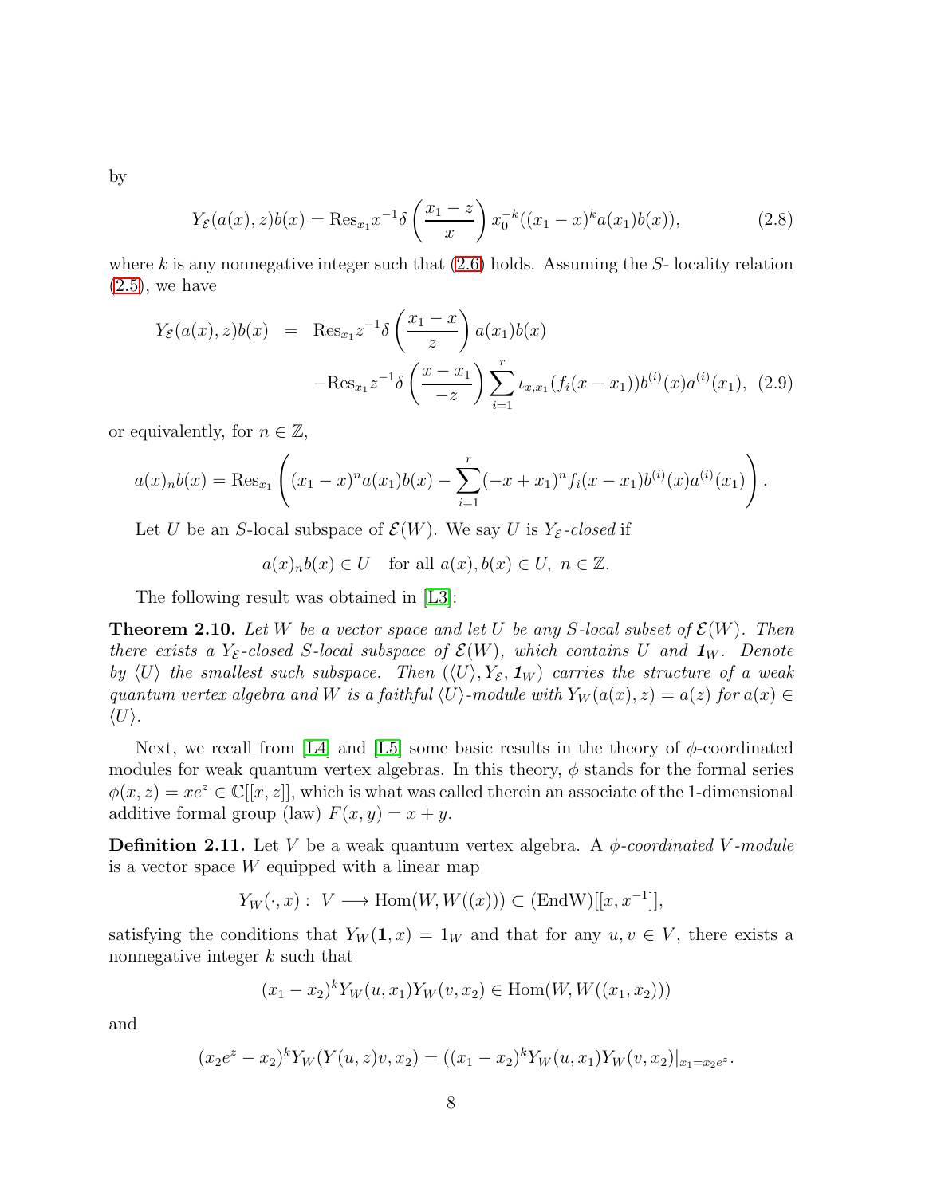by

$$Y_{\mathcal{E}}(a(x), z)b(x) = \mathrm{Res}_{x_1} x^{-1}\delta\left(\frac{x_1 - z}{x}\right) x_0^{-k}((x_1 - x)^k a(x_1)b(x)), \tag{2.8}$$

where $k$ is any nonnegative integer such that (2.6) holds. Assuming the $S$- locality relation (2.5), we have

$$\begin{aligned} Y_{\mathcal{E}}(a(x), z)b(x) &= \mathrm{Res}_{x_1} z^{-1}\delta\left(\frac{x_1 - x}{z}\right) a(x_1)b(x) \\ &\quad - \mathrm{Res}_{x_1} z^{-1}\delta\left(\frac{x - x_1}{-z}\right) \sum_{i=1}^{r} \iota_{x,x_1}(f_i(x - x_1)) b^{(i)}(x) a^{(i)}(x_1), \end{aligned} \tag{2.9}$$

or equivalently, for $n \in \mathbb{Z}$,

$$a(x)_n b(x) = \mathrm{Res}_{x_1}\left((x_1 - x)^n a(x_1)b(x) - \sum_{i=1}^{r}(-x + x_1)^n f_i(x - x_1) b^{(i)}(x) a^{(i)}(x_1)\right).$$

Let $U$ be an $S$-local subspace of $\mathcal{E}(W)$. We say $U$ is *$Y_{\mathcal{E}}$-closed* if

$$a(x)_n b(x) \in U \quad \text{for all } a(x), b(x) \in U,\ n \in \mathbb{Z}.$$

The following result was obtained in [L3]:

**Theorem 2.10.** *Let $W$ be a vector space and let $U$ be any $S$-local subset of $\mathcal{E}(W)$. Then there exists a $Y_{\mathcal{E}}$-closed $S$-local subspace of $\mathcal{E}(W)$, which contains $U$ and $\mathbf{1}_W$. Denote by $\langle U\rangle$ the smallest such subspace. Then $(\langle U\rangle, Y_{\mathcal{E}}, \mathbf{1}_W)$ carries the structure of a weak quantum vertex algebra and $W$ is a faithful $\langle U\rangle$-module with $Y_W(a(x), z) = a(z)$ for $a(x) \in \langle U\rangle$.*

Next, we recall from [L4] and [L5] some basic results in the theory of $\phi$-coordinated modules for weak quantum vertex algebras. In this theory, $\phi$ stands for the formal series $\phi(x, z) = xe^z \in \mathbb{C}[[x, z]]$, which is what was called therein an associate of the 1-dimensional additive formal group (law) $F(x, y) = x + y$.

**Definition 2.11.** Let $V$ be a weak quantum vertex algebra. A *$\phi$-coordinated $V$-module* is a vector space $W$ equipped with a linear map

$$Y_W(\cdot, x) :\ V \longrightarrow \mathrm{Hom}(W, W((x))) \subset (\mathrm{EndW})[[x, x^{-1}]],$$

satisfying the conditions that $Y_W(\mathbf{1}, x) = 1_W$ and that for any $u, v \in V$, there exists a nonnegative integer $k$ such that

$$(x_1 - x_2)^k Y_W(u, x_1) Y_W(v, x_2) \in \mathrm{Hom}(W, W((x_1, x_2)))$$

and

$$(x_2 e^z - x_2)^k Y_W(Y(u, z)v, x_2) = ((x_1 - x_2)^k Y_W(u, x_1) Y_W(v, x_2)|_{x_1 = x_2 e^z}.$$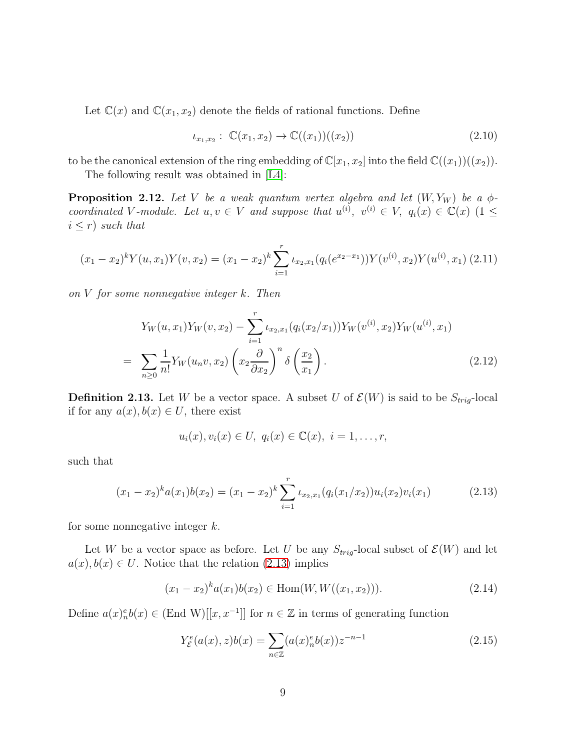Let $\mathbb{C}(x)$ and $\mathbb{C}(x_1, x_2)$ denote the fields of rational functions. Define

$$\iota_{x_1,x_2} : \mathbb{C}(x_1, x_2) \to \mathbb{C}((x_1))((x_2)) \tag{2.10}$$

to be the canonical extension of the ring embedding of $\mathbb{C}[x_1, x_2]$ into the field $\mathbb{C}((x_1))((x_2))$.

The following result was obtained in [L4]:

**Proposition 2.12.** *Let $V$ be a weak quantum vertex algebra and let $(W, Y_W)$ be a $\phi$-coordinated $V$-module. Let $u, v \in V$ and suppose that $u^{(i)},\ v^{(i)} \in V,\ q_i(x) \in \mathbb{C}(x)$ $(1 \le i \le r)$ such that*

$$(x_1 - x_2)^k Y(u, x_1)Y(v, x_2) = (x_1 - x_2)^k \sum_{i=1}^{r} \iota_{x_2,x_1}(q_i(e^{x_2 - x_1}))Y(v^{(i)}, x_2)Y(u^{(i)}, x_1) \tag{2.11}$$

*on $V$ for some nonnegative integer $k$. Then*

$$\begin{aligned}
&Y_W(u, x_1)Y_W(v, x_2) - \sum_{i=1}^{r} \iota_{x_2,x_1}(q_i(x_2/x_1))Y_W(v^{(i)}, x_2)Y_W(u^{(i)}, x_1) \\
=\ &\sum_{n \ge 0} \frac{1}{n!} Y_W(u_n v, x_2) \left( x_2 \frac{\partial}{\partial x_2} \right)^n \delta\left( \frac{x_2}{x_1} \right).
\end{aligned} \tag{2.12}$$

**Definition 2.13.** Let $W$ be a vector space. A subset $U$ of $\mathcal{E}(W)$ is said to be $S_{trig}$-local if for any $a(x), b(x) \in U$, there exist

$$u_i(x), v_i(x) \in U,\ q_i(x) \in \mathbb{C}(x),\ i = 1, \ldots, r,$$

such that

$$(x_1 - x_2)^k a(x_1)b(x_2) = (x_1 - x_2)^k \sum_{i=1}^{r} \iota_{x_2,x_1}(q_i(x_1/x_2))u_i(x_2)v_i(x_1) \tag{2.13}$$

for some nonnegative integer $k$.

Let $W$ be a vector space as before. Let $U$ be any $S_{trig}$-local subset of $\mathcal{E}(W)$ and let $a(x), b(x) \in U$. Notice that the relation (2.13) implies

$$(x_1 - x_2)^k a(x_1)b(x_2) \in \mathrm{Hom}(W, W((x_1, x_2))). \tag{2.14}$$

Define $a(x)^e_n b(x) \in (\mathrm{End\ W})[[x, x^{-1}]]$ for $n \in \mathbb{Z}$ in terms of generating function

$$Y^e_{\mathcal{E}}(a(x), z)b(x) = \sum_{n \in \mathbb{Z}} (a(x)^e_n b(x)) z^{-n-1} \tag{2.15}$$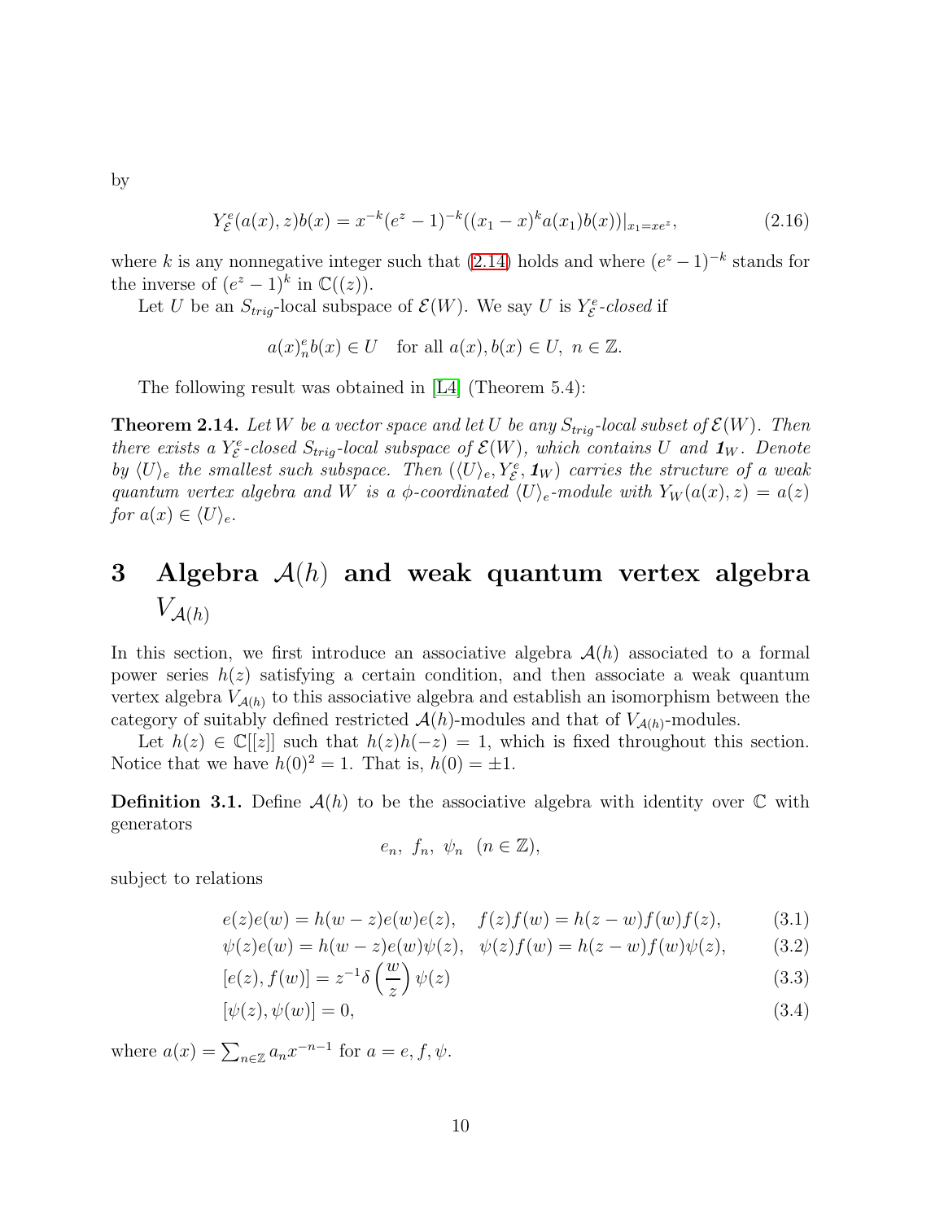by

$$Y^e_{\mathcal{E}}(a(x), z)b(x) = x^{-k}(e^z - 1)^{-k}((x_1 - x)^k a(x_1)b(x))|_{x_1 = xe^z}, \tag{2.16}$$

where $k$ is any nonnegative integer such that (2.14) holds and where $(e^z - 1)^{-k}$ stands for the inverse of $(e^z - 1)^k$ in $\mathbb{C}((z))$.

Let $U$ be an $S_{trig}$-local subspace of $\mathcal{E}(W)$. We say $U$ is $Y^e_{\mathcal{E}}$-*closed* if

$$a(x)^e_n b(x) \in U \quad \text{for all } a(x), b(x) \in U,\ n \in \mathbb{Z}.$$

The following result was obtained in [L4] (Theorem 5.4):

**Theorem 2.14.** *Let $W$ be a vector space and let $U$ be any $S_{trig}$-local subset of $\mathcal{E}(W)$. Then there exists a $Y^e_{\mathcal{E}}$-closed $S_{trig}$-local subspace of $\mathcal{E}(W)$, which contains $U$ and $\mathbf{1}_W$. Denote by $\langle U \rangle_e$ the smallest such subspace. Then $(\langle U \rangle_e, Y^e_{\mathcal{E}}, \mathbf{1}_W)$ carries the structure of a weak quantum vertex algebra and $W$ is a $\phi$-coordinated $\langle U \rangle_e$-module with $Y_W(a(x), z) = a(z)$ for $a(x) \in \langle U \rangle_e$.*

# 3 Algebra $\mathcal{A}(h)$ and weak quantum vertex algebra $V_{\mathcal{A}(h)}$

In this section, we first introduce an associative algebra $\mathcal{A}(h)$ associated to a formal power series $h(z)$ satisfying a certain condition, and then associate a weak quantum vertex algebra $V_{\mathcal{A}(h)}$ to this associative algebra and establish an isomorphism between the category of suitably defined restricted $\mathcal{A}(h)$-modules and that of $V_{\mathcal{A}(h)}$-modules.

Let $h(z) \in \mathbb{C}[[z]]$ such that $h(z)h(-z) = 1$, which is fixed throughout this section. Notice that we have $h(0)^2 = 1$. That is, $h(0) = \pm 1$.

**Definition 3.1.** Define $\mathcal{A}(h)$ to be the associative algebra with identity over $\mathbb{C}$ with generators

$$e_n,\ f_n,\ \psi_n \ \ (n \in \mathbb{Z}),$$

subject to relations

$$e(z)e(w) = h(w - z)e(w)e(z), \quad f(z)f(w) = h(z - w)f(w)f(z), \tag{3.1}$$

$$\psi(z)e(w) = h(w - z)e(w)\psi(z), \quad \psi(z)f(w) = h(z - w)f(w)\psi(z), \tag{3.2}$$

$$[e(z), f(w)] = z^{-1}\delta\left(\frac{w}{z}\right)\psi(z) \tag{3.3}$$

$$[\psi(z), \psi(w)] = 0, \tag{3.4}$$

where $a(x) = \sum_{n \in \mathbb{Z}} a_n x^{-n-1}$ for $a = e, f, \psi$.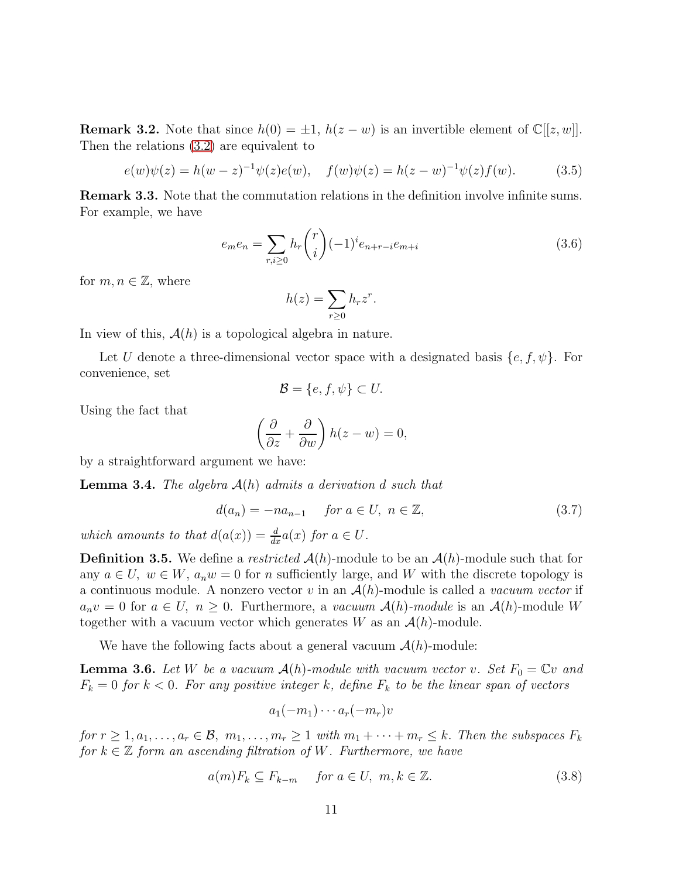**Remark 3.2.** Note that since $h(0) = \pm 1$, $h(z-w)$ is an invertible element of $\mathbb{C}[[z,w]]$. Then the relations (3.2) are equivalent to

$$e(w)\psi(z) = h(w-z)^{-1}\psi(z)e(w), \quad f(w)\psi(z) = h(z-w)^{-1}\psi(z)f(w). \tag{3.5}$$

**Remark 3.3.** Note that the commutation relations in the definition involve infinite sums. For example, we have

$$e_m e_n = \sum_{r,i\geq 0} h_r \binom{r}{i}(-1)^i e_{n+r-i}e_{m+i} \tag{3.6}$$

for $m, n \in \mathbb{Z}$, where

$$h(z) = \sum_{r\geq 0} h_r z^r.$$

In view of this, $\mathcal{A}(h)$ is a topological algebra in nature.

Let $U$ denote a three-dimensional vector space with a designated basis $\{e, f, \psi\}$. For convenience, set

$$\mathcal{B} = \{e, f, \psi\} \subset U.$$

Using the fact that

$$\left(\frac{\partial}{\partial z} + \frac{\partial}{\partial w}\right) h(z-w) = 0,$$

by a straightforward argument we have:

**Lemma 3.4.** *The algebra $\mathcal{A}(h)$ admits a derivation $d$ such that*

$$d(a_n) = -n a_{n-1} \quad \text{for } a \in U,\ n \in \mathbb{Z}, \tag{3.7}$$

*which amounts to that $d(a(x)) = \frac{d}{dx}a(x)$ for $a \in U$.*

**Definition 3.5.** We define a *restricted* $\mathcal{A}(h)$-module to be an $\mathcal{A}(h)$-module such that for any $a \in U$, $w \in W$, $a_n w = 0$ for $n$ sufficiently large, and $W$ with the discrete topology is a continuous module. A nonzero vector $v$ in an $\mathcal{A}(h)$-module is called a *vacuum vector* if $a_n v = 0$ for $a \in U$, $n \geq 0$. Furthermore, a *vacuum $\mathcal{A}(h)$-module* is an $\mathcal{A}(h)$-module $W$ together with a vacuum vector which generates $W$ as an $\mathcal{A}(h)$-module.

We have the following facts about a general vacuum $\mathcal{A}(h)$-module:

**Lemma 3.6.** *Let $W$ be a vacuum $\mathcal{A}(h)$-module with vacuum vector $v$. Set $F_0 = \mathbb{C}v$ and $F_k = 0$ for $k < 0$. For any positive integer $k$, define $F_k$ to be the linear span of vectors*

$$a_1(-m_1)\cdots a_r(-m_r)v$$

*for $r \geq 1, a_1, \ldots, a_r \in \mathcal{B},\ m_1, \ldots, m_r \geq 1$ with $m_1 + \cdots + m_r \leq k$. Then the subspaces $F_k$ for $k \in \mathbb{Z}$ form an ascending filtration of $W$. Furthermore, we have*

$$a(m)F_k \subseteq F_{k-m} \quad \text{for } a \in U,\ m, k \in \mathbb{Z}. \tag{3.8}$$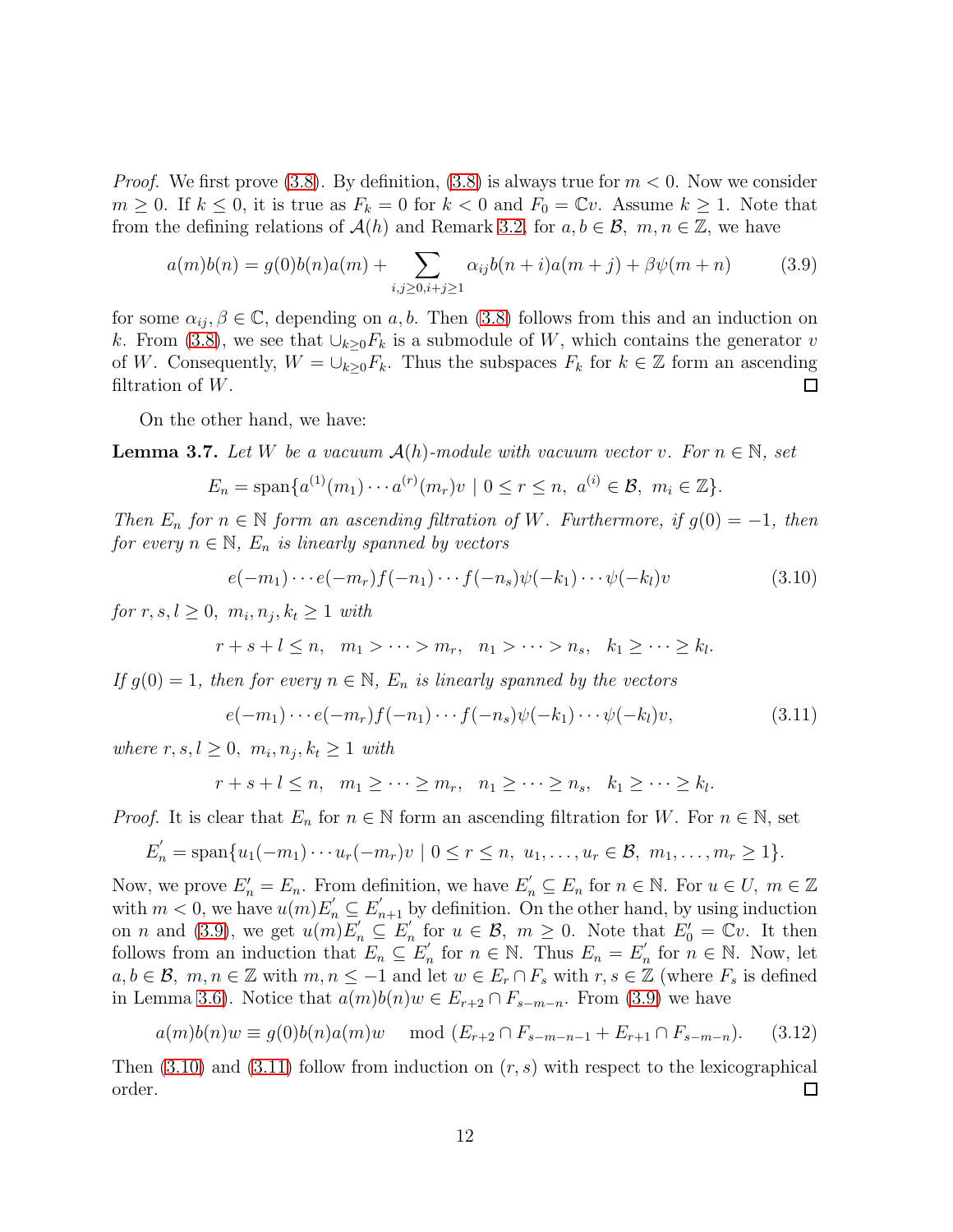*Proof.* We first prove (3.8). By definition, (3.8) is always true for $m < 0$. Now we consider $m \geq 0$. If $k \leq 0$, it is true as $F_k = 0$ for $k < 0$ and $F_0 = \mathbb{C}v$. Assume $k \geq 1$. Note that from the defining relations of $\mathcal{A}(h)$ and Remark 3.2, for $a, b \in \mathcal{B},\ m, n \in \mathbb{Z}$, we have

$$a(m)b(n) = g(0)b(n)a(m) + \sum_{i,j \geq 0, i+j \geq 1} \alpha_{ij} b(n+i)a(m+j) + \beta\psi(m+n) \tag{3.9}$$

for some $\alpha_{ij}, \beta \in \mathbb{C}$, depending on $a, b$. Then (3.8) follows from this and an induction on $k$. From (3.8), we see that $\cup_{k \geq 0} F_k$ is a submodule of $W$, which contains the generator $v$ of $W$. Consequently, $W = \cup_{k \geq 0} F_k$. Thus the subspaces $F_k$ for $k \in \mathbb{Z}$ form an ascending filtration of $W$. □

On the other hand, we have:

**Lemma 3.7.** *Let $W$ be a vacuum $\mathcal{A}(h)$-module with vacuum vector $v$. For $n \in \mathbb{N}$, set*

$$E_n = \text{span}\{a^{(1)}(m_1) \cdots a^{(r)}(m_r)v \mid 0 \leq r \leq n,\ a^{(i)} \in \mathcal{B},\ m_i \in \mathbb{Z}\}.$$

*Then $E_n$ for $n \in \mathbb{N}$ form an ascending filtration of $W$. Furthermore, if $g(0) = -1$, then for every $n \in \mathbb{N}$, $E_n$ is linearly spanned by vectors*

$$e(-m_1) \cdots e(-m_r) f(-n_1) \cdots f(-n_s) \psi(-k_1) \cdots \psi(-k_l)v \tag{3.10}$$

*for $r, s, l \geq 0,\ m_i, n_j, k_t \geq 1$ with*

$$r + s + l \leq n, \quad m_1 > \cdots > m_r, \quad n_1 > \cdots > n_s, \quad k_1 \geq \cdots \geq k_l.$$

*If $g(0) = 1$, then for every $n \in \mathbb{N}$, $E_n$ is linearly spanned by the vectors*

$$e(-m_1) \cdots e(-m_r) f(-n_1) \cdots f(-n_s) \psi(-k_1) \cdots \psi(-k_l)v, \tag{3.11}$$

*where $r, s, l \geq 0,\ m_i, n_j, k_t \geq 1$ with*

$$r + s + l \leq n, \quad m_1 \geq \cdots \geq m_r, \quad n_1 \geq \cdots \geq n_s, \quad k_1 \geq \cdots \geq k_l.$$

*Proof.* It is clear that $E_n$ for $n \in \mathbb{N}$ form an ascending filtration for $W$. For $n \in \mathbb{N}$, set

$$E_n^{'} = \text{span}\{u_1(-m_1) \cdots u_r(-m_r)v \mid 0 \leq r \leq n,\ u_1, \ldots, u_r \in \mathcal{B},\ m_1, \ldots, m_r \geq 1\}.$$

Now, we prove $E_n^{'} = E_n$. From definition, we have $E_n^{'} \subseteq E_n$ for $n \in \mathbb{N}$. For $u \in U,\ m \in \mathbb{Z}$ with $m < 0$, we have $u(m)E_n^{'} \subseteq E_{n+1}^{'}$ by definition. On the other hand, by using induction on $n$ and (3.9), we get $u(m)E_n^{'} \subseteq E_n^{'}$ for $u \in \mathcal{B},\ m \geq 0$. Note that $E_0^{'} = \mathbb{C}v$. It then follows from an induction that $E_n \subseteq E_n^{'}$ for $n \in \mathbb{N}$. Thus $E_n = E_n^{'}$ for $n \in \mathbb{N}$. Now, let $a, b \in \mathcal{B},\ m, n \in \mathbb{Z}$ with $m, n \leq -1$ and let $w \in E_r \cap F_s$ with $r, s \in \mathbb{Z}$ (where $F_s$ is defined in Lemma 3.6). Notice that $a(m)b(n)w \in E_{r+2} \cap F_{s-m-n}$. From (3.9) we have

$$a(m)b(n)w \equiv g(0)b(n)a(m)w \mod (E_{r+2} \cap F_{s-m-n-1} + E_{r+1} \cap F_{s-m-n}). \tag{3.12}$$

Then (3.10) and (3.11) follow from induction on $(r, s)$ with respect to the lexicographical order. □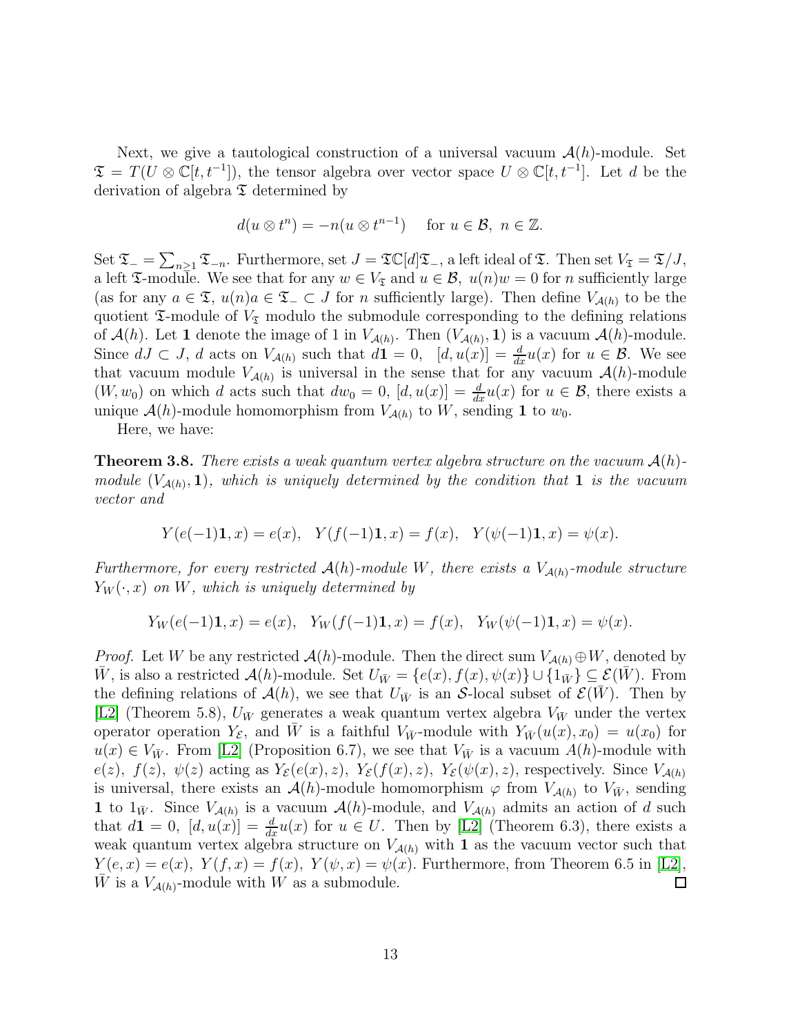Next, we give a tautological construction of a universal vacuum $\mathcal{A}(h)$-module. Set $\mathfrak{T} = T(U \otimes \mathbb{C}[t, t^{-1}])$, the tensor algebra over vector space $U \otimes \mathbb{C}[t, t^{-1}]$. Let $d$ be the derivation of algebra $\mathfrak{T}$ determined by

$$d(u \otimes t^n) = -n(u \otimes t^{n-1}) \quad \text{for } u \in \mathcal{B},\ n \in \mathbb{Z}.$$

Set $\mathfrak{T}_- = \sum_{n \geq 1} \mathfrak{T}_{-n}$. Furthermore, set $J = \mathfrak{T}\mathbb{C}[d]\mathfrak{T}_-$, a left ideal of $\mathfrak{T}$. Then set $V_{\mathfrak{T}} = \mathfrak{T}/J$, a left $\mathfrak{T}$-module. We see that for any $w \in V_{\mathfrak{T}}$ and $u \in \mathcal{B}$, $u(n)w = 0$ for $n$ sufficiently large (as for any $a \in \mathfrak{T}$, $u(n)a \in \mathfrak{T}_- \subset J$ for $n$ sufficiently large). Then define $V_{\mathcal{A}(h)}$ to be the quotient $\mathfrak{T}$-module of $V_{\mathfrak{T}}$ modulo the submodule corresponding to the defining relations of $\mathcal{A}(h)$. Let $\mathbf{1}$ denote the image of 1 in $V_{\mathcal{A}(h)}$. Then $(V_{\mathcal{A}(h)}, \mathbf{1})$ is a vacuum $\mathcal{A}(h)$-module. Since $dJ \subset J$, $d$ acts on $V_{\mathcal{A}(h)}$ such that $d\mathbf{1} = 0$, $[d, u(x)] = \frac{d}{dx}u(x)$ for $u \in \mathcal{B}$. We see that vacuum module $V_{\mathcal{A}(h)}$ is universal in the sense that for any vacuum $\mathcal{A}(h)$-module $(W, w_0)$ on which $d$ acts such that $dw_0 = 0$, $[d, u(x)] = \frac{d}{dx}u(x)$ for $u \in \mathcal{B}$, there exists a unique $\mathcal{A}(h)$-module homomorphism from $V_{\mathcal{A}(h)}$ to $W$, sending $\mathbf{1}$ to $w_0$.

Here, we have:

**Theorem 3.8.** *There exists a weak quantum vertex algebra structure on the vacuum $\mathcal{A}(h)$-module $(V_{\mathcal{A}(h)}, \mathbf{1})$, which is uniquely determined by the condition that $\mathbf{1}$ is the vacuum vector and*

$$Y(e(-1)\mathbf{1}, x) = e(x), \quad Y(f(-1)\mathbf{1}, x) = f(x), \quad Y(\psi(-1)\mathbf{1}, x) = \psi(x).$$

*Furthermore, for every restricted $\mathcal{A}(h)$-module $W$, there exists a $V_{\mathcal{A}(h)}$-module structure $Y_W(\cdot, x)$ on $W$, which is uniquely determined by*

$$Y_W(e(-1)\mathbf{1}, x) = e(x), \quad Y_W(f(-1)\mathbf{1}, x) = f(x), \quad Y_W(\psi(-1)\mathbf{1}, x) = \psi(x).$$

*Proof.* Let $W$ be any restricted $\mathcal{A}(h)$-module. Then the direct sum $V_{\mathcal{A}(h)} \oplus W$, denoted by $\bar{W}$, is also a restricted $\mathcal{A}(h)$-module. Set $U_{\bar{W}} = \{e(x), f(x), \psi(x)\} \cup \{1_{\bar{W}}\} \subseteq \mathcal{E}(\bar{W})$. From the defining relations of $\mathcal{A}(h)$, we see that $U_{\bar{W}}$ is an $\mathcal{S}$-local subset of $\mathcal{E}(\bar{W})$. Then by [L2] (Theorem 5.8), $U_{\bar{W}}$ generates a weak quantum vertex algebra $V_{\bar{W}}$ under the vertex operator operation $Y_{\mathcal{E}}$, and $\bar{W}$ is a faithful $V_{\bar{W}}$-module with $Y_{\bar{W}}(u(x), x_0) = u(x_0)$ for $u(x) \in V_{\bar{W}}$. From [L2] (Proposition 6.7), we see that $V_{\bar{W}}$ is a vacuum $A(h)$-module with $e(z)$, $f(z)$, $\psi(z)$ acting as $Y_{\mathcal{E}}(e(x), z)$, $Y_{\mathcal{E}}(f(x), z)$, $Y_{\mathcal{E}}(\psi(x), z)$, respectively. Since $V_{\mathcal{A}(h)}$ is universal, there exists an $\mathcal{A}(h)$-module homomorphism $\varphi$ from $V_{\mathcal{A}(h)}$ to $V_{\bar{W}}$, sending $\mathbf{1}$ to $1_{\bar{W}}$. Since $V_{\mathcal{A}(h)}$ is a vacuum $\mathcal{A}(h)$-module, and $V_{\mathcal{A}(h)}$ admits an action of $d$ such that $d\mathbf{1} = 0$, $[d, u(x)] = \frac{d}{dx}u(x)$ for $u \in U$. Then by [L2] (Theorem 6.3), there exists a weak quantum vertex algebra structure on $V_{\mathcal{A}(h)}$ with $\mathbf{1}$ as the vacuum vector such that $Y(e, x) = e(x)$, $Y(f, x) = f(x)$, $Y(\psi, x) = \psi(x)$. Furthermore, from Theorem 6.5 in [L2], $\bar{W}$ is a $V_{\mathcal{A}(h)}$-module with $W$ as a submodule. $\square$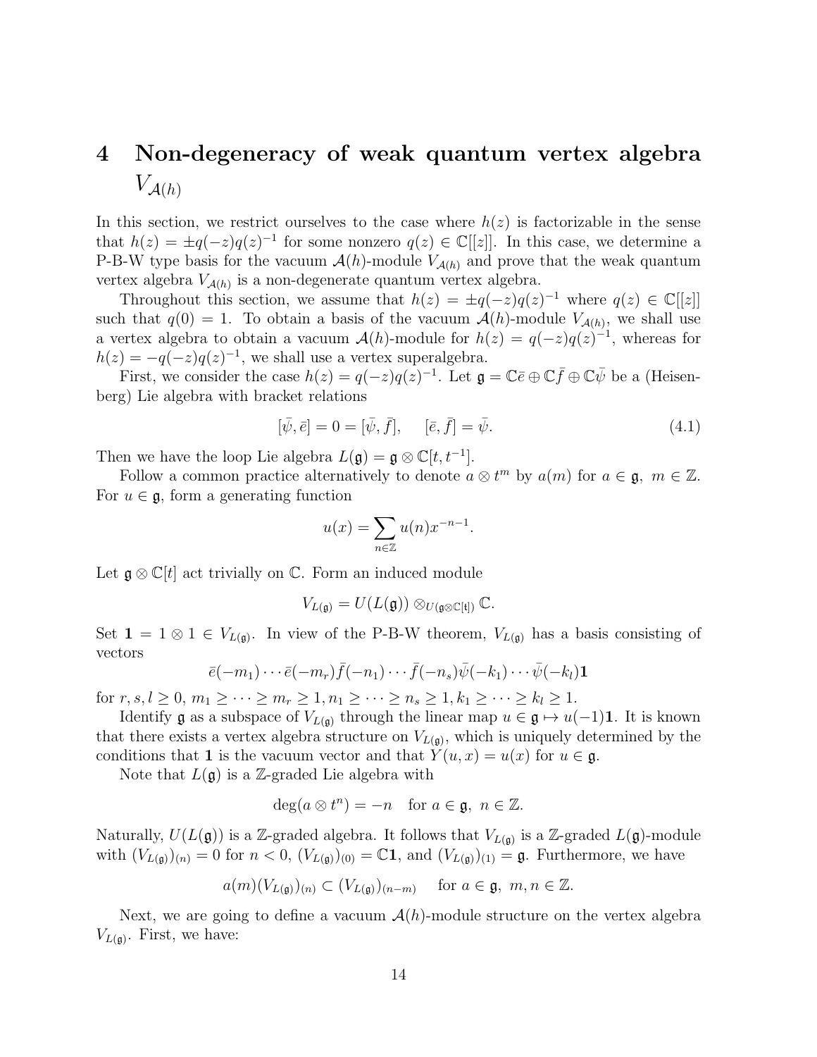# 4 Non-degeneracy of weak quantum vertex algebra $V_{\mathcal{A}(h)}$

In this section, we restrict ourselves to the case where $h(z)$ is factorizable in the sense that $h(z) = \pm q(-z)q(z)^{-1}$ for some nonzero $q(z) \in \mathbb{C}[[z]]$. In this case, we determine a P-B-W type basis for the vacuum $\mathcal{A}(h)$-module $V_{\mathcal{A}(h)}$ and prove that the weak quantum vertex algebra $V_{\mathcal{A}(h)}$ is a non-degenerate quantum vertex algebra.

Throughout this section, we assume that $h(z) = \pm q(-z)q(z)^{-1}$ where $q(z) \in \mathbb{C}[[z]]$ such that $q(0) = 1$. To obtain a basis of the vacuum $\mathcal{A}(h)$-module $V_{\mathcal{A}(h)}$, we shall use a vertex algebra to obtain a vacuum $\mathcal{A}(h)$-module for $h(z) = q(-z)q(z)^{-1}$, whereas for $h(z) = -q(-z)q(z)^{-1}$, we shall use a vertex superalgebra.

First, we consider the case $h(z) = q(-z)q(z)^{-1}$. Let $\mathfrak{g} = \mathbb{C}\bar{e} \oplus \mathbb{C}\bar{f} \oplus \mathbb{C}\bar{\psi}$ be a (Heisenberg) Lie algebra with bracket relations

$$[\bar{\psi}, \bar{e}] = 0 = [\bar{\psi}, \bar{f}], \quad [\bar{e}, \bar{f}] = \bar{\psi}. \tag{4.1}$$

Then we have the loop Lie algebra $L(\mathfrak{g}) = \mathfrak{g} \otimes \mathbb{C}[t, t^{-1}]$.

Follow a common practice alternatively to denote $a \otimes t^m$ by $a(m)$ for $a \in \mathfrak{g}$, $m \in \mathbb{Z}$. For $u \in \mathfrak{g}$, form a generating function

$$u(x) = \sum_{n \in \mathbb{Z}} u(n) x^{-n-1}.$$

Let $\mathfrak{g} \otimes \mathbb{C}[t]$ act trivially on $\mathbb{C}$. Form an induced module

$$V_{L(\mathfrak{g})} = U(L(\mathfrak{g})) \otimes_{U(\mathfrak{g} \otimes \mathbb{C}[t])} \mathbb{C}.$$

Set $\mathbf{1} = 1 \otimes 1 \in V_{L(\mathfrak{g})}$. In view of the P-B-W theorem, $V_{L(\mathfrak{g})}$ has a basis consisting of vectors

$$\bar{e}(-m_1) \cdots \bar{e}(-m_r) \bar{f}(-n_1) \cdots \bar{f}(-n_s) \bar{\psi}(-k_1) \cdots \bar{\psi}(-k_l) \mathbf{1}$$

for $r, s, l \geq 0$, $m_1 \geq \cdots \geq m_r \geq 1, n_1 \geq \cdots \geq n_s \geq 1, k_1 \geq \cdots \geq k_l \geq 1$.

Identify $\mathfrak{g}$ as a subspace of $V_{L(\mathfrak{g})}$ through the linear map $u \in \mathfrak{g} \mapsto u(-1)\mathbf{1}$. It is known that there exists a vertex algebra structure on $V_{L(\mathfrak{g})}$, which is uniquely determined by the conditions that $\mathbf{1}$ is the vacuum vector and that $Y(u, x) = u(x)$ for $u \in \mathfrak{g}$.

Note that $L(\mathfrak{g})$ is a $\mathbb{Z}$-graded Lie algebra with

$$\deg(a \otimes t^n) = -n \quad \text{for } a \in \mathfrak{g}, \ n \in \mathbb{Z}.$$

Naturally, $U(L(\mathfrak{g}))$ is a $\mathbb{Z}$-graded algebra. It follows that $V_{L(\mathfrak{g})}$ is a $\mathbb{Z}$-graded $L(\mathfrak{g})$-module with $(V_{L(\mathfrak{g})})_{(n)} = 0$ for $n < 0$, $(V_{L(\mathfrak{g})})_{(0)} = \mathbb{C}\mathbf{1}$, and $(V_{L(\mathfrak{g})})_{(1)} = \mathfrak{g}$. Furthermore, we have

$$a(m)(V_{L(\mathfrak{g})})_{(n)} \subset (V_{L(\mathfrak{g})})_{(n-m)} \quad \text{for } a \in \mathfrak{g}, \ m, n \in \mathbb{Z}.$$

Next, we are going to define a vacuum $\mathcal{A}(h)$-module structure on the vertex algebra $V_{L(\mathfrak{g})}$. First, we have: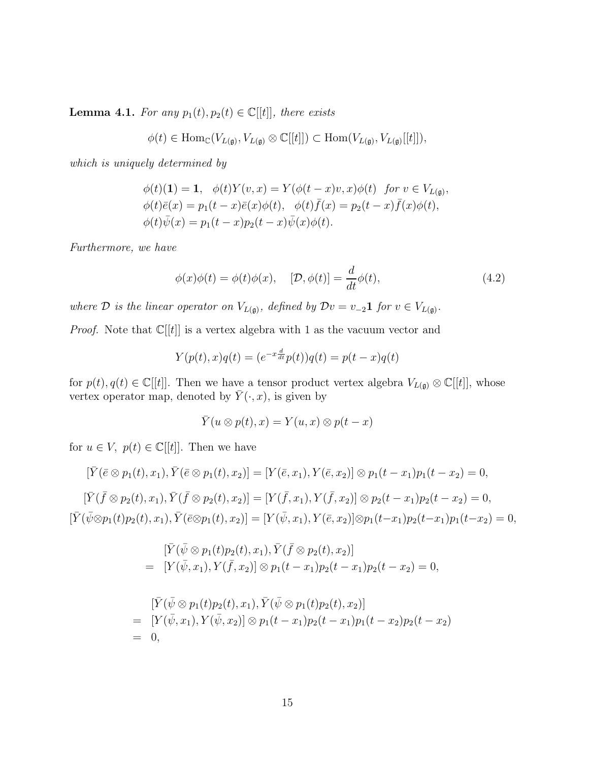**Lemma 4.1.** *For any $p_1(t), p_2(t) \in \mathbb{C}[[t]]$, there exists*

$$\phi(t) \in \mathrm{Hom}_{\mathbb{C}}(V_{L(\mathfrak{g})}, V_{L(\mathfrak{g})} \otimes \mathbb{C}[[t]]) \subset \mathrm{Hom}(V_{L(\mathfrak{g})}, V_{L(\mathfrak{g})}[[t]]),$$

*which is uniquely determined by*

$$\begin{aligned}
&\phi(t)(\mathbf{1}) = \mathbf{1}, \quad \phi(t)Y(v,x) = Y(\phi(t-x)v, x)\phi(t) \quad \textit{for } v \in V_{L(\mathfrak{g})}, \\
&\phi(t)\bar{e}(x) = p_1(t-x)\bar{e}(x)\phi(t), \quad \phi(t)\bar{f}(x) = p_2(t-x)\bar{f}(x)\phi(t), \\
&\phi(t)\bar{\psi}(x) = p_1(t-x)p_2(t-x)\bar{\psi}(x)\phi(t).
\end{aligned}$$

*Furthermore, we have*

$$\phi(x)\phi(t) = \phi(t)\phi(x), \quad [\mathcal{D}, \phi(t)] = \frac{d}{dt}\phi(t), \tag{4.2}$$

*where $\mathcal{D}$ is the linear operator on $V_{L(\mathfrak{g})}$, defined by $\mathcal{D}v = v_{-2}\mathbf{1}$ for $v \in V_{L(\mathfrak{g})}$.*

*Proof.* Note that $\mathbb{C}[[t]]$ is a vertex algebra with 1 as the vacuum vector and

$$Y(p(t), x)q(t) = (e^{-x\frac{d}{dt}}p(t))q(t) = p(t-x)q(t)$$

for $p(t), q(t) \in \mathbb{C}[[t]]$. Then we have a tensor product vertex algebra $V_{L(\mathfrak{g})} \otimes \mathbb{C}[[t]]$, whose vertex operator map, denoted by $\bar{Y}(\cdot, x)$, is given by

$$\bar{Y}(u \otimes p(t), x) = Y(u, x) \otimes p(t-x)$$

for $u \in V$, $p(t) \in \mathbb{C}[[t]]$. Then we have

$$[\bar{Y}(\bar{e} \otimes p_1(t), x_1), \bar{Y}(\bar{e} \otimes p_1(t), x_2)] = [Y(\bar{e}, x_1), Y(\bar{e}, x_2)] \otimes p_1(t-x_1)p_1(t-x_2) = 0,$$

$$[\bar{Y}(\bar{f} \otimes p_2(t), x_1), \bar{Y}(\bar{f} \otimes p_2(t), x_2)] = [Y(\bar{f}, x_1), Y(\bar{f}, x_2)] \otimes p_2(t-x_1)p_2(t-x_2) = 0,$$

$$[\bar{Y}(\bar{\psi} \otimes p_1(t)p_2(t), x_1), \bar{Y}(\bar{e} \otimes p_1(t), x_2)] = [Y(\bar{\psi}, x_1), Y(\bar{e}, x_2)] \otimes p_1(t-x_1)p_2(t-x_1)p_1(t-x_2) = 0,$$

$$\begin{aligned}
&[\bar{Y}(\bar{\psi} \otimes p_1(t)p_2(t), x_1), \bar{Y}(\bar{f} \otimes p_2(t), x_2)] \\
= \ &[Y(\bar{\psi}, x_1), Y(\bar{f}, x_2)] \otimes p_1(t-x_1)p_2(t-x_1)p_2(t-x_2) = 0,
\end{aligned}$$

$$\begin{aligned}
&[\bar{Y}(\bar{\psi} \otimes p_1(t)p_2(t), x_1), \bar{Y}(\bar{\psi} \otimes p_1(t)p_2(t), x_2)] \\
= \ &[Y(\bar{\psi}, x_1), Y(\bar{\psi}, x_2)] \otimes p_1(t-x_1)p_2(t-x_1)p_1(t-x_2)p_2(t-x_2) \\
= \ &0,
\end{aligned}$$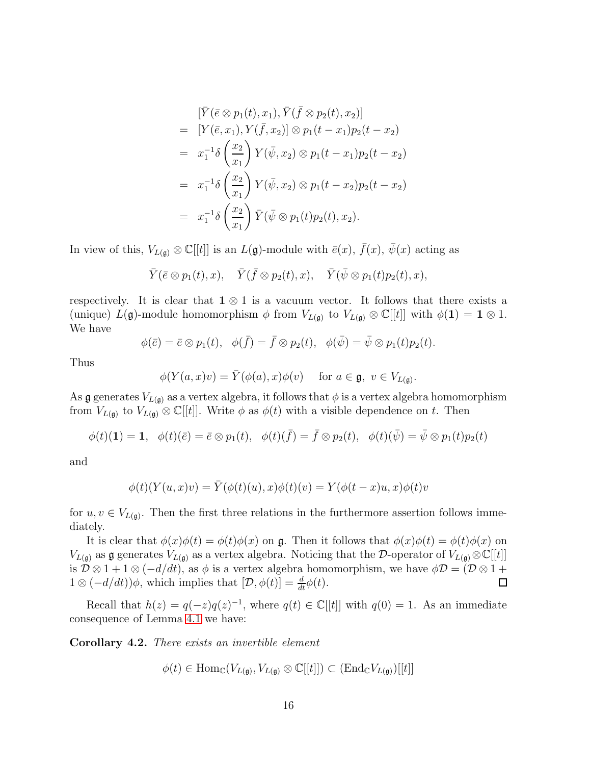$$
\begin{aligned}
& [\bar{Y}(\bar{e} \otimes p_1(t), x_1), \bar{Y}(\bar{f} \otimes p_2(t), x_2)] \\
= \; & [Y(\bar{e}, x_1), Y(\bar{f}, x_2)] \otimes p_1(t - x_1) p_2(t - x_2) \\
= \; & x_1^{-1} \delta\left(\frac{x_2}{x_1}\right) Y(\bar{\psi}, x_2) \otimes p_1(t - x_1) p_2(t - x_2) \\
= \; & x_1^{-1} \delta\left(\frac{x_2}{x_1}\right) Y(\bar{\psi}, x_2) \otimes p_1(t - x_2) p_2(t - x_2) \\
= \; & x_1^{-1} \delta\left(\frac{x_2}{x_1}\right) \bar{Y}(\bar{\psi} \otimes p_1(t) p_2(t), x_2).
\end{aligned}
$$

In view of this, $V_{L(\mathfrak{g})} \otimes \mathbb{C}[[t]]$ is an $L(\mathfrak{g})$-module with $\bar{e}(x)$, $\bar{f}(x)$, $\bar{\psi}(x)$ acting as

$$
\bar{Y}(\bar{e} \otimes p_1(t), x), \quad \bar{Y}(\bar{f} \otimes p_2(t), x), \quad \bar{Y}(\bar{\psi} \otimes p_1(t) p_2(t), x),
$$

respectively. It is clear that $\mathbf{1} \otimes 1$ is a vacuum vector. It follows that there exists a (unique) $L(\mathfrak{g})$-module homomorphism $\phi$ from $V_{L(\mathfrak{g})}$ to $V_{L(\mathfrak{g})} \otimes \mathbb{C}[[t]]$ with $\phi(\mathbf{1}) = \mathbf{1} \otimes 1$. We have

$$
\phi(\bar{e}) = \bar{e} \otimes p_1(t), \quad \phi(\bar{f}) = \bar{f} \otimes p_2(t), \quad \phi(\bar{\psi}) = \bar{\psi} \otimes p_1(t) p_2(t).
$$

Thus

$$
\phi(Y(a, x)v) = \bar{Y}(\phi(a), x)\phi(v) \quad \text{ for } a \in \mathfrak{g}, \ v \in V_{L(\mathfrak{g})}.
$$

As $\mathfrak{g}$ generates $V_{L(\mathfrak{g})}$ as a vertex algebra, it follows that $\phi$ is a vertex algebra homomorphism from $V_{L(\mathfrak{g})}$ to $V_{L(\mathfrak{g})} \otimes \mathbb{C}[[t]]$. Write $\phi$ as $\phi(t)$ with a visible dependence on $t$. Then

$$
\phi(t)(\mathbf{1}) = \mathbf{1}, \quad \phi(t)(\bar{e}) = \bar{e} \otimes p_1(t), \quad \phi(t)(\bar{f}) = \bar{f} \otimes p_2(t), \quad \phi(t)(\bar{\psi}) = \bar{\psi} \otimes p_1(t) p_2(t)
$$

and

$$
\phi(t)(Y(u, x)v) = \bar{Y}(\phi(t)(u), x)\phi(t)(v) = Y(\phi(t - x)u, x)\phi(t)v
$$

for $u, v \in V_{L(\mathfrak{g})}$. Then the first three relations in the furthermore assertion follows immediately.

It is clear that $\phi(x)\phi(t) = \phi(t)\phi(x)$ on $\mathfrak{g}$. Then it follows that $\phi(x)\phi(t) = \phi(t)\phi(x)$ on $V_{L(\mathfrak{g})}$ as $\mathfrak{g}$ generates $V_{L(\mathfrak{g})}$ as a vertex algebra. Noticing that the $\mathcal{D}$-operator of $V_{L(\mathfrak{g})} \otimes \mathbb{C}[[t]]$ is $\mathcal{D} \otimes 1 + 1 \otimes (-d/dt)$, as $\phi$ is a vertex algebra homomorphism, we have $\phi \mathcal{D} = (\mathcal{D} \otimes 1 + 1 \otimes (-d/dt))\phi$, which implies that $[\mathcal{D}, \phi(t)] = \frac{d}{dt}\phi(t)$. □

Recall that $h(z) = q(-z)q(z)^{-1}$, where $q(t) \in \mathbb{C}[[t]]$ with $q(0) = 1$. As an immediate consequence of Lemma 4.1 we have:

**Corollary 4.2.** *There exists an invertible element*

$$
\phi(t) \in \mathrm{Hom}_{\mathbb{C}}(V_{L(\mathfrak{g})}, V_{L(\mathfrak{g})} \otimes \mathbb{C}[[t]]) \subset (\mathrm{End}_{\mathbb{C}} V_{L(\mathfrak{g})})[[t]]
$$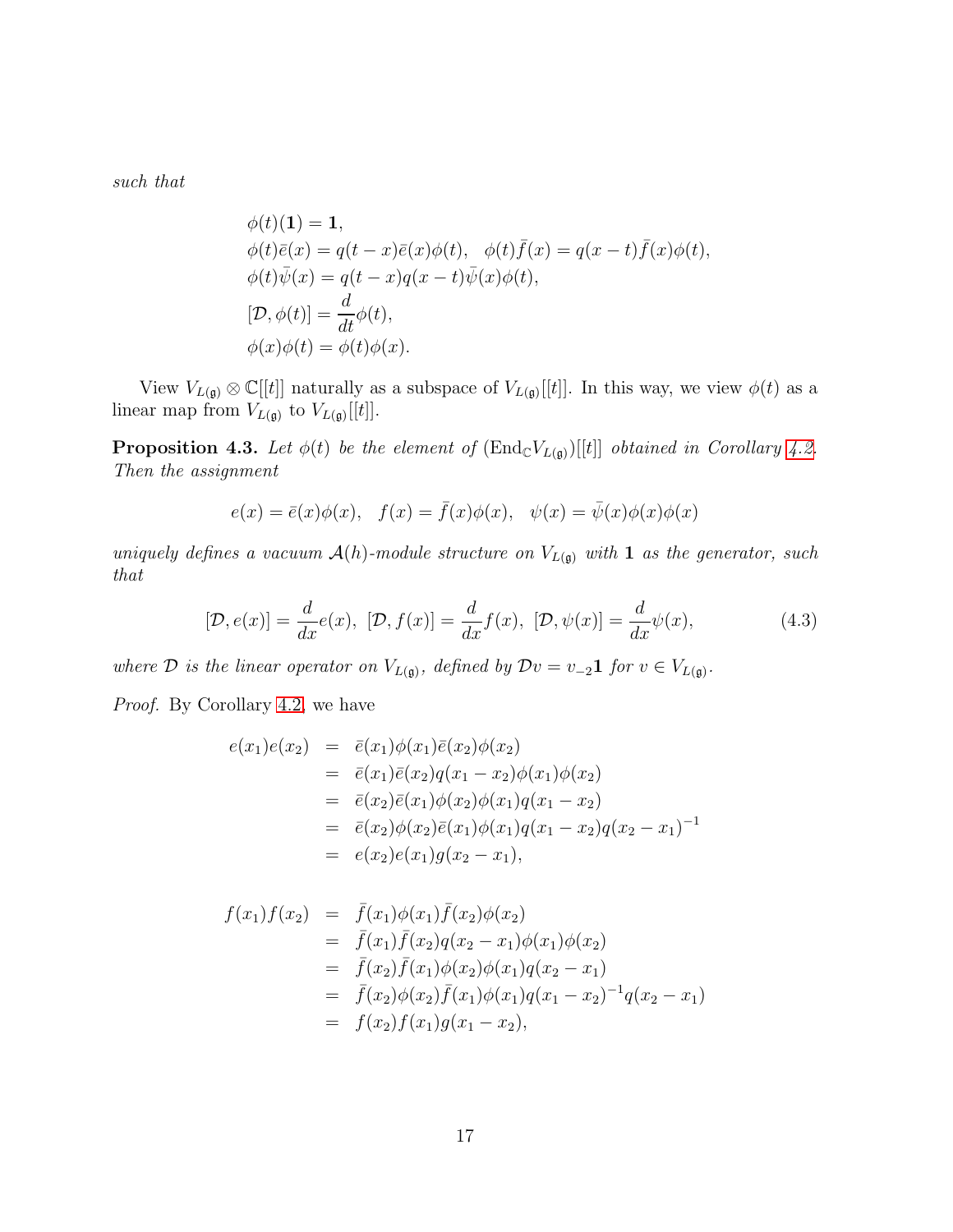*such that*

$$
\begin{aligned}
&\phi(t)(\mathbf{1}) = \mathbf{1}, \\
&\phi(t)\bar{e}(x) = q(t-x)\bar{e}(x)\phi(t), \quad \phi(t)\bar{f}(x) = q(x-t)\bar{f}(x)\phi(t), \\
&\phi(t)\bar{\psi}(x) = q(t-x)q(x-t)\bar{\psi}(x)\phi(t), \\
&[\mathcal{D}, \phi(t)] = \frac{d}{dt}\phi(t), \\
&\phi(x)\phi(t) = \phi(t)\phi(x).
\end{aligned}
$$

View $V_{L(\mathfrak{g})} \otimes \mathbb{C}[[t]]$ naturally as a subspace of $V_{L(\mathfrak{g})}[[t]]$. In this way, we view $\phi(t)$ as a linear map from $V_{L(\mathfrak{g})}$ to $V_{L(\mathfrak{g})}[[t]]$.

**Proposition 4.3.** *Let $\phi(t)$ be the element of $(\mathrm{End}_{\mathbb{C}} V_{L(\mathfrak{g})})[[t]]$ obtained in Corollary 4.2. Then the assignment*

$$
e(x) = \bar{e}(x)\phi(x), \quad f(x) = \bar{f}(x)\phi(x), \quad \psi(x) = \bar{\psi}(x)\phi(x)\phi(x)
$$

*uniquely defines a vacuum $\mathcal{A}(h)$-module structure on $V_{L(\mathfrak{g})}$ with $\mathbf{1}$ as the generator, such that*

$$
[\mathcal{D}, e(x)] = \frac{d}{dx}e(x), \ [\mathcal{D}, f(x)] = \frac{d}{dx}f(x), \ [\mathcal{D}, \psi(x)] = \frac{d}{dx}\psi(x), \tag{4.3}
$$

*where $\mathcal{D}$ is the linear operator on $V_{L(\mathfrak{g})}$, defined by $\mathcal{D}v = v_{-2}\mathbf{1}$ for $v \in V_{L(\mathfrak{g})}$.*

*Proof.* By Corollary 4.2, we have

$$
\begin{aligned}
e(x_1)e(x_2) &= \bar{e}(x_1)\phi(x_1)\bar{e}(x_2)\phi(x_2) \\
&= \bar{e}(x_1)\bar{e}(x_2)q(x_1 - x_2)\phi(x_1)\phi(x_2) \\
&= \bar{e}(x_2)\bar{e}(x_1)\phi(x_2)\phi(x_1)q(x_1 - x_2) \\
&= \bar{e}(x_2)\phi(x_2)\bar{e}(x_1)\phi(x_1)q(x_1 - x_2)q(x_2 - x_1)^{-1} \\
&= e(x_2)e(x_1)g(x_2 - x_1),
\end{aligned}
$$

$$
\begin{aligned}
f(x_1)f(x_2) &= \bar{f}(x_1)\phi(x_1)\bar{f}(x_2)\phi(x_2) \\
&= \bar{f}(x_1)\bar{f}(x_2)q(x_2 - x_1)\phi(x_1)\phi(x_2) \\
&= \bar{f}(x_2)\bar{f}(x_1)\phi(x_2)\phi(x_1)q(x_2 - x_1) \\
&= \bar{f}(x_2)\phi(x_2)\bar{f}(x_1)\phi(x_1)q(x_1 - x_2)^{-1}q(x_2 - x_1) \\
&= f(x_2)f(x_1)g(x_1 - x_2),
\end{aligned}
$$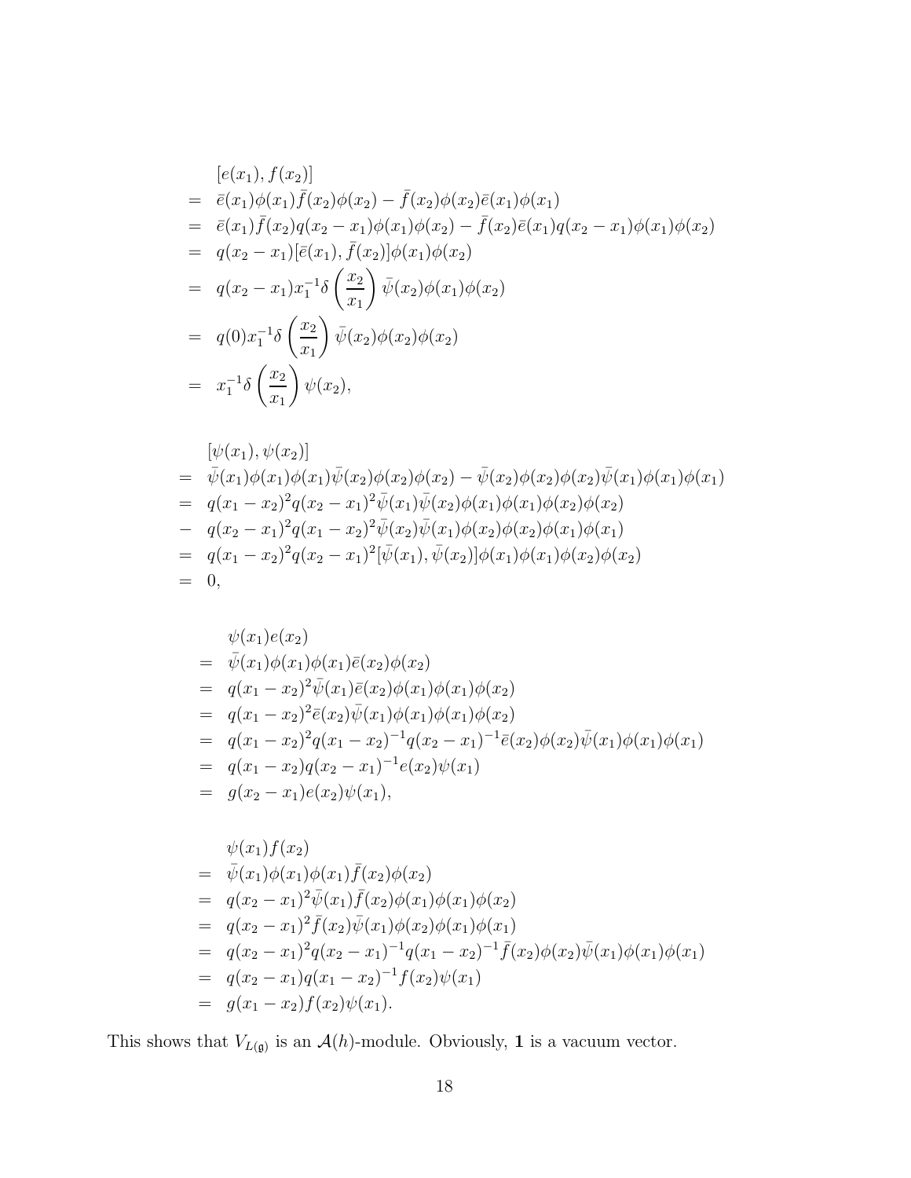$$
\begin{aligned}
& [e(x_1), f(x_2)] \\
= \ & \bar{e}(x_1)\phi(x_1)\bar{f}(x_2)\phi(x_2) - \bar{f}(x_2)\phi(x_2)\bar{e}(x_1)\phi(x_1) \\
= \ & \bar{e}(x_1)\bar{f}(x_2)q(x_2 - x_1)\phi(x_1)\phi(x_2) - \bar{f}(x_2)\bar{e}(x_1)q(x_2 - x_1)\phi(x_1)\phi(x_2) \\
= \ & q(x_2 - x_1)[\bar{e}(x_1), \bar{f}(x_2)]\phi(x_1)\phi(x_2) \\
= \ & q(x_2 - x_1)x_1^{-1}\delta\left(\frac{x_2}{x_1}\right)\bar{\psi}(x_2)\phi(x_1)\phi(x_2) \\
= \ & q(0)x_1^{-1}\delta\left(\frac{x_2}{x_1}\right)\bar{\psi}(x_2)\phi(x_2)\phi(x_2) \\
= \ & x_1^{-1}\delta\left(\frac{x_2}{x_1}\right)\psi(x_2),
\end{aligned}
$$

$$
\begin{aligned}
& [\psi(x_1), \psi(x_2)] \\
= \ & \bar{\psi}(x_1)\phi(x_1)\phi(x_1)\bar{\psi}(x_2)\phi(x_2)\phi(x_2) - \bar{\psi}(x_2)\phi(x_2)\phi(x_2)\bar{\psi}(x_1)\phi(x_1)\phi(x_1) \\
= \ & q(x_1 - x_2)^2 q(x_2 - x_1)^2 \bar{\psi}(x_1)\bar{\psi}(x_2)\phi(x_1)\phi(x_1)\phi(x_2)\phi(x_2) \\
- \ & q(x_2 - x_1)^2 q(x_1 - x_2)^2 \bar{\psi}(x_2)\bar{\psi}(x_1)\phi(x_2)\phi(x_2)\phi(x_1)\phi(x_1) \\
= \ & q(x_1 - x_2)^2 q(x_2 - x_1)^2 [\bar{\psi}(x_1), \bar{\psi}(x_2)]\phi(x_1)\phi(x_1)\phi(x_2)\phi(x_2) \\
= \ & 0,
\end{aligned}
$$

$$
\begin{aligned}
& \psi(x_1)e(x_2) \\
= \ & \bar{\psi}(x_1)\phi(x_1)\phi(x_1)\bar{e}(x_2)\phi(x_2) \\
= \ & q(x_1 - x_2)^2 \bar{\psi}(x_1)\bar{e}(x_2)\phi(x_1)\phi(x_1)\phi(x_2) \\
= \ & q(x_1 - x_2)^2 \bar{e}(x_2)\bar{\psi}(x_1)\phi(x_1)\phi(x_1)\phi(x_2) \\
= \ & q(x_1 - x_2)^2 q(x_1 - x_2)^{-1} q(x_2 - x_1)^{-1} \bar{e}(x_2)\phi(x_2)\bar{\psi}(x_1)\phi(x_1)\phi(x_1) \\
= \ & q(x_1 - x_2)q(x_2 - x_1)^{-1} e(x_2)\psi(x_1) \\
= \ & g(x_2 - x_1)e(x_2)\psi(x_1),
\end{aligned}
$$

$$
\begin{aligned}
& \psi(x_1)f(x_2) \\
= \ & \bar{\psi}(x_1)\phi(x_1)\phi(x_1)\bar{f}(x_2)\phi(x_2) \\
= \ & q(x_2 - x_1)^2 \bar{\psi}(x_1)\bar{f}(x_2)\phi(x_1)\phi(x_1)\phi(x_2) \\
= \ & q(x_2 - x_1)^2 \bar{f}(x_2)\bar{\psi}(x_1)\phi(x_2)\phi(x_1)\phi(x_1) \\
= \ & q(x_2 - x_1)^2 q(x_2 - x_1)^{-1} q(x_1 - x_2)^{-1} \bar{f}(x_2)\phi(x_2)\bar{\psi}(x_1)\phi(x_1)\phi(x_1) \\
= \ & q(x_2 - x_1)q(x_1 - x_2)^{-1} f(x_2)\psi(x_1) \\
= \ & g(x_1 - x_2)f(x_2)\psi(x_1).
\end{aligned}
$$

This shows that $V_{L(\mathfrak{g})}$ is an $\mathcal{A}(h)$-module. Obviously, $\mathbf{1}$ is a vacuum vector.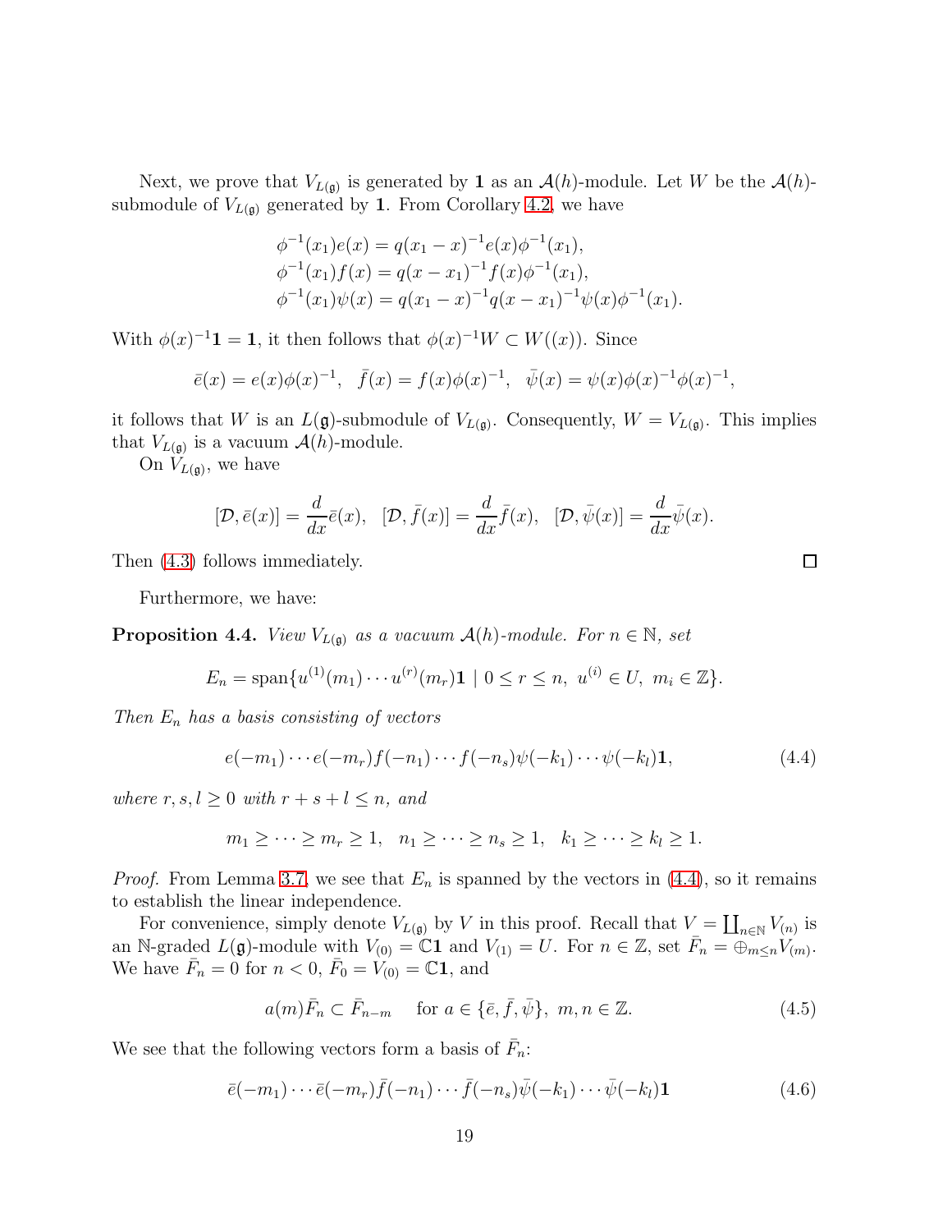Next, we prove that $V_{L(\mathfrak{g})}$ is generated by $\mathbf{1}$ as an $\mathcal{A}(h)$-module. Let $W$ be the $\mathcal{A}(h)$-submodule of $V_{L(\mathfrak{g})}$ generated by $\mathbf{1}$. From Corollary 4.2, we have

$$\begin{aligned}
\phi^{-1}(x_1)e(x) &= q(x_1 - x)^{-1}e(x)\phi^{-1}(x_1),\\
\phi^{-1}(x_1)f(x) &= q(x - x_1)^{-1}f(x)\phi^{-1}(x_1),\\
\phi^{-1}(x_1)\psi(x) &= q(x_1 - x)^{-1}q(x - x_1)^{-1}\psi(x)\phi^{-1}(x_1).
\end{aligned}$$

With $\phi(x)^{-1}\mathbf{1} = \mathbf{1}$, it then follows that $\phi(x)^{-1}W \subset W((x))$. Since

$$\bar{e}(x) = e(x)\phi(x)^{-1}, \quad \bar{f}(x) = f(x)\phi(x)^{-1}, \quad \bar{\psi}(x) = \psi(x)\phi(x)^{-1}\phi(x)^{-1},$$

it follows that $W$ is an $L(\mathfrak{g})$-submodule of $V_{L(\mathfrak{g})}$. Consequently, $W = V_{L(\mathfrak{g})}$. This implies that $V_{L(\mathfrak{g})}$ is a vacuum $\mathcal{A}(h)$-module.

On $V_{L(\mathfrak{g})}$, we have

$$[\mathcal{D}, \bar{e}(x)] = \frac{d}{dx}\bar{e}(x), \quad [\mathcal{D}, \bar{f}(x)] = \frac{d}{dx}\bar{f}(x), \quad [\mathcal{D}, \bar{\psi}(x)] = \frac{d}{dx}\bar{\psi}(x).$$

Then (4.3) follows immediately. $\square$

Furthermore, we have:

**Proposition 4.4.** *View $V_{L(\mathfrak{g})}$ as a vacuum $\mathcal{A}(h)$-module. For $n \in \mathbb{N}$, set*

$$E_n = \operatorname{span}\{u^{(1)}(m_1)\cdots u^{(r)}(m_r)\mathbf{1} \mid 0 \le r \le n,\ u^{(i)} \in U,\ m_i \in \mathbb{Z}\}.$$

*Then $E_n$ has a basis consisting of vectors*

$$e(-m_1)\cdots e(-m_r)f(-n_1)\cdots f(-n_s)\psi(-k_1)\cdots\psi(-k_l)\mathbf{1}, \tag{4.4}$$

*where $r, s, l \ge 0$ with $r + s + l \le n$, and*

$$m_1 \ge \cdots \ge m_r \ge 1, \quad n_1 \ge \cdots \ge n_s \ge 1, \quad k_1 \ge \cdots \ge k_l \ge 1.$$

*Proof.* From Lemma 3.7, we see that $E_n$ is spanned by the vectors in (4.4), so it remains to establish the linear independence.

For convenience, simply denote $V_{L(\mathfrak{g})}$ by $V$ in this proof. Recall that $V = \coprod_{n\in\mathbb{N}} V_{(n)}$ is an $\mathbb{N}$-graded $L(\mathfrak{g})$-module with $V_{(0)} = \mathbb{C}\mathbf{1}$ and $V_{(1)} = U$. For $n \in \mathbb{Z}$, set $\bar{F}_n = \oplus_{m\le n} V_{(m)}$. We have $\bar{F}_n = 0$ for $n < 0$, $\bar{F}_0 = V_{(0)} = \mathbb{C}\mathbf{1}$, and

$$a(m)\bar{F}_n \subset \bar{F}_{n-m} \quad \text{for } a \in \{\bar{e}, \bar{f}, \bar{\psi}\},\ m, n \in \mathbb{Z}. \tag{4.5}$$

We see that the following vectors form a basis of $\bar{F}_n$:

$$\bar{e}(-m_1)\cdots\bar{e}(-m_r)\bar{f}(-n_1)\cdots\bar{f}(-n_s)\bar{\psi}(-k_1)\cdots\bar{\psi}(-k_l)\mathbf{1} \tag{4.6}$$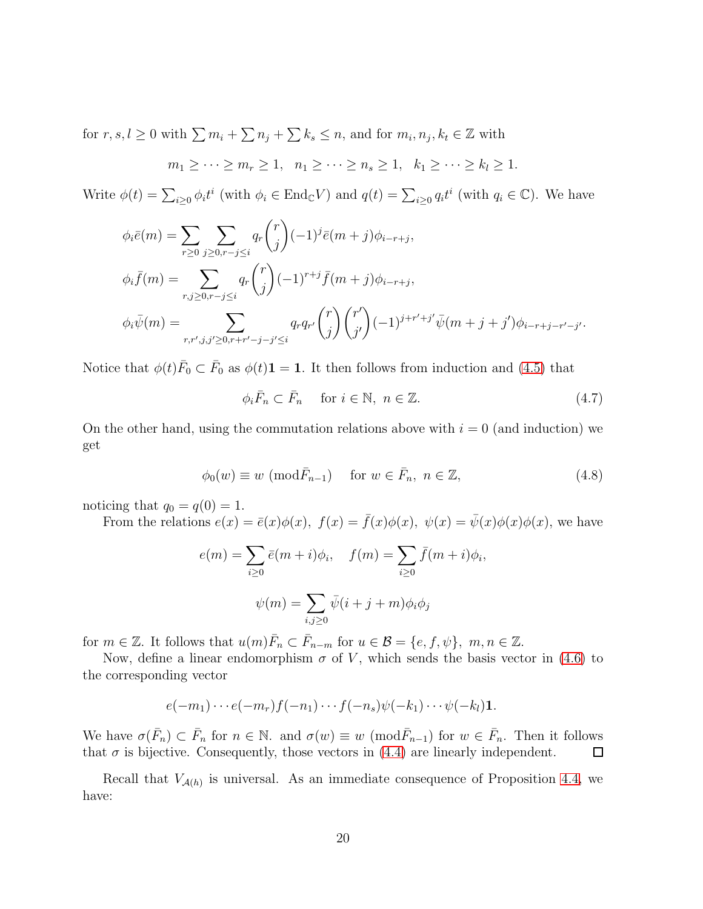for $r, s, l \geq 0$ with $\sum m_i + \sum n_j + \sum k_s \leq n$, and for $m_i, n_j, k_t \in \mathbb{Z}$ with

$$m_1 \geq \cdots \geq m_r \geq 1, \quad n_1 \geq \cdots \geq n_s \geq 1, \quad k_1 \geq \cdots \geq k_l \geq 1.$$

Write $\phi(t) = \sum_{i\geq 0} \phi_i t^i$ (with $\phi_i \in \mathrm{End}_{\mathbb{C}} V$) and $q(t) = \sum_{i\geq 0} q_i t^i$ (with $q_i \in \mathbb{C}$). We have

$$\phi_i \bar{e}(m) = \sum_{r\geq 0} \sum_{j\geq 0, r-j\leq i} q_r \binom{r}{j} (-1)^j \bar{e}(m+j)\phi_{i-r+j},$$

$$\phi_i \bar{f}(m) = \sum_{r,j\geq 0, r-j\leq i} q_r \binom{r}{j} (-1)^{r+j} \bar{f}(m+j)\phi_{i-r+j},$$

$$\phi_i \bar{\psi}(m) = \sum_{r,r',j,j'\geq 0, r+r'-j-j'\leq i} q_r q_{r'} \binom{r}{j}\binom{r'}{j'} (-1)^{j+r'+j'} \bar{\psi}(m+j+j')\phi_{i-r+j-r'-j'}.$$

Notice that $\phi(t)\bar{F}_0 \subset \bar{F}_0$ as $\phi(t)\mathbf{1} = \mathbf{1}$. It then follows from induction and (4.5) that

$$\phi_i \bar{F}_n \subset \bar{F}_n \quad \text{for } i \in \mathbb{N},\ n \in \mathbb{Z}. \tag{4.7}$$

On the other hand, using the commutation relations above with $i = 0$ (and induction) we get

$$\phi_0(w) \equiv w \ (\mathrm{mod} \bar{F}_{n-1}) \quad \text{for } w \in \bar{F}_n,\ n \in \mathbb{Z}, \tag{4.8}$$

noticing that $q_0 = q(0) = 1$.

From the relations $e(x) = \bar{e}(x)\phi(x),\ f(x) = \bar{f}(x)\phi(x),\ \psi(x) = \bar{\psi}(x)\phi(x)\phi(x)$, we have

$$e(m) = \sum_{i\geq 0} \bar{e}(m+i)\phi_i, \quad f(m) = \sum_{i\geq 0} \bar{f}(m+i)\phi_i,$$

$$\psi(m) = \sum_{i,j\geq 0} \bar{\psi}(i+j+m)\phi_i\phi_j$$

for $m \in \mathbb{Z}$. It follows that $u(m)\bar{F}_n \subset \bar{F}_{n-m}$ for $u \in \mathcal{B} = \{e, f, \psi\},\ m, n \in \mathbb{Z}$.

Now, define a linear endomorphism $\sigma$ of $V$, which sends the basis vector in (4.6) to the corresponding vector

$$e(-m_1)\cdots e(-m_r)f(-n_1)\cdots f(-n_s)\psi(-k_1)\cdots\psi(-k_l)\mathbf{1}.$$

We have $\sigma(\bar{F}_n) \subset \bar{F}_n$ for $n \in \mathbb{N}$. and $\sigma(w) \equiv w \ (\mathrm{mod}\bar{F}_{n-1})$ for $w \in \bar{F}_n$. Then it follows that $\sigma$ is bijective. Consequently, those vectors in (4.4) are linearly independent. $\square$

Recall that $V_{\mathcal{A}(h)}$ is universal. As an immediate consequence of Proposition 4.4, we have: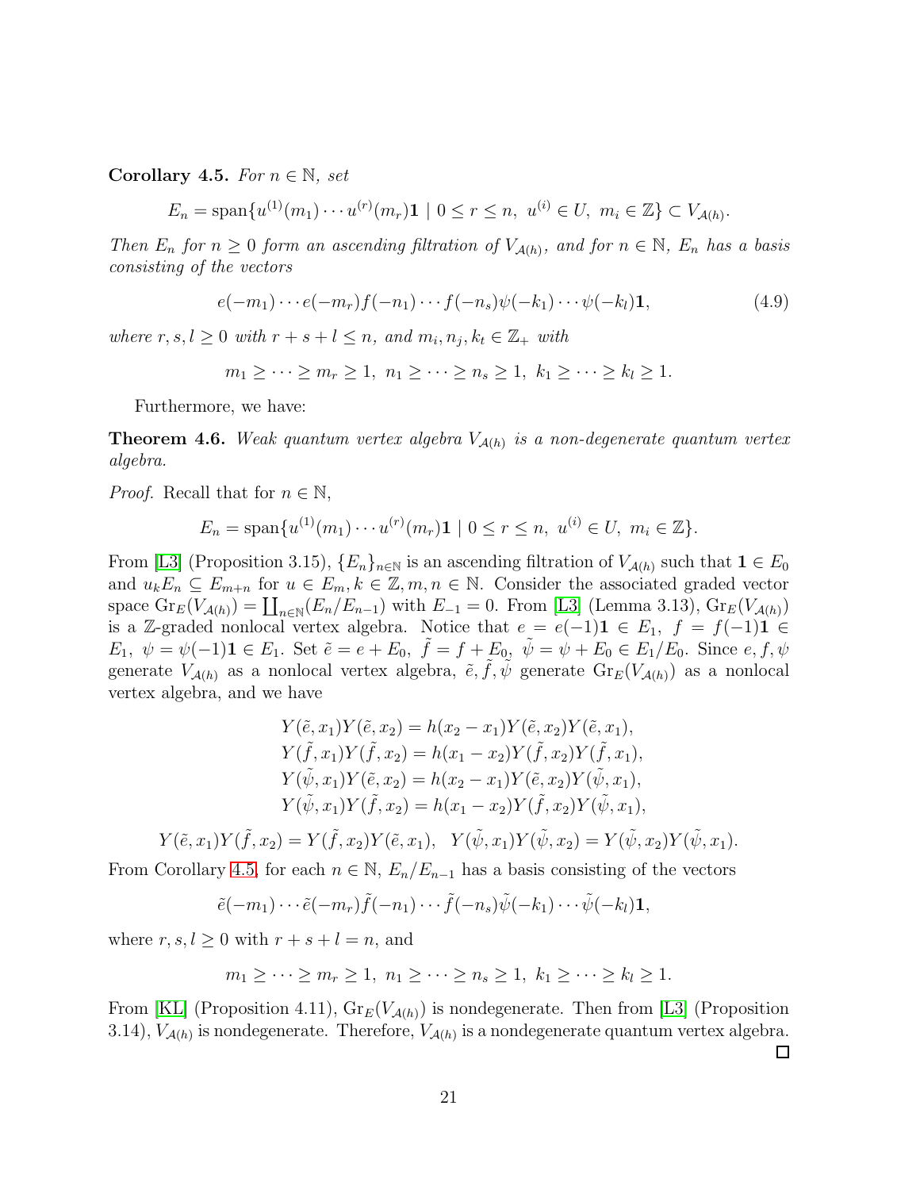**Corollary 4.5.** *For $n \in \mathbb{N}$, set*

$$E_n = \text{span}\{u^{(1)}(m_1) \cdots u^{(r)}(m_r)\mathbf{1} \mid 0 \leq r \leq n,\ u^{(i)} \in U,\ m_i \in \mathbb{Z}\} \subset V_{\mathcal{A}(h)}.$$

*Then $E_n$ for $n \geq 0$ form an ascending filtration of $V_{\mathcal{A}(h)}$, and for $n \in \mathbb{N}$, $E_n$ has a basis consisting of the vectors*

$$e(-m_1) \cdots e(-m_r) f(-n_1) \cdots f(-n_s) \psi(-k_1) \cdots \psi(-k_l)\mathbf{1}, \tag{4.9}$$

*where $r, s, l \geq 0$ with $r + s + l \leq n$, and $m_i, n_j, k_t \in \mathbb{Z}_+$ with*

$$m_1 \geq \cdots \geq m_r \geq 1,\ n_1 \geq \cdots \geq n_s \geq 1,\ k_1 \geq \cdots \geq k_l \geq 1.$$

Furthermore, we have:

**Theorem 4.6.** *Weak quantum vertex algebra $V_{\mathcal{A}(h)}$ is a non-degenerate quantum vertex algebra.*

*Proof.* Recall that for $n \in \mathbb{N}$,

$$E_n = \text{span}\{u^{(1)}(m_1) \cdots u^{(r)}(m_r)\mathbf{1} \mid 0 \leq r \leq n,\ u^{(i)} \in U,\ m_i \in \mathbb{Z}\}.$$

From [L3] (Proposition 3.15), $\{E_n\}_{n\in\mathbb{N}}$ is an ascending filtration of $V_{\mathcal{A}(h)}$ such that $\mathbf{1} \in E_0$ and $u_k E_n \subseteq E_{m+n}$ for $u \in E_m, k \in \mathbb{Z}, m, n \in \mathbb{N}$. Consider the associated graded vector space $\text{Gr}_E(V_{\mathcal{A}(h)}) = \coprod_{n\in\mathbb{N}}(E_n/E_{n-1})$ with $E_{-1} = 0$. From [L3] (Lemma 3.13), $\text{Gr}_E(V_{\mathcal{A}(h)})$ is a $\mathbb{Z}$-graded nonlocal vertex algebra. Notice that $e = e(-1)\mathbf{1} \in E_1$, $f = f(-1)\mathbf{1} \in E_1$, $\psi = \psi(-1)\mathbf{1} \in E_1$. Set $\tilde{e} = e + E_0$, $\tilde{f} = f + E_0$, $\tilde{\psi} = \psi + E_0 \in E_1/E_0$. Since $e, f, \psi$ generate $V_{\mathcal{A}(h)}$ as a nonlocal vertex algebra, $\tilde{e}, \tilde{f}, \tilde{\psi}$ generate $\text{Gr}_E(V_{\mathcal{A}(h)})$ as a nonlocal vertex algebra, and we have

$$
\begin{aligned}
Y(\tilde{e}, x_1)Y(\tilde{e}, x_2) &= h(x_2 - x_1)Y(\tilde{e}, x_2)Y(\tilde{e}, x_1), \\
Y(\tilde{f}, x_1)Y(\tilde{f}, x_2) &= h(x_1 - x_2)Y(\tilde{f}, x_2)Y(\tilde{f}, x_1), \\
Y(\tilde{\psi}, x_1)Y(\tilde{e}, x_2) &= h(x_2 - x_1)Y(\tilde{e}, x_2)Y(\tilde{\psi}, x_1), \\
Y(\tilde{\psi}, x_1)Y(\tilde{f}, x_2) &= h(x_1 - x_2)Y(\tilde{f}, x_2)Y(\tilde{\psi}, x_1),
\end{aligned}
$$

$$Y(\tilde{e}, x_1)Y(\tilde{f}, x_2) = Y(\tilde{f}, x_2)Y(\tilde{e}, x_1), \quad Y(\tilde{\psi}, x_1)Y(\tilde{\psi}, x_2) = Y(\tilde{\psi}, x_2)Y(\tilde{\psi}, x_1).$$

From Corollary 4.5, for each $n \in \mathbb{N}$, $E_n/E_{n-1}$ has a basis consisting of the vectors

$$\tilde{e}(-m_1) \cdots \tilde{e}(-m_r) \tilde{f}(-n_1) \cdots \tilde{f}(-n_s) \tilde{\psi}(-k_1) \cdots \tilde{\psi}(-k_l)\mathbf{1},$$

where $r, s, l \geq 0$ with $r + s + l = n$, and

$$m_1 \geq \cdots \geq m_r \geq 1,\ n_1 \geq \cdots \geq n_s \geq 1,\ k_1 \geq \cdots \geq k_l \geq 1.$$

From [KL] (Proposition 4.11), $\text{Gr}_E(V_{\mathcal{A}(h)})$ is nondegenerate. Then from [L3] (Proposition 3.14), $V_{\mathcal{A}(h)}$ is nondegenerate. Therefore, $V_{\mathcal{A}(h)}$ is a nondegenerate quantum vertex algebra. $\square$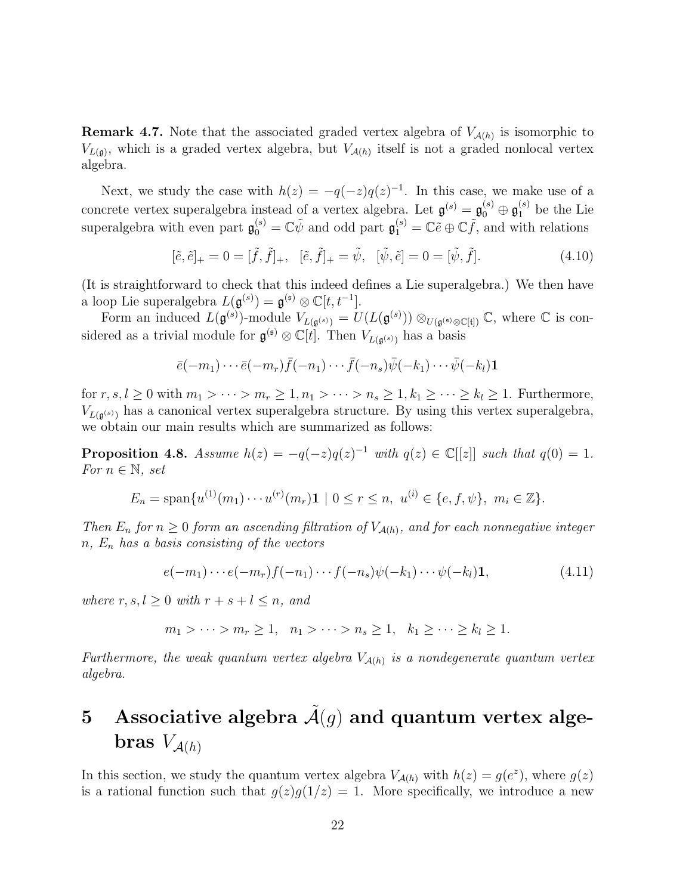**Remark 4.7.** Note that the associated graded vertex algebra of $V_{\mathcal{A}(h)}$ is isomorphic to $V_{L(\mathfrak{g})}$, which is a graded vertex algebra, but $V_{\mathcal{A}(h)}$ itself is not a graded nonlocal vertex algebra.

Next, we study the case with $h(z) = -q(-z)q(z)^{-1}$. In this case, we make use of a concrete vertex superalgebra instead of a vertex algebra. Let $\mathfrak{g}^{(s)} = \mathfrak{g}_0^{(s)} \oplus \mathfrak{g}_1^{(s)}$ be the Lie superalgebra with even part $\mathfrak{g}_0^{(s)} = \mathbb{C}\tilde{\psi}$ and odd part $\mathfrak{g}_1^{(s)} = \mathbb{C}\tilde{e} \oplus \mathbb{C}\tilde{f}$, and with relations

$$[\tilde{e}, \tilde{e}]_+ = 0 = [\tilde{f}, \tilde{f}]_+, \quad [\tilde{e}, \tilde{f}]_+ = \tilde{\psi}, \quad [\tilde{\psi}, \tilde{e}] = 0 = [\tilde{\psi}, \tilde{f}]. \tag{4.10}$$

(It is straightforward to check that this indeed defines a Lie superalgebra.) We then have a loop Lie superalgebra $L(\mathfrak{g}^{(s)}) = \mathfrak{g}^{(\mathfrak{s})} \otimes \mathbb{C}[t, t^{-1}]$.

Form an induced $L(\mathfrak{g}^{(s)})$-module $V_{L(\mathfrak{g}^{(s)})} = U(L(\mathfrak{g}^{(s)})) \otimes_{U(\mathfrak{g}^{(\mathfrak{s})} \otimes \mathbb{C}[t])} \mathbb{C}$, where $\mathbb{C}$ is considered as a trivial module for $\mathfrak{g}^{(\mathfrak{s})} \otimes \mathbb{C}[t]$. Then $V_{L(\mathfrak{g}^{(s)})}$ has a basis

$$\bar{e}(-m_1) \cdots \bar{e}(-m_r) \bar{f}(-n_1) \cdots \bar{f}(-n_s) \bar{\psi}(-k_1) \cdots \bar{\psi}(-k_l) \mathbf{1}$$

for $r, s, l \geq 0$ with $m_1 > \cdots > m_r \geq 1, n_1 > \cdots > n_s \geq 1, k_1 \geq \cdots \geq k_l \geq 1$. Furthermore, $V_{L(\mathfrak{g}^{(s)})}$ has a canonical vertex superalgebra structure. By using this vertex superalgebra, we obtain our main results which are summarized as follows:

**Proposition 4.8.** *Assume $h(z) = -q(-z)q(z)^{-1}$ with $q(z) \in \mathbb{C}[[z]]$ such that $q(0) = 1$. For $n \in \mathbb{N}$, set*

$$E_n = \operatorname{span}\{u^{(1)}(m_1) \cdots u^{(r)}(m_r)\mathbf{1} \mid 0 \leq r \leq n, \ u^{(i)} \in \{e, f, \psi\}, \ m_i \in \mathbb{Z}\}.$$

*Then $E_n$ for $n \geq 0$ form an ascending filtration of $V_{\mathcal{A}(h)}$, and for each nonnegative integer $n$, $E_n$ has a basis consisting of the vectors*

$$e(-m_1) \cdots e(-m_r) f(-n_1) \cdots f(-n_s) \psi(-k_1) \cdots \psi(-k_l) \mathbf{1}, \tag{4.11}$$

*where $r, s, l \geq 0$ with $r + s + l \leq n$, and*

$$m_1 > \cdots > m_r \geq 1, \quad n_1 > \cdots > n_s \geq 1, \quad k_1 \geq \cdots \geq k_l \geq 1.$$

*Furthermore, the weak quantum vertex algebra $V_{\mathcal{A}(h)}$ is a nondegenerate quantum vertex algebra.*

# 5 Associative algebra $\tilde{\mathcal{A}}(g)$ and quantum vertex algebras $V_{\mathcal{A}(h)}$

In this section, we study the quantum vertex algebra $V_{\mathcal{A}(h)}$ with $h(z) = g(e^z)$, where $g(z)$ is a rational function such that $g(z)g(1/z) = 1$. More specifically, we introduce a new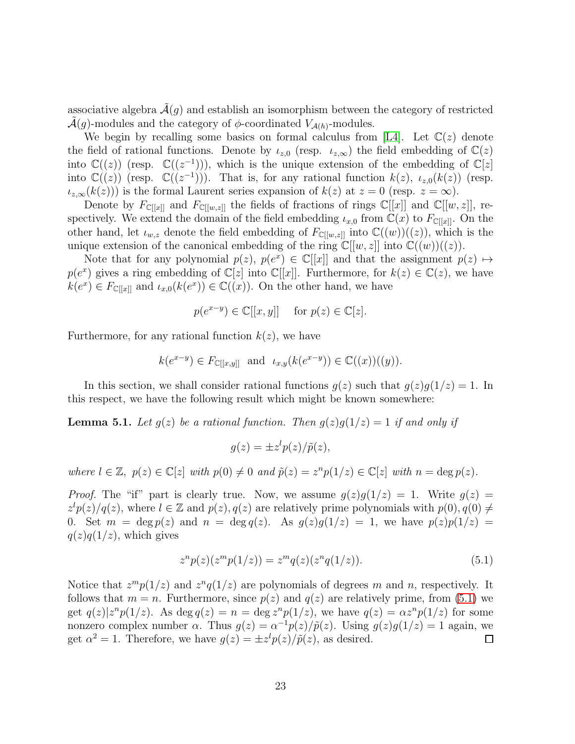associative algebra $\tilde{\mathcal{A}}(g)$ and establish an isomorphism between the category of restricted $\tilde{\mathcal{A}}(g)$-modules and the category of $\phi$-coordinated $V_{\mathcal{A}(h)}$-modules.

We begin by recalling some basics on formal calculus from [L4]. Let $\mathbb{C}(z)$ denote the field of rational functions. Denote by $\iota_{z,0}$ (resp. $\iota_{z,\infty}$) the field embedding of $\mathbb{C}(z)$ into $\mathbb{C}((z))$ (resp. $\mathbb{C}((z^{-1}))$), which is the unique extension of the embedding of $\mathbb{C}[z]$ into $\mathbb{C}((z))$ (resp. $\mathbb{C}((z^{-1}))$). That is, for any rational function $k(z)$, $\iota_{z,0}(k(z))$ (resp. $\iota_{z,\infty}(k(z))$) is the formal Laurent series expansion of $k(z)$ at $z=0$ (resp. $z=\infty$).

Denote by $F_{\mathbb{C}[[x]]}$ and $F_{\mathbb{C}[[w,z]]}$ the fields of fractions of rings $\mathbb{C}[[x]]$ and $\mathbb{C}[[w,z]]$, respectively. We extend the domain of the field embedding $\iota_{x,0}$ from $\mathbb{C}(x)$ to $F_{\mathbb{C}[[x]]}$. On the other hand, let $\iota_{w,z}$ denote the field embedding of $F_{\mathbb{C}[[w,z]]}$ into $\mathbb{C}((w))((z))$, which is the unique extension of the canonical embedding of the ring $\mathbb{C}[[w,z]]$ into $\mathbb{C}((w))((z))$.

Note that for any polynomial $p(z)$, $p(e^x) \in \mathbb{C}[[x]]$ and that the assignment $p(z) \mapsto p(e^x)$ gives a ring embedding of $\mathbb{C}[z]$ into $\mathbb{C}[[x]]$. Furthermore, for $k(z) \in \mathbb{C}(z)$, we have $k(e^x) \in F_{\mathbb{C}[[x]]}$ and $\iota_{x,0}(k(e^x)) \in \mathbb{C}((x))$. On the other hand, we have

$$p(e^{x-y}) \in \mathbb{C}[[x,y]] \quad \text{ for } p(z) \in \mathbb{C}[z].$$

Furthermore, for any rational function $k(z)$, we have

$$k(e^{x-y}) \in F_{\mathbb{C}[[x,y]]} \ \text{ and } \ \iota_{x,y}(k(e^{x-y})) \in \mathbb{C}((x))((y)).$$

In this section, we shall consider rational functions $g(z)$ such that $g(z)g(1/z)=1$. In this respect, we have the following result which might be known somewhere:

**Lemma 5.1.** *Let $g(z)$ be a rational function. Then $g(z)g(1/z)=1$ if and only if*

$$g(z) = \pm z^l p(z)/\tilde{p}(z),$$

*where $l \in \mathbb{Z}$, $p(z) \in \mathbb{C}[z]$ with $p(0) \neq 0$ and $\tilde{p}(z) = z^n p(1/z) \in \mathbb{C}[z]$ with $n = \deg p(z)$.*

*Proof.* The "if" part is clearly true. Now, we assume $g(z)g(1/z)=1$. Write $g(z) = z^l p(z)/q(z)$, where $l \in \mathbb{Z}$ and $p(z), q(z)$ are relatively prime polynomials with $p(0), q(0) \neq 0$. Set $m = \deg p(z)$ and $n = \deg q(z)$. As $g(z)g(1/z)=1$, we have $p(z)p(1/z) = q(z)q(1/z)$, which gives

$$z^n p(z)(z^m p(1/z)) = z^m q(z)(z^n q(1/z)). \tag{5.1}$$

Notice that $z^m p(1/z)$ and $z^n q(1/z)$ are polynomials of degrees $m$ and $n$, respectively. It follows that $m=n$. Furthermore, since $p(z)$ and $q(z)$ are relatively prime, from (5.1) we get $q(z) | z^n p(1/z)$. As $\deg q(z) = n = \deg z^n p(1/z)$, we have $q(z) = \alpha z^n p(1/z)$ for some nonzero complex number $\alpha$. Thus $g(z) = \alpha^{-1} p(z)/\tilde{p}(z)$. Using $g(z)g(1/z)=1$ again, we get $\alpha^2 = 1$. Therefore, we have $g(z) = \pm z^l p(z)/\tilde{p}(z)$, as desired. $\square$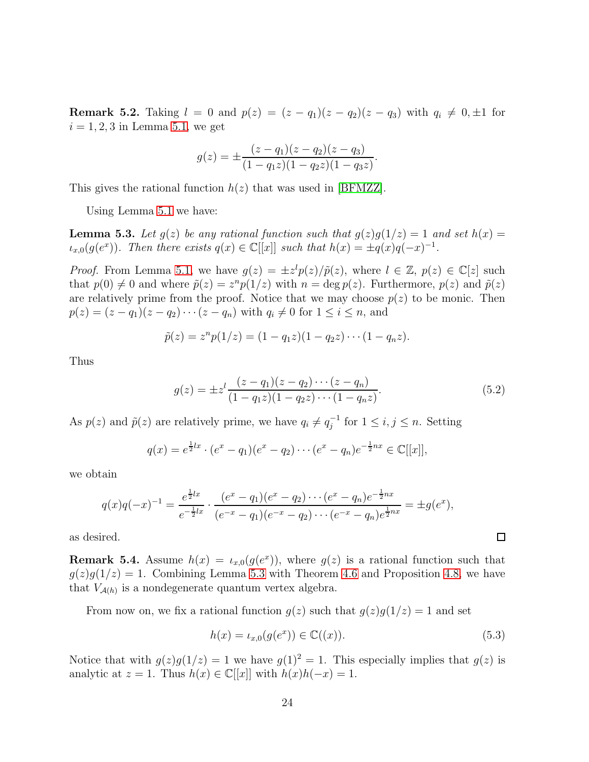**Remark 5.2.** Taking $l = 0$ and $p(z) = (z - q_1)(z - q_2)(z - q_3)$ with $q_i \neq 0, \pm 1$ for $i = 1, 2, 3$ in Lemma 5.1, we get

$$g(z) = \pm \frac{(z - q_1)(z - q_2)(z - q_3)}{(1 - q_1 z)(1 - q_2 z)(1 - q_3 z)}.$$

This gives the rational function $h(z)$ that was used in [BFMZZ].

Using Lemma 5.1 we have:

**Lemma 5.3.** *Let $g(z)$ be any rational function such that $g(z)g(1/z) = 1$ and set $h(x) = \iota_{x,0}(g(e^x))$. Then there exists $q(x) \in \mathbb{C}[[x]]$ such that $h(x) = \pm q(x)q(-x)^{-1}$.*

*Proof.* From Lemma 5.1, we have $g(z) = \pm z^l p(z)/\tilde{p}(z)$, where $l \in \mathbb{Z}$, $p(z) \in \mathbb{C}[z]$ such that $p(0) \neq 0$ and where $\tilde{p}(z) = z^n p(1/z)$ with $n = \deg p(z)$. Furthermore, $p(z)$ and $\tilde{p}(z)$ are relatively prime from the proof. Notice that we may choose $p(z)$ to be monic. Then $p(z) = (z - q_1)(z - q_2) \cdots (z - q_n)$ with $q_i \neq 0$ for $1 \leq i \leq n$, and

$$\tilde{p}(z) = z^n p(1/z) = (1 - q_1 z)(1 - q_2 z) \cdots (1 - q_n z).$$

Thus

$$g(z) = \pm z^l \frac{(z - q_1)(z - q_2) \cdots (z - q_n)}{(1 - q_1 z)(1 - q_2 z) \cdots (1 - q_n z)}. \tag{5.2}$$

As $p(z)$ and $\tilde{p}(z)$ are relatively prime, we have $q_i \neq q_j^{-1}$ for $1 \leq i, j \leq n$. Setting

$$q(x) = e^{\frac{1}{2}lx} \cdot (e^x - q_1)(e^x - q_2) \cdots (e^x - q_n) e^{-\frac{1}{2}nx} \in \mathbb{C}[[x]],$$

we obtain

$$q(x)q(-x)^{-1} = \frac{e^{\frac{1}{2}lx}}{e^{-\frac{1}{2}lx}} \cdot \frac{(e^x - q_1)(e^x - q_2) \cdots (e^x - q_n)e^{-\frac{1}{2}nx}}{(e^{-x} - q_1)(e^{-x} - q_2) \cdots (e^{-x} - q_n)e^{\frac{1}{2}nx}} = \pm g(e^x),$$

as desired. $\square$

**Remark 5.4.** Assume $h(x) = \iota_{x,0}(g(e^x))$, where $g(z)$ is a rational function such that $g(z)g(1/z) = 1$. Combining Lemma 5.3 with Theorem 4.6 and Proposition 4.8, we have that $V_{\mathcal{A}(h)}$ is a nondegenerate quantum vertex algebra.

From now on, we fix a rational function $g(z)$ such that $g(z)g(1/z) = 1$ and set

$$h(x) = \iota_{x,0}(g(e^x)) \in \mathbb{C}((x)). \tag{5.3}$$

Notice that with $g(z)g(1/z) = 1$ we have $g(1)^2 = 1$. This especially implies that $g(z)$ is analytic at $z = 1$. Thus $h(x) \in \mathbb{C}[[x]]$ with $h(x)h(-x) = 1$.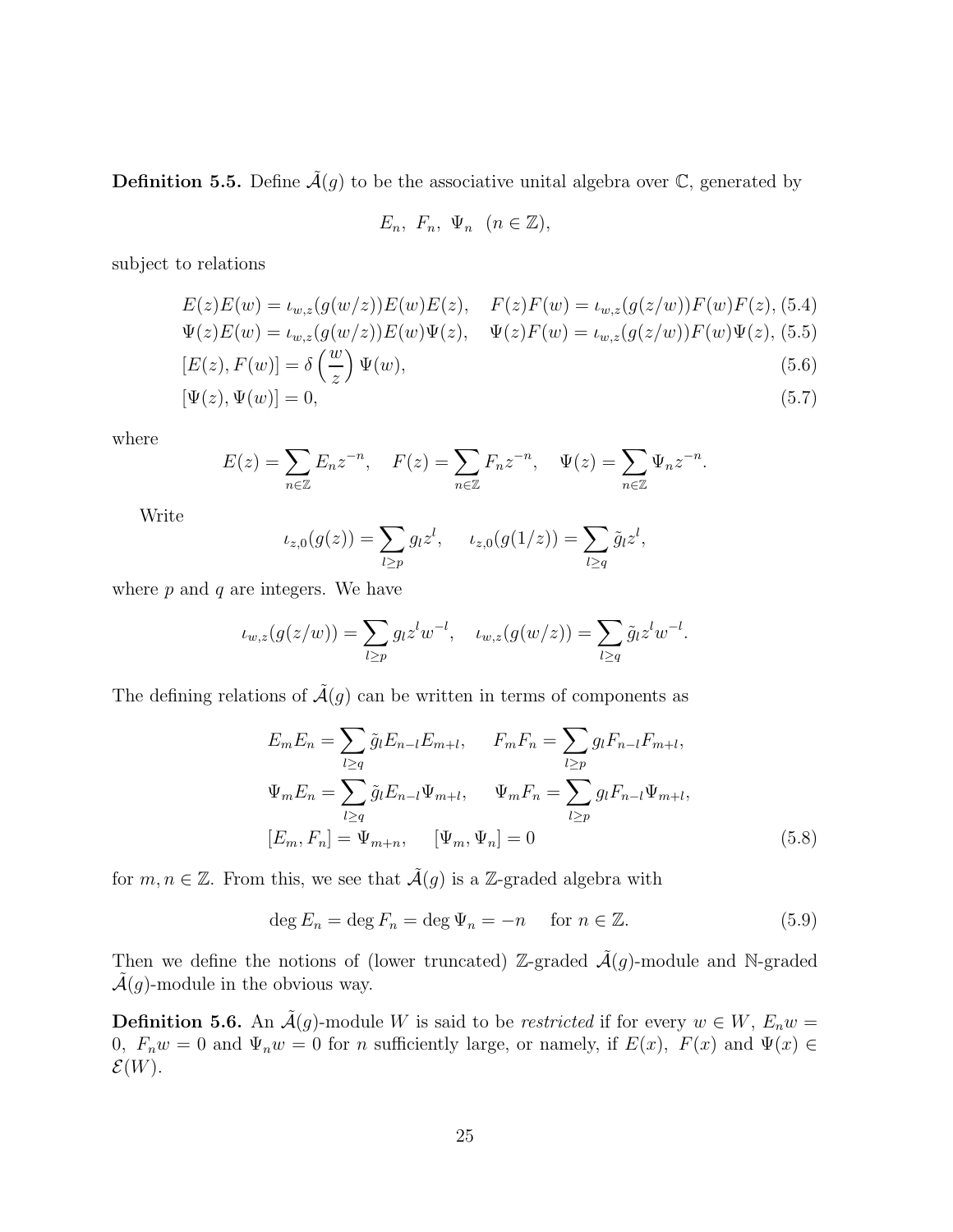**Definition 5.5.** Define $\tilde{\mathcal{A}}(g)$ to be the associative unital algebra over $\mathbb{C}$, generated by

$$E_n,\ F_n,\ \Psi_n \quad (n \in \mathbb{Z}),$$

subject to relations

$$E(z)E(w) = \iota_{w,z}(g(w/z))E(w)E(z), \quad F(z)F(w) = \iota_{w,z}(g(z/w))F(w)F(z), \tag{5.4}$$

$$\Psi(z)E(w) = \iota_{w,z}(g(w/z))E(w)\Psi(z), \quad \Psi(z)F(w) = \iota_{w,z}(g(z/w))F(w)\Psi(z), \tag{5.5}$$

$$[E(z), F(w)] = \delta\left(\frac{w}{z}\right)\Psi(w), \tag{5.6}$$

$$[\Psi(z), \Psi(w)] = 0, \tag{5.7}$$

where

$$E(z) = \sum_{n\in\mathbb{Z}} E_n z^{-n}, \quad F(z) = \sum_{n\in\mathbb{Z}} F_n z^{-n}, \quad \Psi(z) = \sum_{n\in\mathbb{Z}} \Psi_n z^{-n}.$$

Write

$$\iota_{z,0}(g(z)) = \sum_{l\geq p} g_l z^l, \qquad \iota_{z,0}(g(1/z)) = \sum_{l\geq q} \tilde{g}_l z^l,$$

where $p$ and $q$ are integers. We have

$$\iota_{w,z}(g(z/w)) = \sum_{l\geq p} g_l z^l w^{-l}, \quad \iota_{w,z}(g(w/z)) = \sum_{l\geq q} \tilde{g}_l z^l w^{-l}.$$

The defining relations of $\tilde{\mathcal{A}}(g)$ can be written in terms of components as

$$\begin{aligned}
&E_m E_n = \sum_{l\geq q} \tilde{g}_l E_{n-l} E_{m+l}, \qquad F_m F_n = \sum_{l\geq p} g_l F_{n-l} F_{m+l},\\
&\Psi_m E_n = \sum_{l\geq q} \tilde{g}_l E_{n-l} \Psi_{m+l}, \qquad \Psi_m F_n = \sum_{l\geq p} g_l F_{n-l} \Psi_{m+l},\\
&[E_m, F_n] = \Psi_{m+n}, \qquad [\Psi_m, \Psi_n] = 0
\end{aligned} \tag{5.8}$$

for $m, n \in \mathbb{Z}$. From this, we see that $\tilde{\mathcal{A}}(g)$ is a $\mathbb{Z}$-graded algebra with

$$\deg E_n = \deg F_n = \deg \Psi_n = -n \quad \text{ for } n \in \mathbb{Z}. \tag{5.9}$$

Then we define the notions of (lower truncated) $\mathbb{Z}$-graded $\tilde{\mathcal{A}}(g)$-module and $\mathbb{N}$-graded $\tilde{\mathcal{A}}(g)$-module in the obvious way.

**Definition 5.6.** An $\tilde{\mathcal{A}}(g)$-module $W$ is said to be *restricted* if for every $w \in W$, $E_n w = 0$, $F_n w = 0$ and $\Psi_n w = 0$ for $n$ sufficiently large, or namely, if $E(x)$, $F(x)$ and $\Psi(x) \in \mathcal{E}(W)$.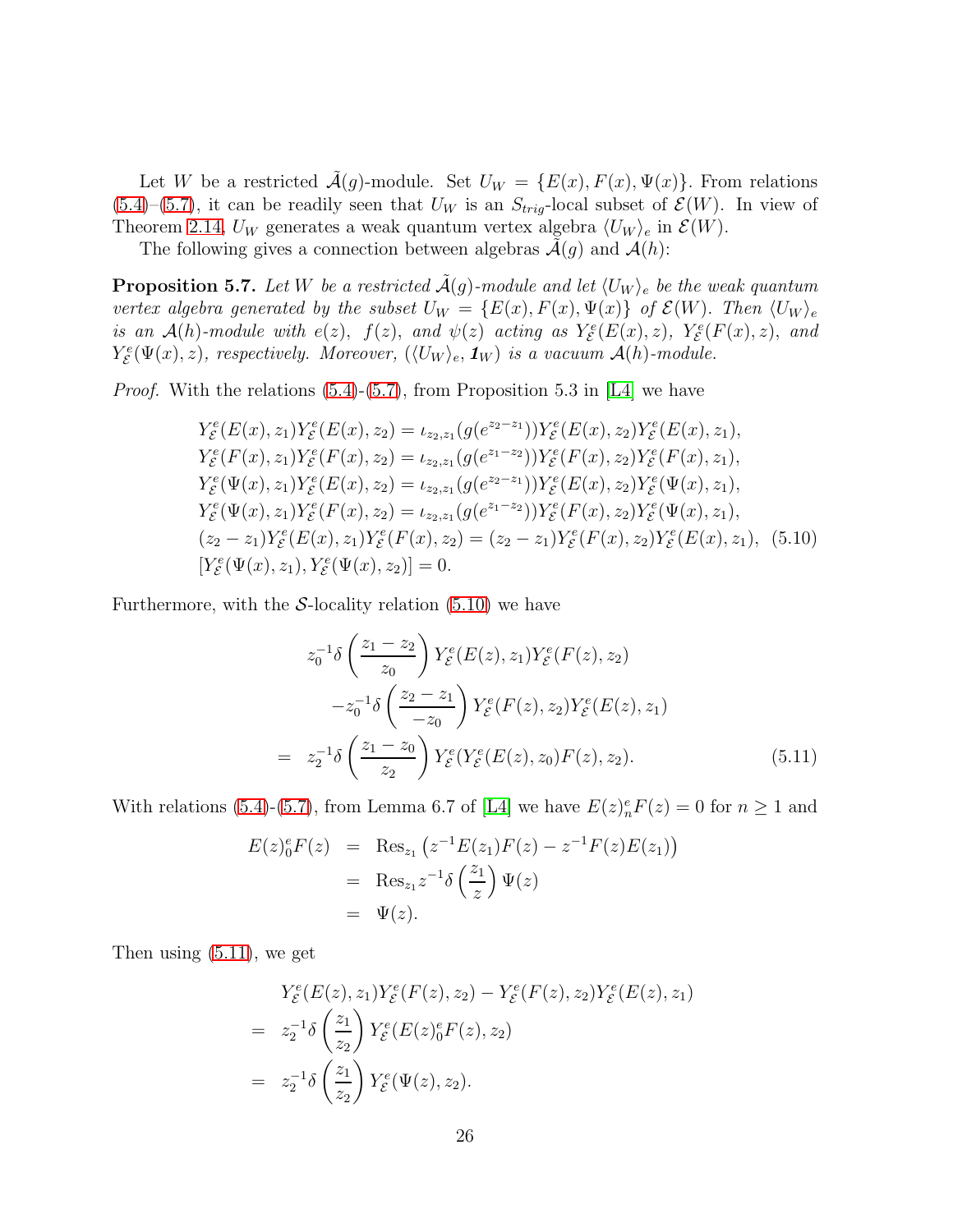Let $W$ be a restricted $\tilde{\mathcal{A}}(g)$-module. Set $U_W = \{E(x), F(x), \Psi(x)\}$. From relations (5.4)–(5.7), it can be readily seen that $U_W$ is an $S_{trig}$-local subset of $\mathcal{E}(W)$. In view of Theorem 2.14, $U_W$ generates a weak quantum vertex algebra $\langle U_W \rangle_e$ in $\mathcal{E}(W)$.

The following gives a connection between algebras $\tilde{\mathcal{A}}(g)$ and $\mathcal{A}(h)$:

**Proposition 5.7.** *Let $W$ be a restricted $\tilde{\mathcal{A}}(g)$-module and let $\langle U_W \rangle_e$ be the weak quantum vertex algebra generated by the subset $U_W = \{E(x), F(x), \Psi(x)\}$ of $\mathcal{E}(W)$. Then $\langle U_W \rangle_e$ is an $\mathcal{A}(h)$-module with $e(z)$, $f(z)$, and $\psi(z)$ acting as $Y_{\mathcal{E}}^e(E(x), z)$, $Y_{\mathcal{E}}^e(F(x), z)$, and $Y_{\mathcal{E}}^e(\Psi(x), z)$, respectively. Moreover, $(\langle U_W \rangle_e, \mathbf{1}_W)$ is a vacuum $\mathcal{A}(h)$-module.*

*Proof.* With the relations (5.4)-(5.7), from Proposition 5.3 in [L4] we have

$$
\begin{aligned}
&Y_{\mathcal{E}}^e(E(x), z_1) Y_{\mathcal{E}}^e(E(x), z_2) = \iota_{z_2,z_1}(g(e^{z_2 - z_1})) Y_{\mathcal{E}}^e(E(x), z_2) Y_{\mathcal{E}}^e(E(x), z_1),\\
&Y_{\mathcal{E}}^e(F(x), z_1) Y_{\mathcal{E}}^e(F(x), z_2) = \iota_{z_2,z_1}(g(e^{z_1 - z_2})) Y_{\mathcal{E}}^e(F(x), z_2) Y_{\mathcal{E}}^e(F(x), z_1),\\
&Y_{\mathcal{E}}^e(\Psi(x), z_1) Y_{\mathcal{E}}^e(E(x), z_2) = \iota_{z_2,z_1}(g(e^{z_2 - z_1})) Y_{\mathcal{E}}^e(E(x), z_2) Y_{\mathcal{E}}^e(\Psi(x), z_1),\\
&Y_{\mathcal{E}}^e(\Psi(x), z_1) Y_{\mathcal{E}}^e(F(x), z_2) = \iota_{z_2,z_1}(g(e^{z_1 - z_2})) Y_{\mathcal{E}}^e(F(x), z_2) Y_{\mathcal{E}}^e(\Psi(x), z_1),\\
&(z_2 - z_1) Y_{\mathcal{E}}^e(E(x), z_1) Y_{\mathcal{E}}^e(F(x), z_2) = (z_2 - z_1) Y_{\mathcal{E}}^e(F(x), z_2) Y_{\mathcal{E}}^e(E(x), z_1), \quad (5.10)\\
&[Y_{\mathcal{E}}^e(\Psi(x), z_1), Y_{\mathcal{E}}^e(\Psi(x), z_2)] = 0.
\end{aligned}
$$

Furthermore, with the $\mathcal{S}$-locality relation (5.10) we have

$$
\begin{aligned}
&z_0^{-1}\delta\left(\frac{z_1 - z_2}{z_0}\right) Y_{\mathcal{E}}^e(E(z), z_1) Y_{\mathcal{E}}^e(F(z), z_2)\\
&\quad - z_0^{-1}\delta\left(\frac{z_2 - z_1}{-z_0}\right) Y_{\mathcal{E}}^e(F(z), z_2) Y_{\mathcal{E}}^e(E(z), z_1)\\
&= z_2^{-1}\delta\left(\frac{z_1 - z_0}{z_2}\right) Y_{\mathcal{E}}^e(Y_{\mathcal{E}}^e(E(z), z_0) F(z), z_2). \quad (5.11)
\end{aligned}
$$

With relations (5.4)-(5.7), from Lemma 6.7 of [L4] we have $E(z)_n^e F(z) = 0$ for $n \geq 1$ and

$$
\begin{aligned}
E(z)_0^e F(z) &= \mathrm{Res}_{z_1}\left(z^{-1} E(z_1) F(z) - z^{-1} F(z) E(z_1)\right)\\
&= \mathrm{Res}_{z_1} z^{-1}\delta\left(\frac{z_1}{z}\right) \Psi(z)\\
&= \Psi(z).
\end{aligned}
$$

Then using (5.11), we get

$$
\begin{aligned}
&Y_{\mathcal{E}}^e(E(z), z_1) Y_{\mathcal{E}}^e(F(z), z_2) - Y_{\mathcal{E}}^e(F(z), z_2) Y_{\mathcal{E}}^e(E(z), z_1)\\
&= z_2^{-1}\delta\left(\frac{z_1}{z_2}\right) Y_{\mathcal{E}}^e(E(z)_0^e F(z), z_2)\\
&= z_2^{-1}\delta\left(\frac{z_1}{z_2}\right) Y_{\mathcal{E}}^e(\Psi(z), z_2).
\end{aligned}
$$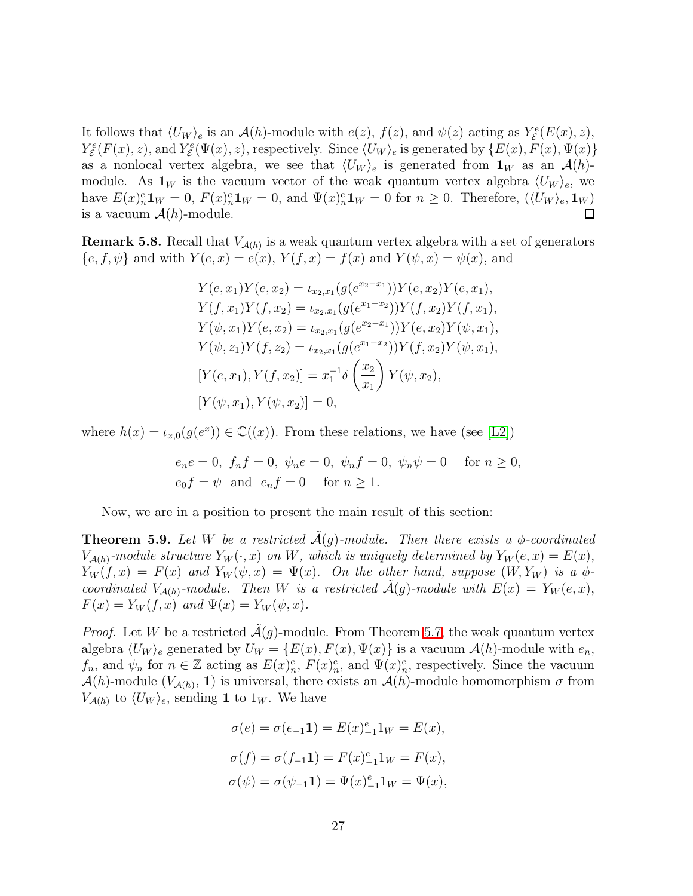It follows that $\langle U_W \rangle_e$ is an $\mathcal{A}(h)$-module with $e(z)$, $f(z)$, and $\psi(z)$ acting as $Y_{\mathcal{E}}^e(E(x), z)$, $Y_{\mathcal{E}}^e(F(x), z)$, and $Y_{\mathcal{E}}^e(\Psi(x), z)$, respectively. Since $\langle U_W \rangle_e$ is generated by $\{E(x), F(x), \Psi(x)\}$ as a nonlocal vertex algebra, we see that $\langle U_W \rangle_e$ is generated from $\mathbf{1}_W$ as an $\mathcal{A}(h)$-module. As $\mathbf{1}_W$ is the vacuum vector of the weak quantum vertex algebra $\langle U_W \rangle_e$, we have $E(x)_n^e \mathbf{1}_W = 0$, $F(x)_n^e \mathbf{1}_W = 0$, and $\Psi(x)_n^e \mathbf{1}_W = 0$ for $n \geq 0$. Therefore, $(\langle U_W \rangle_e, \mathbf{1}_W)$ is a vacuum $\mathcal{A}(h)$-module. $\square$

**Remark 5.8.** Recall that $V_{\mathcal{A}(h)}$ is a weak quantum vertex algebra with a set of generators $\{e, f, \psi\}$ and with $Y(e, x) = e(x)$, $Y(f, x) = f(x)$ and $Y(\psi, x) = \psi(x)$, and

$$
\begin{aligned}
&Y(e, x_1)Y(e, x_2) = \iota_{x_2, x_1}(g(e^{x_2 - x_1}))Y(e, x_2)Y(e, x_1),\\
&Y(f, x_1)Y(f, x_2) = \iota_{x_2, x_1}(g(e^{x_1 - x_2}))Y(f, x_2)Y(f, x_1),\\
&Y(\psi, x_1)Y(e, x_2) = \iota_{x_2, x_1}(g(e^{x_2 - x_1}))Y(e, x_2)Y(\psi, x_1),\\
&Y(\psi, z_1)Y(f, z_2) = \iota_{x_2, x_1}(g(e^{x_1 - x_2}))Y(f, x_2)Y(\psi, x_1),\\
&[Y(e, x_1), Y(f, x_2)] = x_1^{-1}\delta\left(\frac{x_2}{x_1}\right)Y(\psi, x_2),\\
&[Y(\psi, x_1), Y(\psi, x_2)] = 0,
\end{aligned}
$$

where $h(x) = \iota_{x,0}(g(e^x)) \in \mathbb{C}((x))$. From these relations, we have (see [L2])

$$
\begin{aligned}
&e_n e = 0,\ f_n f = 0,\ \psi_n e = 0,\ \psi_n f = 0,\ \psi_n \psi = 0 \quad \text{for } n \geq 0,\\
&e_0 f = \psi \ \text{ and } \ e_n f = 0 \quad \text{for } n \geq 1.
\end{aligned}
$$

Now, we are in a position to present the main result of this section:

**Theorem 5.9.** *Let $W$ be a restricted $\tilde{\mathcal{A}}(g)$-module. Then there exists a $\phi$-coordinated $V_{\mathcal{A}(h)}$-module structure $Y_W(\cdot, x)$ on $W$, which is uniquely determined by $Y_W(e, x) = E(x)$, $Y_W(f, x) = F(x)$ and $Y_W(\psi, x) = \Psi(x)$. On the other hand, suppose $(W, Y_W)$ is a $\phi$-coordinated $V_{\mathcal{A}(h)}$-module. Then $W$ is a restricted $\tilde{\mathcal{A}}(g)$-module with $E(x) = Y_W(e, x)$, $F(x) = Y_W(f, x)$ and $\Psi(x) = Y_W(\psi, x)$.*

*Proof.* Let $W$ be a restricted $\tilde{\mathcal{A}}(g)$-module. From Theorem 5.7, the weak quantum vertex algebra $\langle U_W \rangle_e$ generated by $U_W = \{E(x), F(x), \Psi(x)\}$ is a vacuum $\mathcal{A}(h)$-module with $e_n$, $f_n$, and $\psi_n$ for $n \in \mathbb{Z}$ acting as $E(x)_n^e$, $F(x)_n^e$, and $\Psi(x)_n^e$, respectively. Since the vacuum $\mathcal{A}(h)$-module $(V_{\mathcal{A}(h)}, \mathbf{1})$ is universal, there exists an $\mathcal{A}(h)$-module homomorphism $\sigma$ from $V_{\mathcal{A}(h)}$ to $\langle U_W \rangle_e$, sending $\mathbf{1}$ to $1_W$. We have

$$
\begin{aligned}
\sigma(e) &= \sigma(e_{-1}\mathbf{1}) = E(x)_{-1}^e 1_W = E(x),\\
\sigma(f) &= \sigma(f_{-1}\mathbf{1}) = F(x)_{-1}^e 1_W = F(x),\\
\sigma(\psi) &= \sigma(\psi_{-1}\mathbf{1}) = \Psi(x)_{-1}^e 1_W = \Psi(x),
\end{aligned}
$$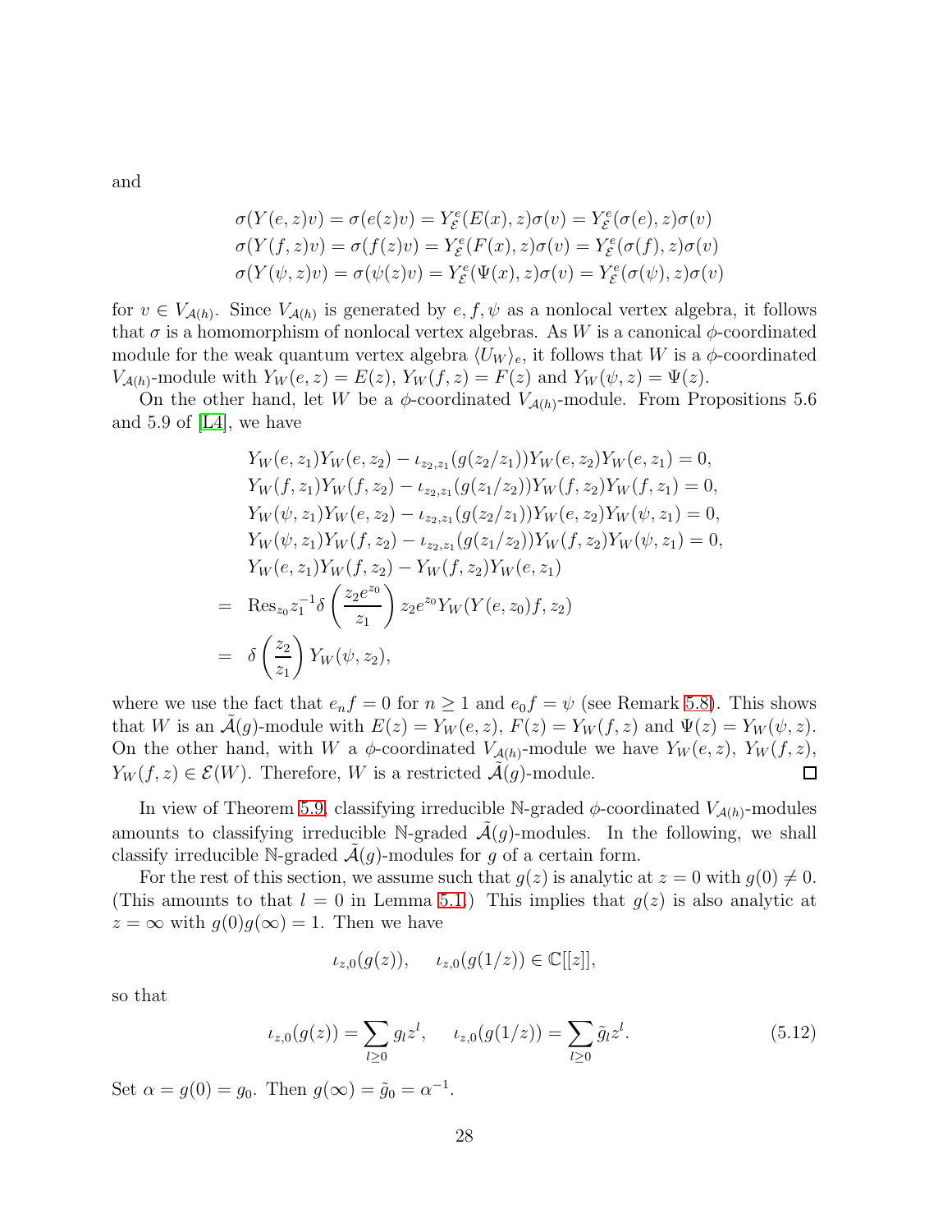and

$$
\begin{aligned}
\sigma(Y(e,z)v) = \sigma(e(z)v) = Y_{\mathcal{E}}^{e}(E(x),z)\sigma(v) = Y_{\mathcal{E}}^{e}(\sigma(e),z)\sigma(v)\\
\sigma(Y(f,z)v) = \sigma(f(z)v) = Y_{\mathcal{E}}^{e}(F(x),z)\sigma(v) = Y_{\mathcal{E}}^{e}(\sigma(f),z)\sigma(v)\\
\sigma(Y(\psi,z)v) = \sigma(\psi(z)v) = Y_{\mathcal{E}}^{e}(\Psi(x),z)\sigma(v) = Y_{\mathcal{E}}^{e}(\sigma(\psi),z)\sigma(v)
\end{aligned}
$$

for $v \in V_{\mathcal{A}(h)}$. Since $V_{\mathcal{A}(h)}$ is generated by $e, f, \psi$ as a nonlocal vertex algebra, it follows that $\sigma$ is a homomorphism of nonlocal vertex algebras. As $W$ is a canonical $\phi$-coordinated module for the weak quantum vertex algebra $\langle U_W \rangle_e$, it follows that $W$ is a $\phi$-coordinated $V_{\mathcal{A}(h)}$-module with $Y_W(e,z) = E(z)$, $Y_W(f,z) = F(z)$ and $Y_W(\psi,z) = \Psi(z)$.

On the other hand, let $W$ be a $\phi$-coordinated $V_{\mathcal{A}(h)}$-module. From Propositions 5.6 and 5.9 of [L4], we have

$$
\begin{aligned}
& Y_W(e,z_1)Y_W(e,z_2) - \iota_{z_2,z_1}(g(z_2/z_1))Y_W(e,z_2)Y_W(e,z_1) = 0,\\
& Y_W(f,z_1)Y_W(f,z_2) - \iota_{z_2,z_1}(g(z_1/z_2))Y_W(f,z_2)Y_W(f,z_1) = 0,\\
& Y_W(\psi,z_1)Y_W(e,z_2) - \iota_{z_2,z_1}(g(z_2/z_1))Y_W(e,z_2)Y_W(\psi,z_1) = 0,\\
& Y_W(\psi,z_1)Y_W(f,z_2) - \iota_{z_2,z_1}(g(z_1/z_2))Y_W(f,z_2)Y_W(\psi,z_1) = 0,\\
& Y_W(e,z_1)Y_W(f,z_2) - Y_W(f,z_2)Y_W(e,z_1)\\
= \ & \mathrm{Res}_{z_0} z_1^{-1}\delta\left(\frac{z_2 e^{z_0}}{z_1}\right) z_2 e^{z_0} Y_W(Y(e,z_0)f,z_2)\\
= \ & \delta\left(\frac{z_2}{z_1}\right) Y_W(\psi,z_2),
\end{aligned}
$$

where we use the fact that $e_n f = 0$ for $n \geq 1$ and $e_0 f = \psi$ (see Remark 5.8). This shows that $W$ is an $\tilde{\mathcal{A}}(g)$-module with $E(z) = Y_W(e,z)$, $F(z) = Y_W(f,z)$ and $\Psi(z) = Y_W(\psi,z)$. On the other hand, with $W$ a $\phi$-coordinated $V_{\mathcal{A}(h)}$-module we have $Y_W(e,z)$, $Y_W(f,z)$, $Y_W(f,z) \in \mathcal{E}(W)$. Therefore, $W$ is a restricted $\tilde{\mathcal{A}}(g)$-module. $\square$

In view of Theorem 5.9, classifying irreducible $\mathbb{N}$-graded $\phi$-coordinated $V_{\mathcal{A}(h)}$-modules amounts to classifying irreducible $\mathbb{N}$-graded $\tilde{\mathcal{A}}(g)$-modules. In the following, we shall classify irreducible $\mathbb{N}$-graded $\tilde{\mathcal{A}}(g)$-modules for $g$ of a certain form.

For the rest of this section, we assume such that $g(z)$ is analytic at $z = 0$ with $g(0) \neq 0$. (This amounts to that $l = 0$ in Lemma 5.1.) This implies that $g(z)$ is also analytic at $z = \infty$ with $g(0)g(\infty) = 1$. Then we have

$$
\iota_{z,0}(g(z)), \quad \iota_{z,0}(g(1/z)) \in \mathbb{C}[[z]],
$$

so that

$$
\iota_{z,0}(g(z)) = \sum_{l \geq 0} g_l z^l, \quad \iota_{z,0}(g(1/z)) = \sum_{l \geq 0} \tilde{g}_l z^l. \tag{5.12}
$$

Set $\alpha = g(0) = g_0$. Then $g(\infty) = \tilde{g}_0 = \alpha^{-1}$.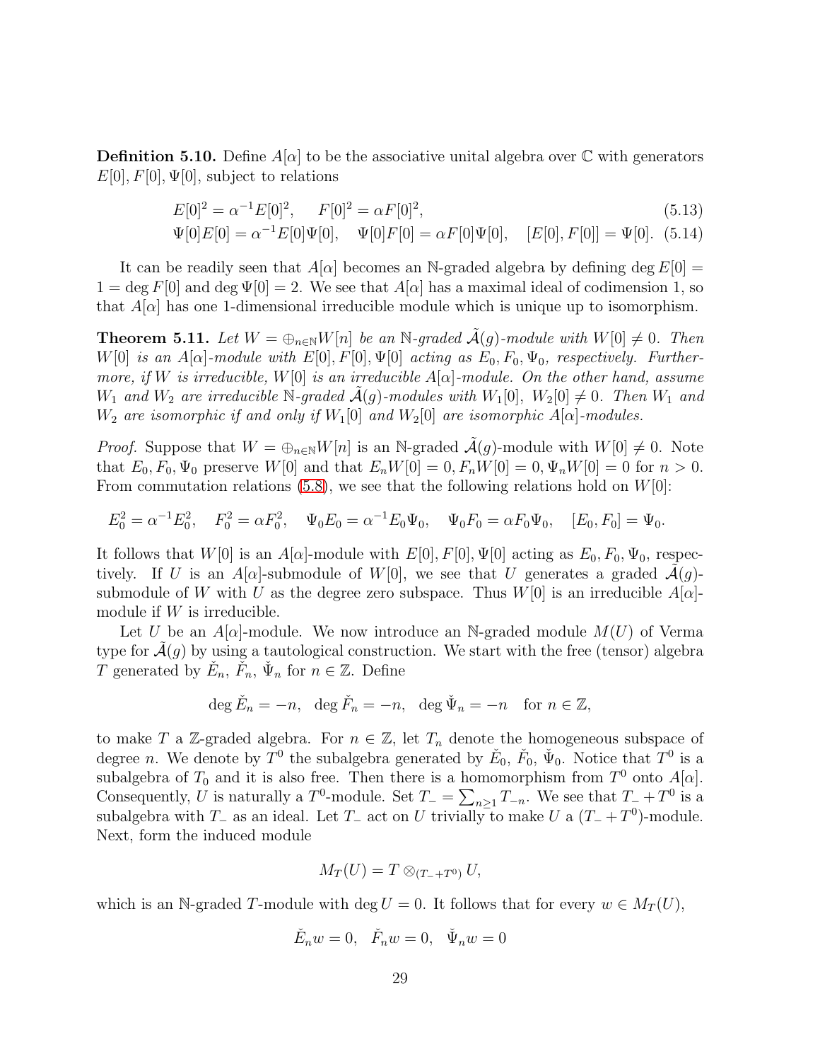**Definition 5.10.** Define $A[\alpha]$ to be the associative unital algebra over $\mathbb{C}$ with generators $E[0], F[0], \Psi[0]$, subject to relations

$$E[0]^2 = \alpha^{-1}E[0]^2, \quad F[0]^2 = \alpha F[0]^2, \tag{5.13}$$

$$\Psi[0]E[0] = \alpha^{-1}E[0]\Psi[0], \quad \Psi[0]F[0] = \alpha F[0]\Psi[0], \quad [E[0], F[0]] = \Psi[0]. \tag{5.14}$$

It can be readily seen that $A[\alpha]$ becomes an $\mathbb{N}$-graded algebra by defining $\deg E[0] = 1 = \deg F[0]$ and $\deg \Psi[0] = 2$. We see that $A[\alpha]$ has a maximal ideal of codimension 1, so that $A[\alpha]$ has one 1-dimensional irreducible module which is unique up to isomorphism.

**Theorem 5.11.** *Let $W = \oplus_{n\in\mathbb{N}} W[n]$ be an $\mathbb{N}$-graded $\tilde{\mathcal{A}}(g)$-module with $W[0] \neq 0$. Then $W[0]$ is an $A[\alpha]$-module with $E[0], F[0], \Psi[0]$ acting as $E_0, F_0, \Psi_0$, respectively. Furthermore, if $W$ is irreducible, $W[0]$ is an irreducible $A[\alpha]$-module. On the other hand, assume $W_1$ and $W_2$ are irreducible $\mathbb{N}$-graded $\tilde{\mathcal{A}}(g)$-modules with $W_1[0]$, $W_2[0] \neq 0$. Then $W_1$ and $W_2$ are isomorphic if and only if $W_1[0]$ and $W_2[0]$ are isomorphic $A[\alpha]$-modules.*

*Proof.* Suppose that $W = \oplus_{n\in\mathbb{N}} W[n]$ is an $\mathbb{N}$-graded $\tilde{\mathcal{A}}(g)$-module with $W[0] \neq 0$. Note that $E_0, F_0, \Psi_0$ preserve $W[0]$ and that $E_n W[0] = 0, F_n W[0] = 0, \Psi_n W[0] = 0$ for $n > 0$. From commutation relations (5.8), we see that the following relations hold on $W[0]$:

$$E_0^2 = \alpha^{-1}E_0^2, \quad F_0^2 = \alpha F_0^2, \quad \Psi_0 E_0 = \alpha^{-1}E_0\Psi_0, \quad \Psi_0 F_0 = \alpha F_0 \Psi_0, \quad [E_0, F_0] = \Psi_0.$$

It follows that $W[0]$ is an $A[\alpha]$-module with $E[0], F[0], \Psi[0]$ acting as $E_0, F_0, \Psi_0$, respectively. If $U$ is an $A[\alpha]$-submodule of $W[0]$, we see that $U$ generates a graded $\tilde{\mathcal{A}}(g)$-submodule of $W$ with $U$ as the degree zero subspace. Thus $W[0]$ is an irreducible $A[\alpha]$-module if $W$ is irreducible.

Let $U$ be an $A[\alpha]$-module. We now introduce an $\mathbb{N}$-graded module $M(U)$ of Verma type for $\tilde{\mathcal{A}}(g)$ by using a tautological construction. We start with the free (tensor) algebra $T$ generated by $\check{E}_n$, $\check{F}_n$, $\check{\Psi}_n$ for $n \in \mathbb{Z}$. Define

$$\deg \check{E}_n = -n, \quad \deg \check{F}_n = -n, \quad \deg \check{\Psi}_n = -n \quad \text{for } n \in \mathbb{Z},$$

to make $T$ a $\mathbb{Z}$-graded algebra. For $n \in \mathbb{Z}$, let $T_n$ denote the homogeneous subspace of degree $n$. We denote by $T^0$ the subalgebra generated by $\check{E}_0$, $\check{F}_0$, $\check{\Psi}_0$. Notice that $T^0$ is a subalgebra of $T_0$ and it is also free. Then there is a homomorphism from $T^0$ onto $A[\alpha]$. Consequently, $U$ is naturally a $T^0$-module. Set $T_- = \sum_{n\geq 1} T_{-n}$. We see that $T_- + T^0$ is a subalgebra with $T_-$ as an ideal. Let $T_-$ act on $U$ trivially to make $U$ a $(T_- + T^0)$-module. Next, form the induced module

$$M_T(U) = T \otimes_{(T_- + T^0)} U,$$

which is an $\mathbb{N}$-graded $T$-module with $\deg U = 0$. It follows that for every $w \in M_T(U)$,

$$\check{E}_n w = 0, \quad \check{F}_n w = 0, \quad \check{\Psi}_n w = 0$$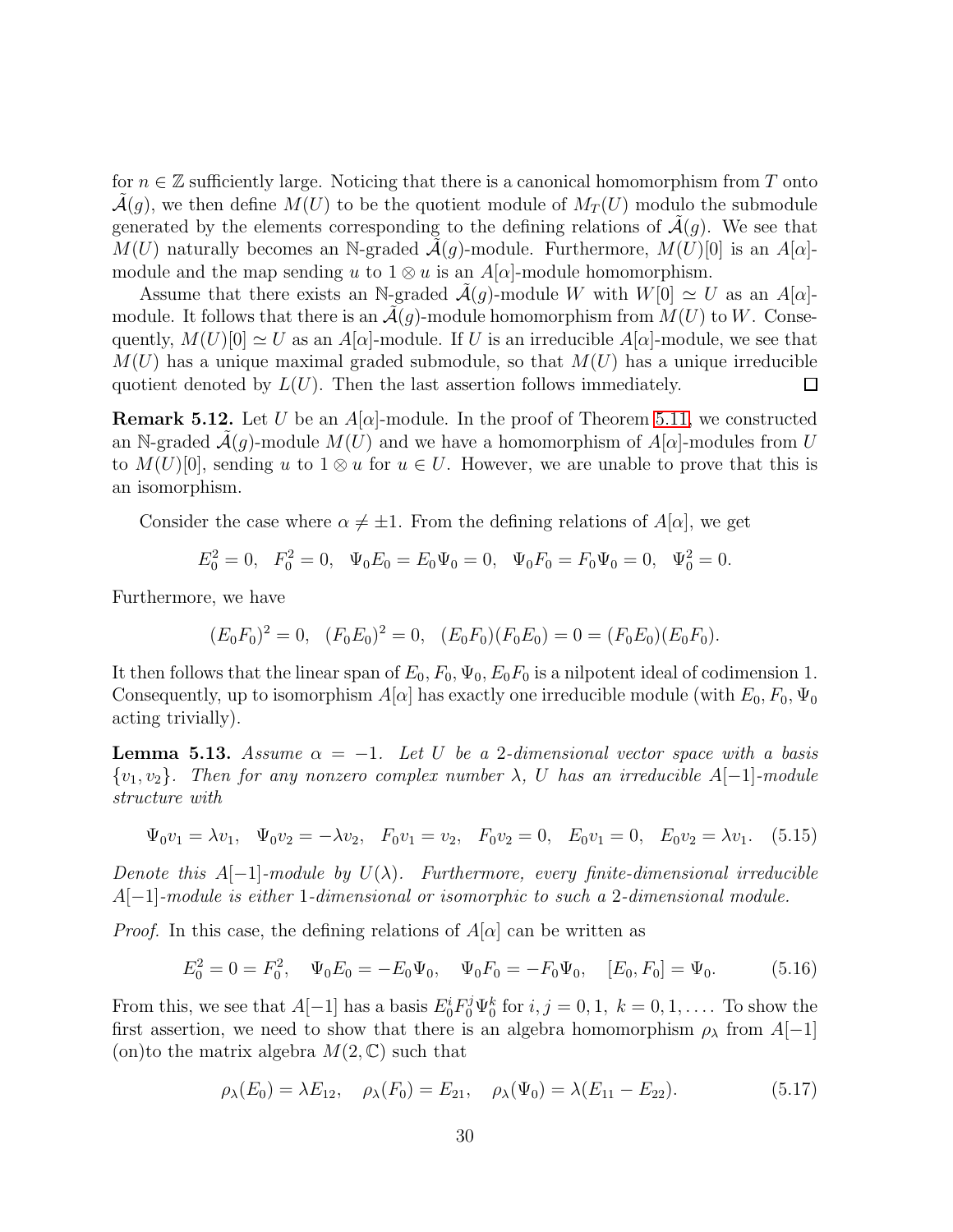for $n \in \mathbb{Z}$ sufficiently large. Noticing that there is a canonical homomorphism from $T$ onto $\tilde{\mathcal{A}}(g)$, we then define $M(U)$ to be the quotient module of $M_T(U)$ modulo the submodule generated by the elements corresponding to the defining relations of $\tilde{\mathcal{A}}(g)$. We see that $M(U)$ naturally becomes an $\mathbb{N}$-graded $\tilde{\mathcal{A}}(g)$-module. Furthermore, $M(U)[0]$ is an $A[\alpha]$-module and the map sending $u$ to $1 \otimes u$ is an $A[\alpha]$-module homomorphism.

Assume that there exists an $\mathbb{N}$-graded $\tilde{\mathcal{A}}(g)$-module $W$ with $W[0] \simeq U$ as an $A[\alpha]$-module. It follows that there is an $\tilde{\mathcal{A}}(g)$-module homomorphism from $M(U)$ to $W$. Consequently, $M(U)[0] \simeq U$ as an $A[\alpha]$-module. If $U$ is an irreducible $A[\alpha]$-module, we see that $M(U)$ has a unique maximal graded submodule, so that $M(U)$ has a unique irreducible quotient denoted by $L(U)$. Then the last assertion follows immediately. □

**Remark 5.12.** Let $U$ be an $A[\alpha]$-module. In the proof of Theorem 5.11, we constructed an $\mathbb{N}$-graded $\tilde{\mathcal{A}}(g)$-module $M(U)$ and we have a homomorphism of $A[\alpha]$-modules from $U$ to $M(U)[0]$, sending $u$ to $1 \otimes u$ for $u \in U$. However, we are unable to prove that this is an isomorphism.

Consider the case where $\alpha \neq \pm 1$. From the defining relations of $A[\alpha]$, we get

$$E_0^2 = 0, \quad F_0^2 = 0, \quad \Psi_0 E_0 = E_0 \Psi_0 = 0, \quad \Psi_0 F_0 = F_0 \Psi_0 = 0, \quad \Psi_0^2 = 0.$$

Furthermore, we have

$$(E_0F_0)^2 = 0, \quad (F_0E_0)^2 = 0, \quad (E_0F_0)(F_0E_0) = 0 = (F_0E_0)(E_0F_0).$$

It then follows that the linear span of $E_0, F_0, \Psi_0, E_0F_0$ is a nilpotent ideal of codimension 1. Consequently, up to isomorphism $A[\alpha]$ has exactly one irreducible module (with $E_0, F_0, \Psi_0$ acting trivially).

**Lemma 5.13.** *Assume $\alpha = -1$. Let $U$ be a 2-dimensional vector space with a basis $\{v_1, v_2\}$. Then for any nonzero complex number $\lambda$, $U$ has an irreducible $A[-1]$-module structure with*

$$\Psi_0 v_1 = \lambda v_1, \quad \Psi_0 v_2 = -\lambda v_2, \quad F_0 v_1 = v_2, \quad F_0 v_2 = 0, \quad E_0 v_1 = 0, \quad E_0 v_2 = \lambda v_1. \quad (5.15)$$

*Denote this $A[-1]$-module by $U(\lambda)$. Furthermore, every finite-dimensional irreducible $A[-1]$-module is either 1-dimensional or isomorphic to such a 2-dimensional module.*

*Proof.* In this case, the defining relations of $A[\alpha]$ can be written as

$$E_0^2 = 0 = F_0^2, \quad \Psi_0 E_0 = -E_0 \Psi_0, \quad \Psi_0 F_0 = -F_0 \Psi_0, \quad [E_0, F_0] = \Psi_0. \quad (5.16)$$

From this, we see that $A[-1]$ has a basis $E_0^i F_0^j \Psi_0^k$ for $i, j = 0, 1, \ k = 0, 1, \dots$. To show the first assertion, we need to show that there is an algebra homomorphism $\rho_\lambda$ from $A[-1]$ (on)to the matrix algebra $M(2, \mathbb{C})$ such that

$$\rho_\lambda(E_0) = \lambda E_{12}, \quad \rho_\lambda(F_0) = E_{21}, \quad \rho_\lambda(\Psi_0) = \lambda(E_{11} - E_{22}). \quad (5.17)$$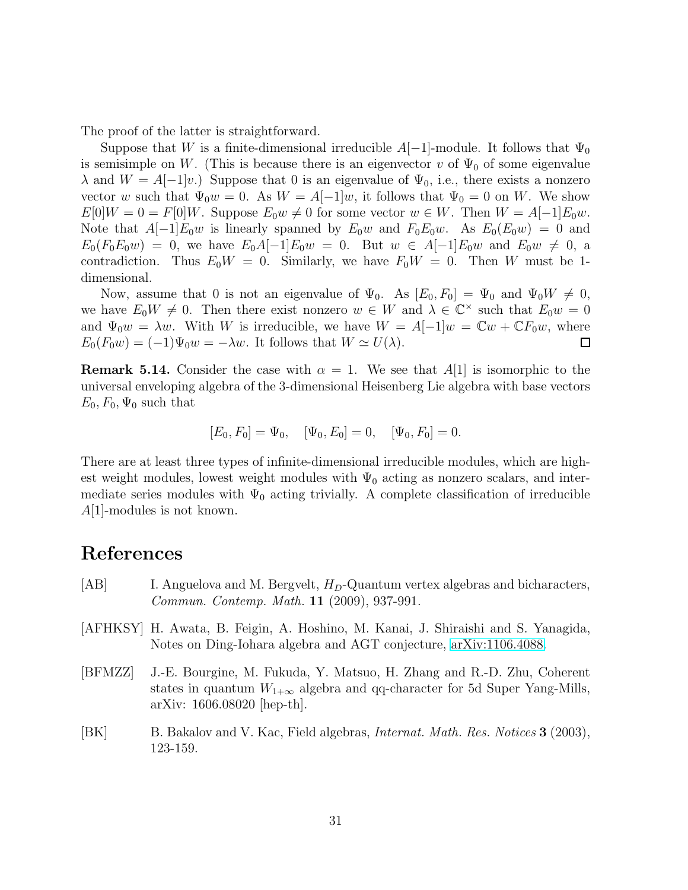The proof of the latter is straightforward.

Suppose that $W$ is a finite-dimensional irreducible $A[-1]$-module. It follows that $\Psi_0$ is semisimple on $W$. (This is because there is an eigenvector $v$ of $\Psi_0$ of some eigenvalue $\lambda$ and $W = A[-1]v$.) Suppose that 0 is an eigenvalue of $\Psi_0$, i.e., there exists a nonzero vector $w$ such that $\Psi_0 w = 0$. As $W = A[-1]w$, it follows that $\Psi_0 = 0$ on $W$. We show $E[0]W = 0 = F[0]W$. Suppose $E_0 w \neq 0$ for some vector $w \in W$. Then $W = A[-1]E_0 w$. Note that $A[-1]E_0 w$ is linearly spanned by $E_0 w$ and $F_0 E_0 w$. As $E_0(E_0 w) = 0$ and $E_0(F_0 E_0 w) = 0$, we have $E_0 A[-1]E_0 w = 0$. But $w \in A[-1]E_0 w$ and $E_0 w \neq 0$, a contradiction. Thus $E_0 W = 0$. Similarly, we have $F_0 W = 0$. Then $W$ must be 1-dimensional.

Now, assume that 0 is not an eigenvalue of $\Psi_0$. As $[E_0, F_0] = \Psi_0$ and $\Psi_0 W \neq 0$, we have $E_0 W \neq 0$. Then there exist nonzero $w \in W$ and $\lambda \in \mathbb{C}^\times$ such that $E_0 w = 0$ and $\Psi_0 w = \lambda w$. With $W$ is irreducible, we have $W = A[-1]w = \mathbb{C}w + \mathbb{C}F_0 w$, where $E_0(F_0 w) = (-1)\Psi_0 w = -\lambda w$. It follows that $W \simeq U(\lambda)$. □

**Remark 5.14.** Consider the case with $\alpha = 1$. We see that $A[1]$ is isomorphic to the universal enveloping algebra of the 3-dimensional Heisenberg Lie algebra with base vectors $E_0, F_0, \Psi_0$ such that

$$[E_0, F_0] = \Psi_0, \quad [\Psi_0, E_0] = 0, \quad [\Psi_0, F_0] = 0.$$

There are at least three types of infinite-dimensional irreducible modules, which are highest weight modules, lowest weight modules with $\Psi_0$ acting as nonzero scalars, and intermediate series modules with $\Psi_0$ acting trivially. A complete classification of irreducible $A[1]$-modules is not known.

# References

[AB] I. Anguelova and M. Bergvelt, $H_D$-Quantum vertex algebras and bicharacters, *Commun. Contemp. Math.* **11** (2009), 937-991.

[AFHKSY] H. Awata, B. Feigin, A. Hoshino, M. Kanai, J. Shiraishi and S. Yanagida, Notes on Ding-Iohara algebra and AGT conjecture, arXiv:1106.4088

[BFMZZ] J.-E. Bourgine, M. Fukuda, Y. Matsuo, H. Zhang and R.-D. Zhu, Coherent states in quantum $W_{1+\infty}$ algebra and qq-character for 5d Super Yang-Mills, arXiv: 1606.08020 [hep-th].

[BK] B. Bakalov and V. Kac, Field algebras, *Internat. Math. Res. Notices* **3** (2003), 123-159.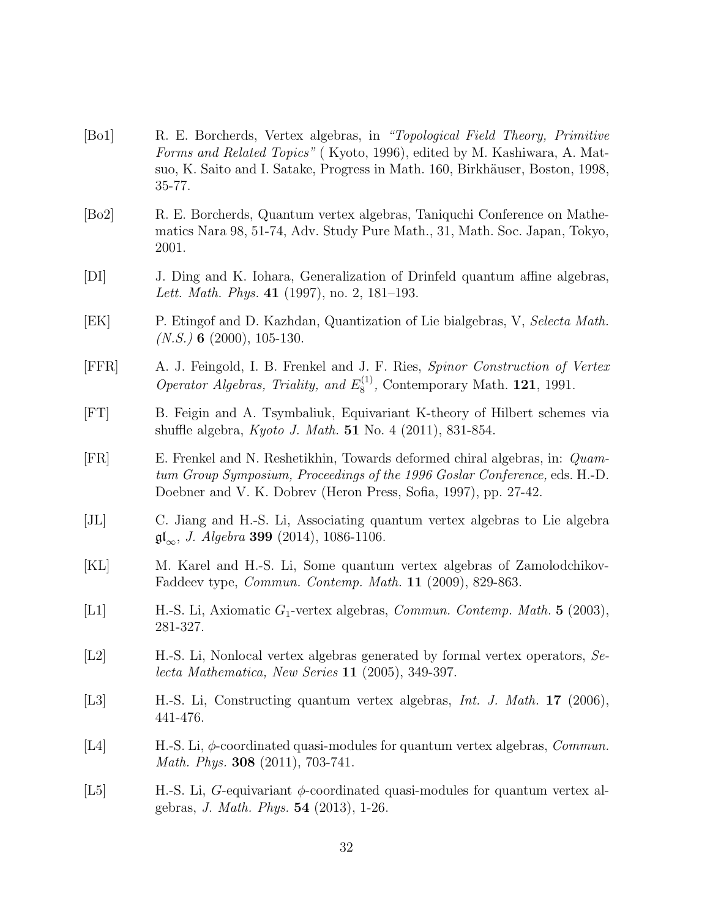[Bo1] R. E. Borcherds, Vertex algebras, in *"Topological Field Theory, Primitive Forms and Related Topics"* ( Kyoto, 1996), edited by M. Kashiwara, A. Matsuo, K. Saito and I. Satake, Progress in Math. 160, Birkhäuser, Boston, 1998, 35-77.

[Bo2] R. E. Borcherds, Quantum vertex algebras, Taniquchi Conference on Mathematics Nara 98, 51-74, Adv. Study Pure Math., 31, Math. Soc. Japan, Tokyo, 2001.

[DI] J. Ding and K. Iohara, Generalization of Drinfeld quantum affine algebras, *Lett. Math. Phys.* **41** (1997), no. 2, 181–193.

[EK] P. Etingof and D. Kazhdan, Quantization of Lie bialgebras, V, *Selecta Math. (N.S.)* **6** (2000), 105-130.

[FFR] A. J. Feingold, I. B. Frenkel and J. F. Ries, *Spinor Construction of Vertex Operator Algebras, Triality, and $E_8^{(1)}$,* Contemporary Math. **121**, 1991.

[FT] B. Feigin and A. Tsymbaliuk, Equivariant K-theory of Hilbert schemes via shuffle algebra, *Kyoto J. Math.* **51** No. 4 (2011), 831-854.

[FR] E. Frenkel and N. Reshetikhin, Towards deformed chiral algebras, in: *Quamtum Group Symposium, Proceedings of the 1996 Goslar Conference,* eds. H.-D. Doebner and V. K. Dobrev (Heron Press, Sofia, 1997), pp. 27-42.

[JL] C. Jiang and H.-S. Li, Associating quantum vertex algebras to Lie algebra $\mathfrak{gl}_\infty$, *J. Algebra* **399** (2014), 1086-1106.

[KL] M. Karel and H.-S. Li, Some quantum vertex algebras of Zamolodchikov-Faddeev type, *Commun. Contemp. Math.* **11** (2009), 829-863.

[L1] H.-S. Li, Axiomatic $G_1$-vertex algebras, *Commun. Contemp. Math.* **5** (2003), 281-327.

[L2] H.-S. Li, Nonlocal vertex algebras generated by formal vertex operators, *Selecta Mathematica, New Series* **11** (2005), 349-397.

[L3] H.-S. Li, Constructing quantum vertex algebras, *Int. J. Math.* **17** (2006), 441-476.

[L4] H.-S. Li, $\phi$-coordinated quasi-modules for quantum vertex algebras, *Commun. Math. Phys.* **308** (2011), 703-741.

[L5] H.-S. Li, $G$-equivariant $\phi$-coordinated quasi-modules for quantum vertex algebras, *J. Math. Phys.* **54** (2013), 1-26.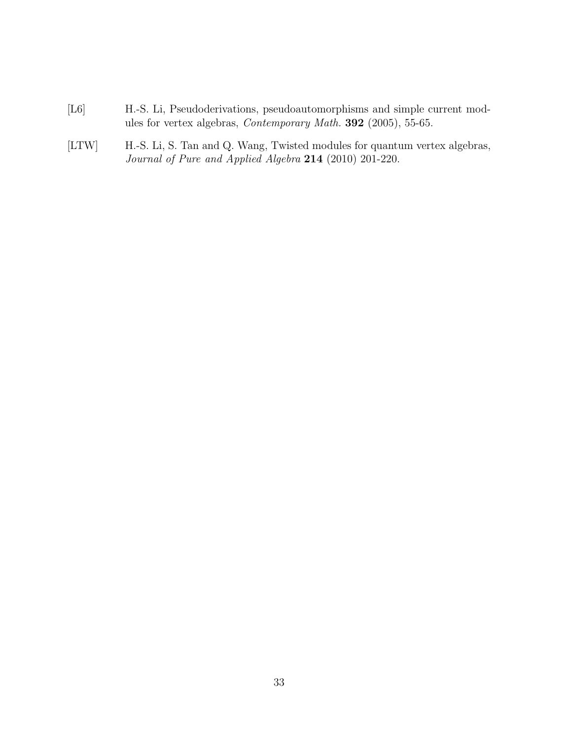[L6] H.-S. Li, Pseudoderivations, pseudoautomorphisms and simple current modules for vertex algebras, *Contemporary Math.* **392** (2005), 55-65.

[LTW] H.-S. Li, S. Tan and Q. Wang, Twisted modules for quantum vertex algebras, *Journal of Pure and Applied Algebra* **214** (2010) 201-220.